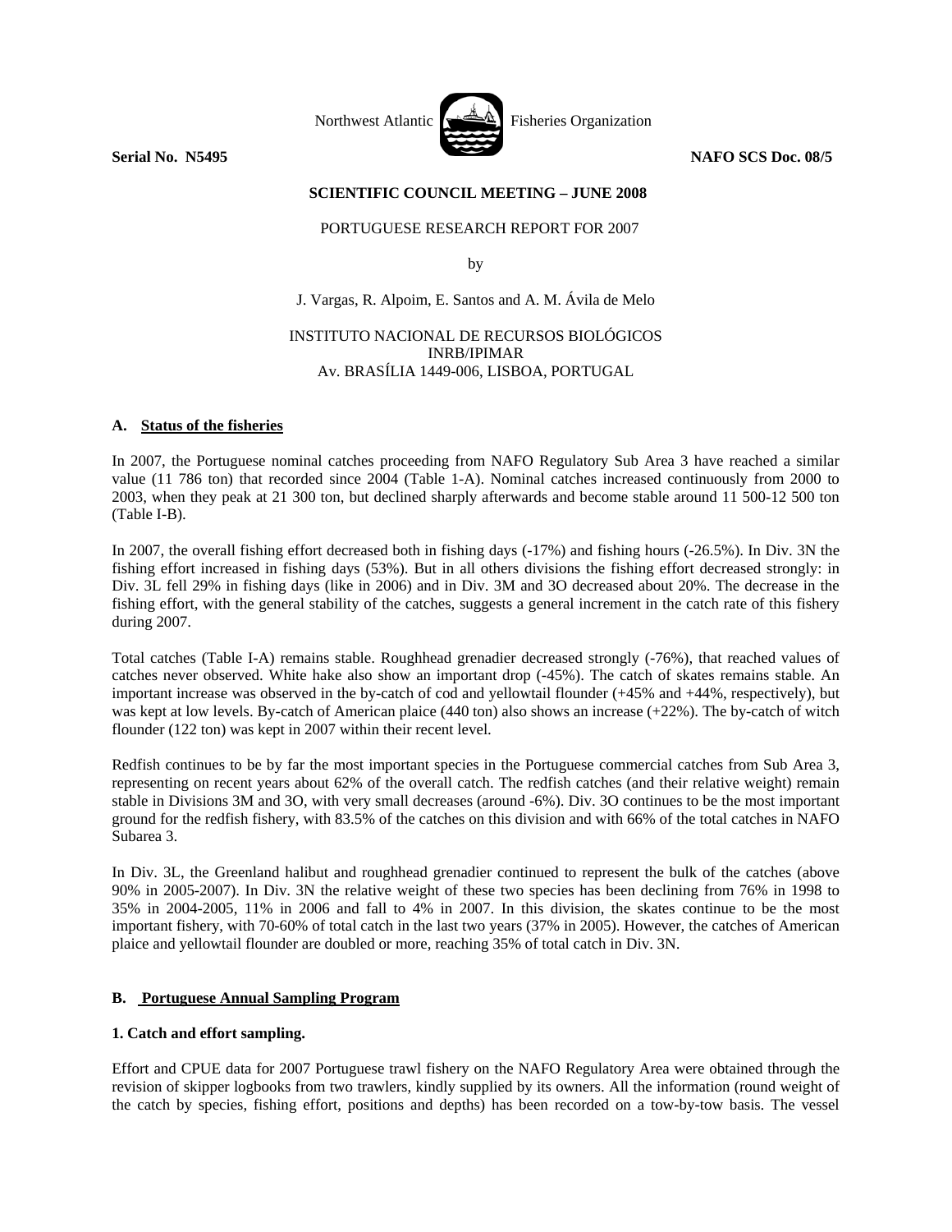Northwest Atlantic Fisheries Organization

**Serial No. N5495** **NAFO SCS Doc. 08/5**

**SCIENTIFIC COUNCIL MEETING – JUNE 2008**

PORTUGUESE RESEARCH REPORT FOR 2007

by

J. Vargas, R. Alpoim, E. Santos and A. M. Ávila de Melo

INSTITUTO NACIONAL DE RECURSOS BIOLÓGICOS
INRB/IPIMAR
Av. BRASÍLIA 1449-006, LISBOA, PORTUGAL

## A. Status of the fisheries

In 2007, the Portuguese nominal catches proceeding from NAFO Regulatory Sub Area 3 have reached a similar value (11 786 ton) that recorded since 2004 (Table 1-A). Nominal catches increased continuously from 2000 to 2003, when they peak at 21 300 ton, but declined sharply afterwards and become stable around 11 500-12 500 ton (Table I-B).

In 2007, the overall fishing effort decreased both in fishing days (-17%) and fishing hours (-26.5%). In Div. 3N the fishing effort increased in fishing days (53%). But in all others divisions the fishing effort decreased strongly: in Div. 3L fell 29% in fishing days (like in 2006) and in Div. 3M and 3O decreased about 20%. The decrease in the fishing effort, with the general stability of the catches, suggests a general increment in the catch rate of this fishery during 2007.

Total catches (Table I-A) remains stable. Roughhead grenadier decreased strongly (-76%), that reached values of catches never observed. White hake also show an important drop (-45%). The catch of skates remains stable. An important increase was observed in the by-catch of cod and yellowtail flounder (+45% and +44%, respectively), but was kept at low levels. By-catch of American plaice (440 ton) also shows an increase (+22%). The by-catch of witch flounder (122 ton) was kept in 2007 within their recent level.

Redfish continues to be by far the most important species in the Portuguese commercial catches from Sub Area 3, representing on recent years about 62% of the overall catch. The redfish catches (and their relative weight) remain stable in Divisions 3M and 3O, with very small decreases (around -6%). Div. 3O continues to be the most important ground for the redfish fishery, with 83.5% of the catches on this division and with 66% of the total catches in NAFO Subarea 3.

In Div. 3L, the Greenland halibut and roughhead grenadier continued to represent the bulk of the catches (above 90% in 2005-2007). In Div. 3N the relative weight of these two species has been declining from 76% in 1998 to 35% in 2004-2005, 11% in 2006 and fall to 4% in 2007. In this division, the skates continue to be the most important fishery, with 70-60% of total catch in the last two years (37% in 2005). However, the catches of American plaice and yellowtail flounder are doubled or more, reaching 35% of total catch in Div. 3N.

## B. Portuguese Annual Sampling Program

### 1. Catch and effort sampling.

Effort and CPUE data for 2007 Portuguese trawl fishery on the NAFO Regulatory Area were obtained through the revision of skipper logbooks from two trawlers, kindly supplied by its owners. All the information (round weight of the catch by species, fishing effort, positions and depths) has been recorded on a tow-by-tow basis. The vessel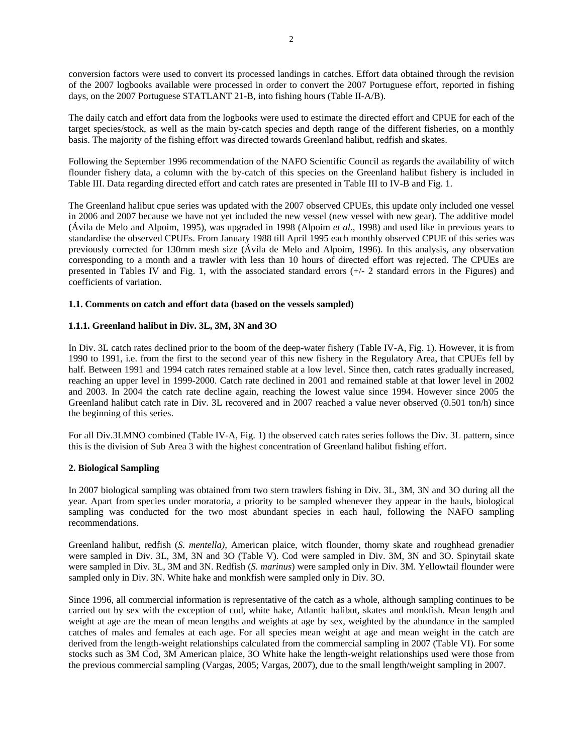conversion factors were used to convert its processed landings in catches. Effort data obtained through the revision of the 2007 logbooks available were processed in order to convert the 2007 Portuguese effort, reported in fishing days, on the 2007 Portuguese STATLANT 21-B, into fishing hours (Table II-A/B).

The daily catch and effort data from the logbooks were used to estimate the directed effort and CPUE for each of the target species/stock, as well as the main by-catch species and depth range of the different fisheries, on a monthly basis. The majority of the fishing effort was directed towards Greenland halibut, redfish and skates.

Following the September 1996 recommendation of the NAFO Scientific Council as regards the availability of witch flounder fishery data, a column with the by-catch of this species on the Greenland halibut fishery is included in Table III. Data regarding directed effort and catch rates are presented in Table III to IV-B and Fig. 1.

The Greenland halibut cpue series was updated with the 2007 observed CPUEs, this update only included one vessel in 2006 and 2007 because we have not yet included the new vessel (new vessel with new gear). The additive model (Ávila de Melo and Alpoim, 1995), was upgraded in 1998 (Alpoim *et al*., 1998) and used like in previous years to standardise the observed CPUEs. From January 1988 till April 1995 each monthly observed CPUE of this series was previously corrected for 130mm mesh size (Ávila de Melo and Alpoim, 1996). In this analysis, any observation corresponding to a month and a trawler with less than 10 hours of directed effort was rejected. The CPUEs are presented in Tables IV and Fig. 1, with the associated standard errors (+/- 2 standard errors in the Figures) and coefficients of variation.

### 1.1. Comments on catch and effort data (based on the vessels sampled)

#### 1.1.1. Greenland halibut in Div. 3L, 3M, 3N and 3O

In Div. 3L catch rates declined prior to the boom of the deep-water fishery (Table IV-A, Fig. 1). However, it is from 1990 to 1991, i.e. from the first to the second year of this new fishery in the Regulatory Area, that CPUEs fell by half. Between 1991 and 1994 catch rates remained stable at a low level. Since then, catch rates gradually increased, reaching an upper level in 1999-2000. Catch rate declined in 2001 and remained stable at that lower level in 2002 and 2003. In 2004 the catch rate decline again, reaching the lowest value since 1994. However since 2005 the Greenland halibut catch rate in Div. 3L recovered and in 2007 reached a value never observed (0.501 ton/h) since the beginning of this series.

For all Div.3LMNO combined (Table IV-A, Fig. 1) the observed catch rates series follows the Div. 3L pattern, since this is the division of Sub Area 3 with the highest concentration of Greenland halibut fishing effort.

## 2. Biological Sampling

In 2007 biological sampling was obtained from two stern trawlers fishing in Div. 3L, 3M, 3N and 3O during all the year. Apart from species under moratoria, a priority to be sampled whenever they appear in the hauls, biological sampling was conducted for the two most abundant species in each haul, following the NAFO sampling recommendations.

Greenland halibut, redfish (*S. mentella),* American plaice, witch flounder, thorny skate and roughhead grenadier were sampled in Div. 3L, 3M, 3N and 3O (Table V). Cod were sampled in Div. 3M, 3N and 3O. Spinytail skate were sampled in Div. 3L, 3M and 3N. Redfish (*S. marinus*) were sampled only in Div. 3M. Yellowtail flounder were sampled only in Div. 3N. White hake and monkfish were sampled only in Div. 3O.

Since 1996, all commercial information is representative of the catch as a whole, although sampling continues to be carried out by sex with the exception of cod, white hake, Atlantic halibut, skates and monkfish. Mean length and weight at age are the mean of mean lengths and weights at age by sex, weighted by the abundance in the sampled catches of males and females at each age. For all species mean weight at age and mean weight in the catch are derived from the length-weight relationships calculated from the commercial sampling in 2007 (Table VI). For some stocks such as 3M Cod, 3M American plaice, 3O White hake the length-weight relationships used were those from the previous commercial sampling (Vargas, 2005; Vargas, 2007), due to the small length/weight sampling in 2007.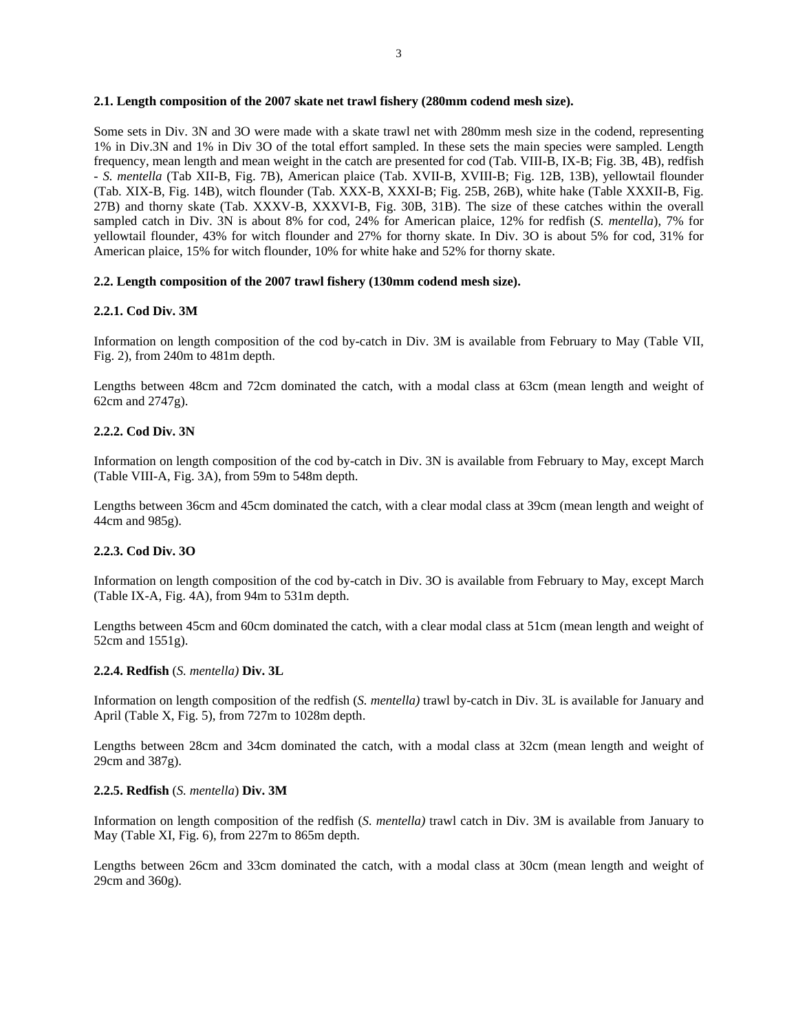### 2.1. Length composition of the 2007 skate net trawl fishery (280mm codend mesh size).

Some sets in Div. 3N and 3O were made with a skate trawl net with 280mm mesh size in the codend, representing 1% in Div.3N and 1% in Div 3O of the total effort sampled. In these sets the main species were sampled. Length frequency, mean length and mean weight in the catch are presented for cod (Tab. VIII-B, IX-B; Fig. 3B, 4B), redfish - *S. mentella* (Tab XII-B, Fig. 7B), American plaice (Tab. XVII-B, XVIII-B; Fig. 12B, 13B), yellowtail flounder (Tab. XIX-B, Fig. 14B), witch flounder (Tab. XXX-B, XXXI-B; Fig. 25B, 26B), white hake (Table XXXII-B, Fig. 27B) and thorny skate (Tab. XXXV-B, XXXVI-B, Fig. 30B, 31B). The size of these catches within the overall sampled catch in Div. 3N is about 8% for cod, 24% for American plaice, 12% for redfish (*S. mentella*), 7% for yellowtail flounder, 43% for witch flounder and 27% for thorny skate. In Div. 3O is about 5% for cod, 31% for American plaice, 15% for witch flounder, 10% for white hake and 52% for thorny skate.

### 2.2. Length composition of the 2007 trawl fishery (130mm codend mesh size).

#### 2.2.1. Cod Div. 3M

Information on length composition of the cod by-catch in Div. 3M is available from February to May (Table VII, Fig. 2), from 240m to 481m depth.

Lengths between 48cm and 72cm dominated the catch, with a modal class at 63cm (mean length and weight of 62cm and 2747g).

#### 2.2.2. Cod Div. 3N

Information on length composition of the cod by-catch in Div. 3N is available from February to May, except March (Table VIII-A, Fig. 3A), from 59m to 548m depth.

Lengths between 36cm and 45cm dominated the catch, with a clear modal class at 39cm (mean length and weight of 44cm and 985g).

#### 2.2.3. Cod Div. 3O

Information on length composition of the cod by-catch in Div. 3O is available from February to May, except March (Table IX-A, Fig. 4A), from 94m to 531m depth.

Lengths between 45cm and 60cm dominated the catch, with a clear modal class at 51cm (mean length and weight of 52cm and 1551g).

#### 2.2.4. Redfish (*S. mentella)* Div. 3L

Information on length composition of the redfish (*S. mentella)* trawl by-catch in Div. 3L is available for January and April (Table X, Fig. 5), from 727m to 1028m depth.

Lengths between 28cm and 34cm dominated the catch, with a modal class at 32cm (mean length and weight of 29cm and 387g).

#### 2.2.5. Redfish (*S. mentella*) Div. 3M

Information on length composition of the redfish (*S. mentella)* trawl catch in Div. 3M is available from January to May (Table XI, Fig. 6), from 227m to 865m depth.

Lengths between 26cm and 33cm dominated the catch, with a modal class at 30cm (mean length and weight of 29cm and 360g).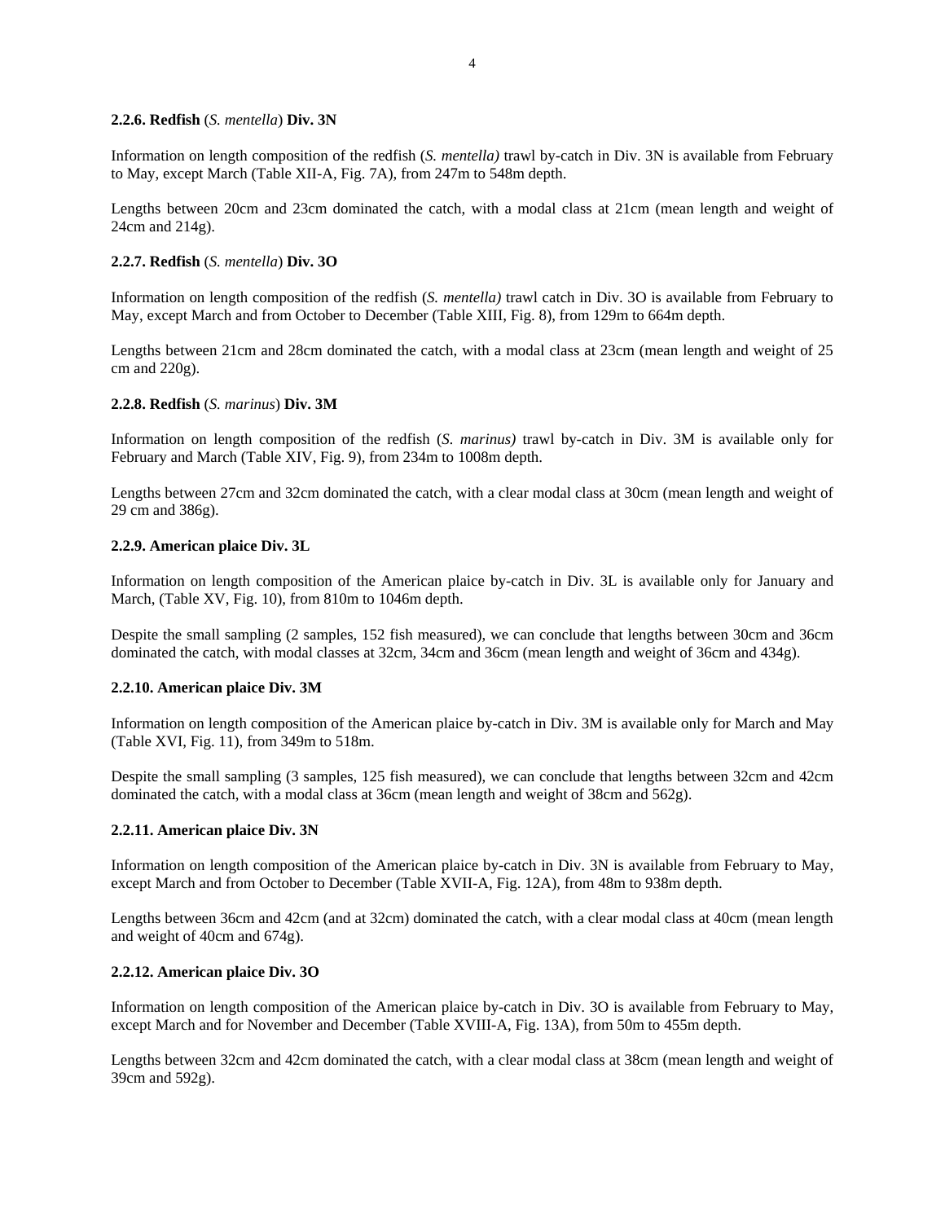#### 2.2.6. Redfish (*S. mentella*) Div. 3N

Information on length composition of the redfish (*S. mentella)* trawl by-catch in Div. 3N is available from February to May, except March (Table XII-A, Fig. 7A), from 247m to 548m depth.

Lengths between 20cm and 23cm dominated the catch, with a modal class at 21cm (mean length and weight of 24cm and 214g).

#### 2.2.7. Redfish (*S. mentella*) Div. 3O

Information on length composition of the redfish (*S. mentella)* trawl catch in Div. 3O is available from February to May, except March and from October to December (Table XIII, Fig. 8), from 129m to 664m depth.

Lengths between 21cm and 28cm dominated the catch, with a modal class at 23cm (mean length and weight of 25 cm and 220g).

#### 2.2.8. Redfish (*S. marinus*) Div. 3M

Information on length composition of the redfish (*S. marinus)* trawl by-catch in Div. 3M is available only for February and March (Table XIV, Fig. 9), from 234m to 1008m depth.

Lengths between 27cm and 32cm dominated the catch, with a clear modal class at 30cm (mean length and weight of 29 cm and 386g).

#### 2.2.9. American plaice Div. 3L

Information on length composition of the American plaice by-catch in Div. 3L is available only for January and March, (Table XV, Fig. 10), from 810m to 1046m depth.

Despite the small sampling (2 samples, 152 fish measured), we can conclude that lengths between 30cm and 36cm dominated the catch, with modal classes at 32cm, 34cm and 36cm (mean length and weight of 36cm and 434g).

#### 2.2.10. American plaice Div. 3M

Information on length composition of the American plaice by-catch in Div. 3M is available only for March and May (Table XVI, Fig. 11), from 349m to 518m.

Despite the small sampling (3 samples, 125 fish measured), we can conclude that lengths between 32cm and 42cm dominated the catch, with a modal class at 36cm (mean length and weight of 38cm and 562g).

#### 2.2.11. American plaice Div. 3N

Information on length composition of the American plaice by-catch in Div. 3N is available from February to May, except March and from October to December (Table XVII-A, Fig. 12A), from 48m to 938m depth.

Lengths between 36cm and 42cm (and at 32cm) dominated the catch, with a clear modal class at 40cm (mean length and weight of 40cm and 674g).

#### 2.2.12. American plaice Div. 3O

Information on length composition of the American plaice by-catch in Div. 3O is available from February to May, except March and for November and December (Table XVIII-A, Fig. 13A), from 50m to 455m depth.

Lengths between 32cm and 42cm dominated the catch, with a clear modal class at 38cm (mean length and weight of 39cm and 592g).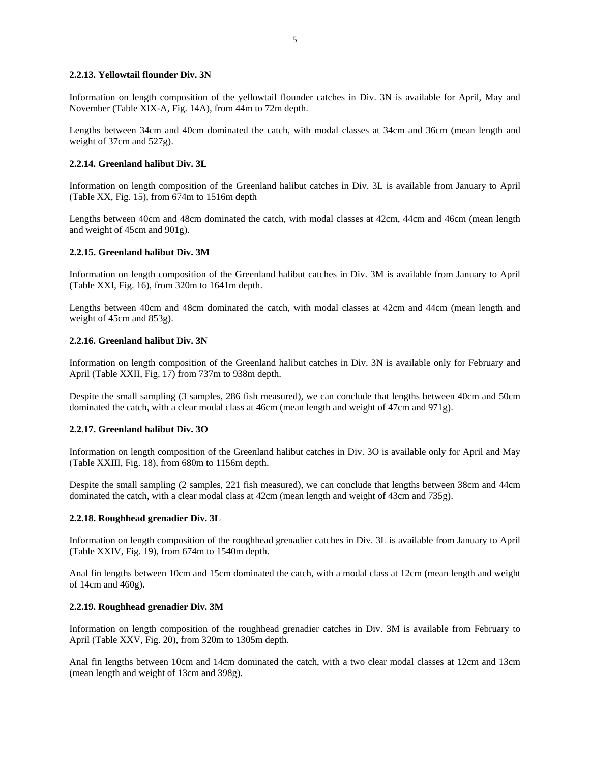### 2.2.13. Yellowtail flounder Div. 3N

Information on length composition of the yellowtail flounder catches in Div. 3N is available for April, May and November (Table XIX-A, Fig. 14A), from 44m to 72m depth.

Lengths between 34cm and 40cm dominated the catch, with modal classes at 34cm and 36cm (mean length and weight of 37cm and 527g).

### 2.2.14. Greenland halibut Div. 3L

Information on length composition of the Greenland halibut catches in Div. 3L is available from January to April (Table XX, Fig. 15), from 674m to 1516m depth

Lengths between 40cm and 48cm dominated the catch, with modal classes at 42cm, 44cm and 46cm (mean length and weight of 45cm and 901g).

### 2.2.15. Greenland halibut Div. 3M

Information on length composition of the Greenland halibut catches in Div. 3M is available from January to April (Table XXI, Fig. 16), from 320m to 1641m depth.

Lengths between 40cm and 48cm dominated the catch, with modal classes at 42cm and 44cm (mean length and weight of 45cm and 853g).

### 2.2.16. Greenland halibut Div. 3N

Information on length composition of the Greenland halibut catches in Div. 3N is available only for February and April (Table XXII, Fig. 17) from 737m to 938m depth.

Despite the small sampling (3 samples, 286 fish measured), we can conclude that lengths between 40cm and 50cm dominated the catch, with a clear modal class at 46cm (mean length and weight of 47cm and 971g).

### 2.2.17. Greenland halibut Div. 3O

Information on length composition of the Greenland halibut catches in Div. 3O is available only for April and May (Table XXIII, Fig. 18), from 680m to 1156m depth.

Despite the small sampling (2 samples, 221 fish measured), we can conclude that lengths between 38cm and 44cm dominated the catch, with a clear modal class at 42cm (mean length and weight of 43cm and 735g).

### 2.2.18. Roughhead grenadier Div. 3L

Information on length composition of the roughhead grenadier catches in Div. 3L is available from January to April (Table XXIV, Fig. 19), from 674m to 1540m depth.

Anal fin lengths between 10cm and 15cm dominated the catch, with a modal class at 12cm (mean length and weight of 14cm and 460g).

### 2.2.19. Roughhead grenadier Div. 3M

Information on length composition of the roughhead grenadier catches in Div. 3M is available from February to April (Table XXV, Fig. 20), from 320m to 1305m depth.

Anal fin lengths between 10cm and 14cm dominated the catch, with a two clear modal classes at 12cm and 13cm (mean length and weight of 13cm and 398g).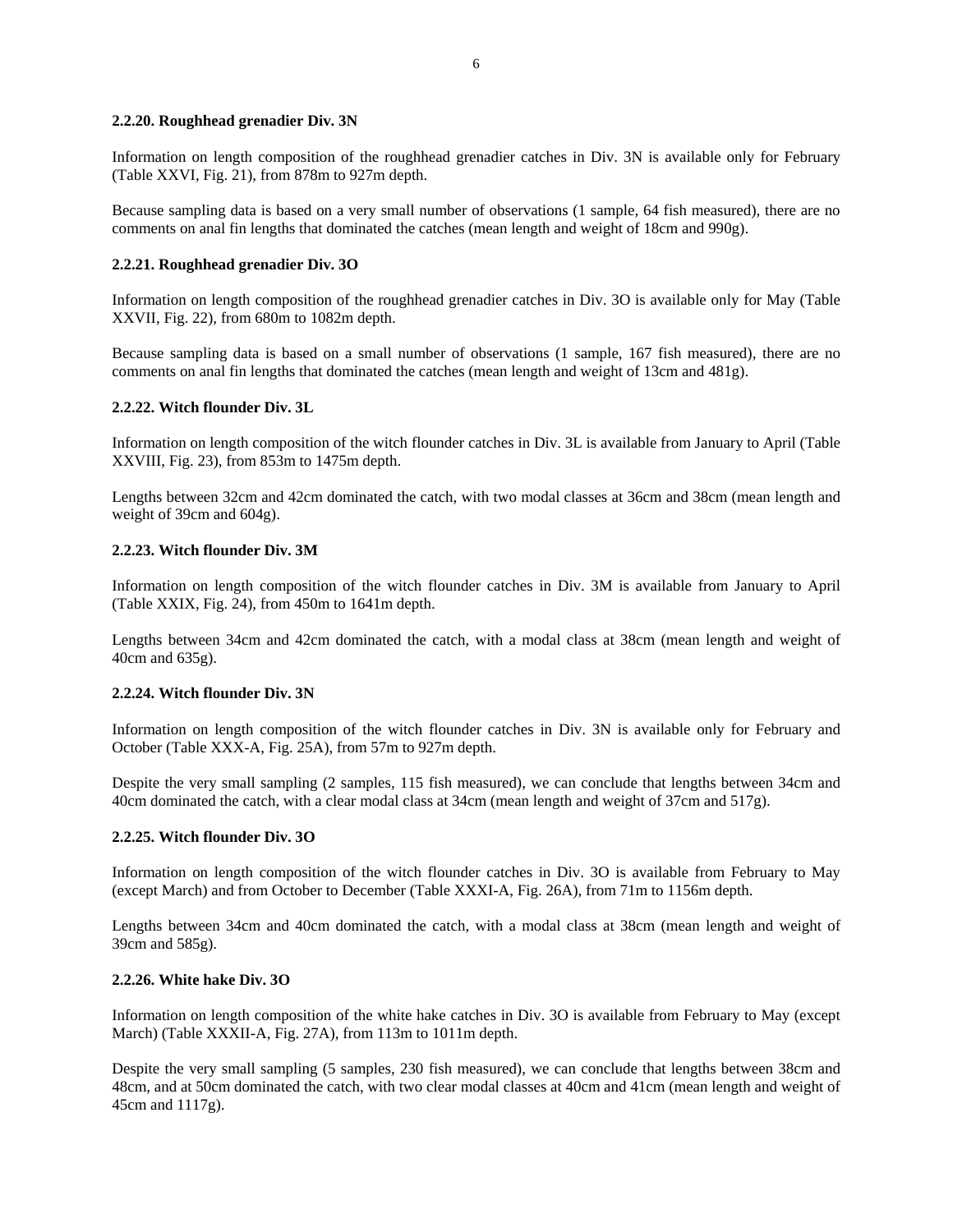#### 2.2.20. Roughhead grenadier Div. 3N

Information on length composition of the roughhead grenadier catches in Div. 3N is available only for February (Table XXVI, Fig. 21), from 878m to 927m depth.

Because sampling data is based on a very small number of observations (1 sample, 64 fish measured), there are no comments on anal fin lengths that dominated the catches (mean length and weight of 18cm and 990g).

#### 2.2.21. Roughhead grenadier Div. 3O

Information on length composition of the roughhead grenadier catches in Div. 3O is available only for May (Table XXVII, Fig. 22), from 680m to 1082m depth.

Because sampling data is based on a small number of observations (1 sample, 167 fish measured), there are no comments on anal fin lengths that dominated the catches (mean length and weight of 13cm and 481g).

#### 2.2.22. Witch flounder Div. 3L

Information on length composition of the witch flounder catches in Div. 3L is available from January to April (Table XXVIII, Fig. 23), from 853m to 1475m depth.

Lengths between 32cm and 42cm dominated the catch, with two modal classes at 36cm and 38cm (mean length and weight of 39cm and 604g).

#### 2.2.23. Witch flounder Div. 3M

Information on length composition of the witch flounder catches in Div. 3M is available from January to April (Table XXIX, Fig. 24), from 450m to 1641m depth.

Lengths between 34cm and 42cm dominated the catch, with a modal class at 38cm (mean length and weight of 40cm and 635g).

#### 2.2.24. Witch flounder Div. 3N

Information on length composition of the witch flounder catches in Div. 3N is available only for February and October (Table XXX-A, Fig. 25A), from 57m to 927m depth.

Despite the very small sampling (2 samples, 115 fish measured), we can conclude that lengths between 34cm and 40cm dominated the catch, with a clear modal class at 34cm (mean length and weight of 37cm and 517g).

#### 2.2.25. Witch flounder Div. 3O

Information on length composition of the witch flounder catches in Div. 3O is available from February to May (except March) and from October to December (Table XXXI-A, Fig. 26A), from 71m to 1156m depth.

Lengths between 34cm and 40cm dominated the catch, with a modal class at 38cm (mean length and weight of 39cm and 585g).

#### 2.2.26. White hake Div. 3O

Information on length composition of the white hake catches in Div. 3O is available from February to May (except March) (Table XXXII-A, Fig. 27A), from 113m to 1011m depth.

Despite the very small sampling (5 samples, 230 fish measured), we can conclude that lengths between 38cm and 48cm, and at 50cm dominated the catch, with two clear modal classes at 40cm and 41cm (mean length and weight of 45cm and 1117g).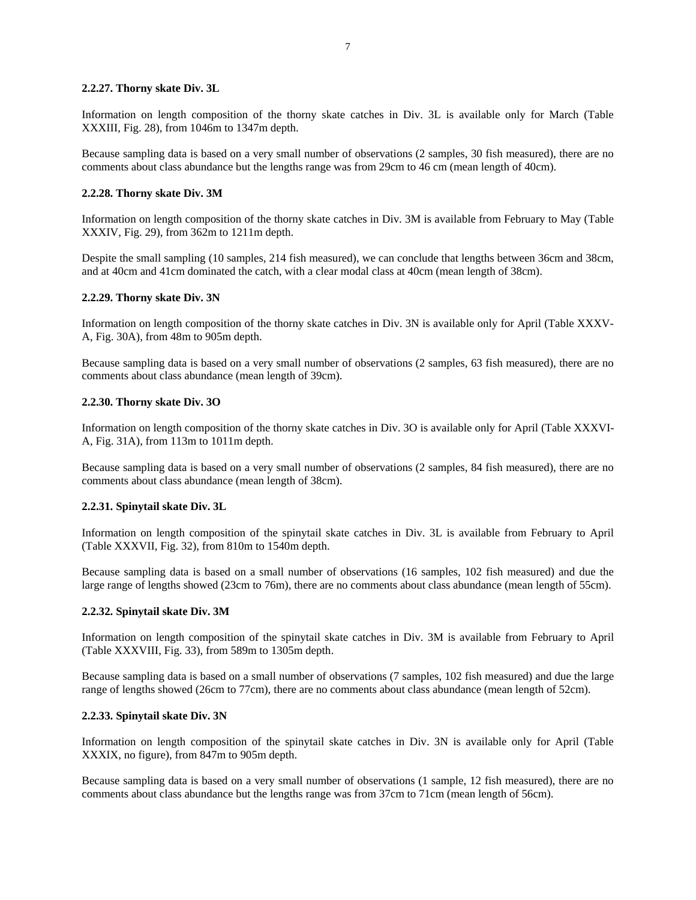#### 2.2.27. Thorny skate Div. 3L

Information on length composition of the thorny skate catches in Div. 3L is available only for March (Table XXXIII, Fig. 28), from 1046m to 1347m depth.

Because sampling data is based on a very small number of observations (2 samples, 30 fish measured), there are no comments about class abundance but the lengths range was from 29cm to 46 cm (mean length of 40cm).

#### 2.2.28. Thorny skate Div. 3M

Information on length composition of the thorny skate catches in Div. 3M is available from February to May (Table XXXIV, Fig. 29), from 362m to 1211m depth.

Despite the small sampling (10 samples, 214 fish measured), we can conclude that lengths between 36cm and 38cm, and at 40cm and 41cm dominated the catch, with a clear modal class at 40cm (mean length of 38cm).

#### 2.2.29. Thorny skate Div. 3N

Information on length composition of the thorny skate catches in Div. 3N is available only for April (Table XXXV-A, Fig. 30A), from 48m to 905m depth.

Because sampling data is based on a very small number of observations (2 samples, 63 fish measured), there are no comments about class abundance (mean length of 39cm).

#### 2.2.30. Thorny skate Div. 3O

Information on length composition of the thorny skate catches in Div. 3O is available only for April (Table XXXVI-A, Fig. 31A), from 113m to 1011m depth.

Because sampling data is based on a very small number of observations (2 samples, 84 fish measured), there are no comments about class abundance (mean length of 38cm).

#### 2.2.31. Spinytail skate Div. 3L

Information on length composition of the spinytail skate catches in Div. 3L is available from February to April (Table XXXVII, Fig. 32), from 810m to 1540m depth.

Because sampling data is based on a small number of observations (16 samples, 102 fish measured) and due the large range of lengths showed (23cm to 76m), there are no comments about class abundance (mean length of 55cm).

#### 2.2.32. Spinytail skate Div. 3M

Information on length composition of the spinytail skate catches in Div. 3M is available from February to April (Table XXXVIII, Fig. 33), from 589m to 1305m depth.

Because sampling data is based on a small number of observations (7 samples, 102 fish measured) and due the large range of lengths showed (26cm to 77cm), there are no comments about class abundance (mean length of 52cm).

#### 2.2.33. Spinytail skate Div. 3N

Information on length composition of the spinytail skate catches in Div. 3N is available only for April (Table XXXIX, no figure), from 847m to 905m depth.

Because sampling data is based on a very small number of observations (1 sample, 12 fish measured), there are no comments about class abundance but the lengths range was from 37cm to 71cm (mean length of 56cm).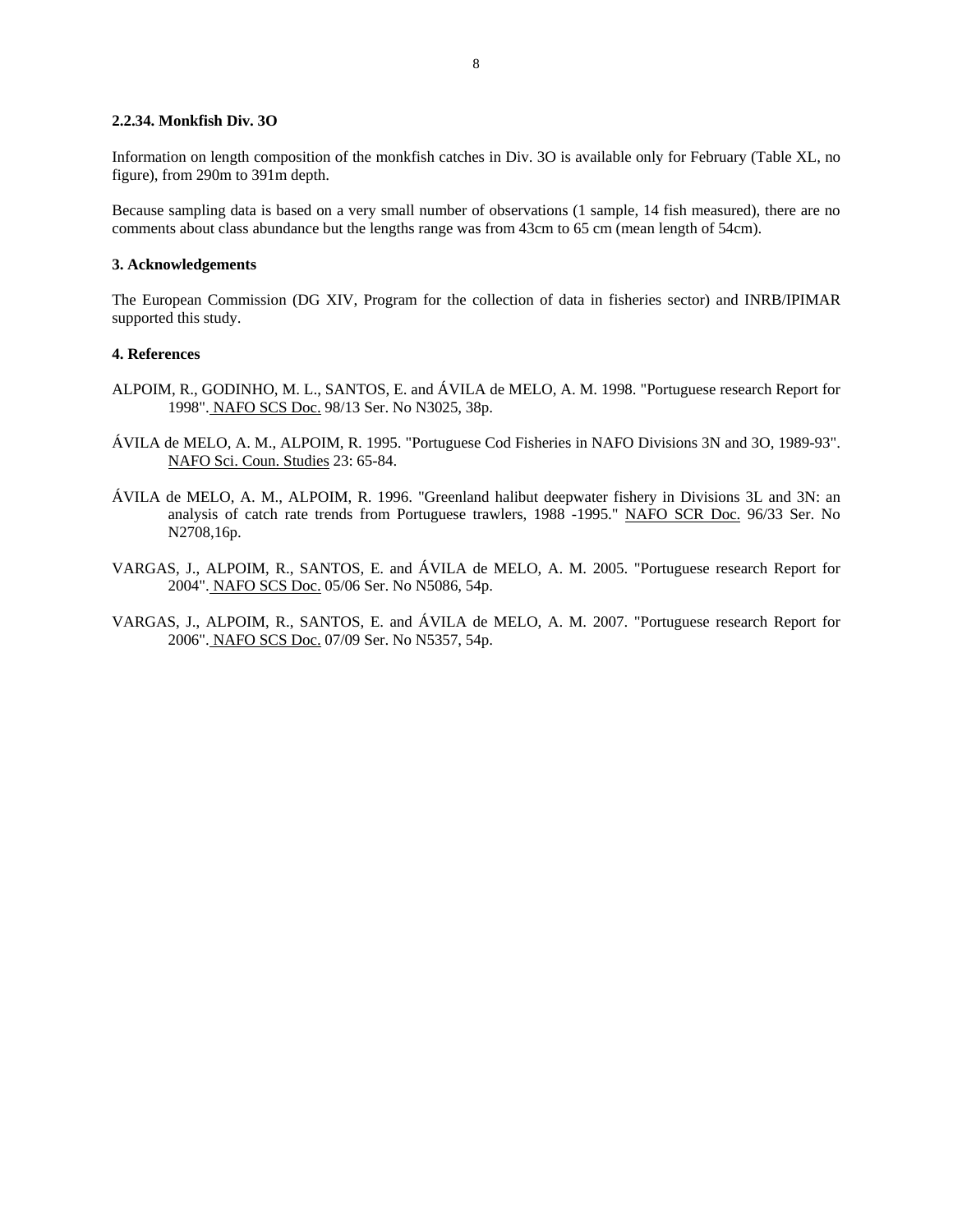### 2.2.34. Monkfish Div. 3O

Information on length composition of the monkfish catches in Div. 3O is available only for February (Table XL, no figure), from 290m to 391m depth.

Because sampling data is based on a very small number of observations (1 sample, 14 fish measured), there are no comments about class abundance but the lengths range was from 43cm to 65 cm (mean length of 54cm).

## 3. Acknowledgements

The European Commission (DG XIV, Program for the collection of data in fisheries sector) and INRB/IPIMAR supported this study.

## 4. References

ALPOIM, R., GODINHO, M. L., SANTOS, E. and ÁVILA de MELO, A. M. 1998. "Portuguese research Report for 1998". NAFO SCS Doc. 98/13 Ser. No N3025, 38p.

ÁVILA de MELO, A. M., ALPOIM, R. 1995. "Portuguese Cod Fisheries in NAFO Divisions 3N and 3O, 1989-93". NAFO Sci. Coun. Studies 23: 65-84.

ÁVILA de MELO, A. M., ALPOIM, R. 1996. "Greenland halibut deepwater fishery in Divisions 3L and 3N: an analysis of catch rate trends from Portuguese trawlers, 1988 -1995." NAFO SCR Doc. 96/33 Ser. No N2708,16p.

VARGAS, J., ALPOIM, R., SANTOS, E. and ÁVILA de MELO, A. M. 2005. "Portuguese research Report for 2004". NAFO SCS Doc. 05/06 Ser. No N5086, 54p.

VARGAS, J., ALPOIM, R., SANTOS, E. and ÁVILA de MELO, A. M. 2007. "Portuguese research Report for 2006". NAFO SCS Doc. 07/09 Ser. No N5357, 54p.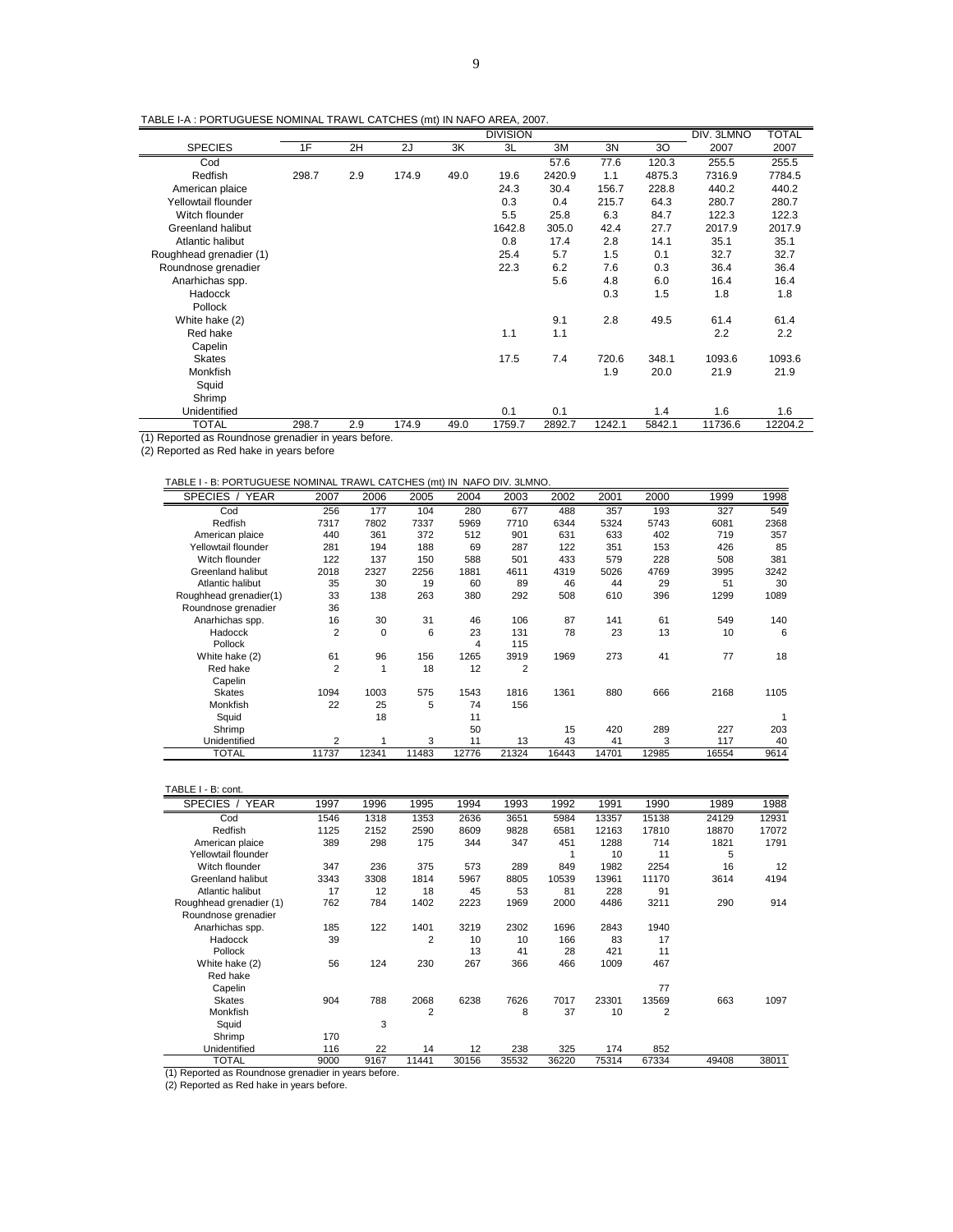TABLE I-A : PORTUGUESE NOMINAL TRAWL CATCHES (mt) IN NAFO AREA, 2007.

| SPECIES | DIVISION 1F | 2H | 2J | 3K | 3L | 3M | 3N | 3O | DIV. 3LMNO 2007 | TOTAL 2007 |
|---|---|---|---|---|---|---|---|---|---|---|
| Cod | | | | | | 57.6 | 77.6 | 120.3 | 255.5 | 255.5 |
| Redfish | 298.7 | 2.9 | 174.9 | 49.0 | 19.6 | 2420.9 | 1.1 | 4875.3 | 7316.9 | 7784.5 |
| American plaice | | | | | 24.3 | 30.4 | 156.7 | 228.8 | 440.2 | 440.2 |
| Yellowtail flounder | | | | | 0.3 | 0.4 | 215.7 | 64.3 | 280.7 | 280.7 |
| Witch flounder | | | | | 5.5 | 25.8 | 6.3 | 84.7 | 122.3 | 122.3 |
| Greenland halibut | | | | | 1642.8 | 305.0 | 42.4 | 27.7 | 2017.9 | 2017.9 |
| Atlantic halibut | | | | | 0.8 | 17.4 | 2.8 | 14.1 | 35.1 | 35.1 |
| Roughhead grenadier (1) | | | | | 25.4 | 5.7 | 1.5 | 0.1 | 32.7 | 32.7 |
| Roundnose grenadier | | | | | 22.3 | 6.2 | 7.6 | 0.3 | 36.4 | 36.4 |
| Anarhichas spp. | | | | | | 5.6 | 4.8 | 6.0 | 16.4 | 16.4 |
| Hadocck | | | | | | | 0.3 | 1.5 | 1.8 | 1.8 |
| Pollock | | | | | | | | | | |
| White hake (2) | | | | | | 9.1 | 2.8 | 49.5 | 61.4 | 61.4 |
| Red hake | | | | | 1.1 | 1.1 | | | 2.2 | 2.2 |
| Capelin | | | | | | | | | | |
| Skates | | | | | 17.5 | 7.4 | 720.6 | 348.1 | 1093.6 | 1093.6 |
| Monkfish | | | | | | | 1.9 | 20.0 | 21.9 | 21.9 |
| Squid | | | | | | | | | | |
| Shrimp | | | | | | | | | | |
| Unidentified | | | | | 0.1 | 0.1 | | 1.4 | 1.6 | 1.6 |
| TOTAL | 298.7 | 2.9 | 174.9 | 49.0 | 1759.7 | 2892.7 | 1242.1 | 5842.1 | 11736.6 | 12204.2 |

(1) Reported as Roundnose grenadier in years before.
(2) Reported as Red hake in years before

TABLE I - B: PORTUGUESE NOMINAL TRAWL CATCHES (mt) IN NAFO DIV. 3LMNO.

| SPECIES / YEAR | 2007 | 2006 | 2005 | 2004 | 2003 | 2002 | 2001 | 2000 | 1999 | 1998 |
|---|---|---|---|---|---|---|---|---|---|---|
| Cod | 256 | 177 | 104 | 280 | 677 | 488 | 357 | 193 | 327 | 549 |
| Redfish | 7317 | 7802 | 7337 | 5969 | 7710 | 6344 | 5324 | 5743 | 6081 | 2368 |
| American plaice | 440 | 361 | 372 | 512 | 901 | 631 | 633 | 402 | 719 | 357 |
| Yellowtail flounder | 281 | 194 | 188 | 69 | 287 | 122 | 351 | 153 | 426 | 85 |
| Witch flounder | 122 | 137 | 150 | 588 | 501 | 433 | 579 | 228 | 508 | 381 |
| Greenland halibut | 2018 | 2327 | 2256 | 1881 | 4611 | 4319 | 5026 | 4769 | 3995 | 3242 |
| Atlantic halibut | 35 | 30 | 19 | 60 | 89 | 46 | 44 | 29 | 51 | 30 |
| Roughhead grenadier(1) | 33 | 138 | 263 | 380 | 292 | 508 | 610 | 396 | 1299 | 1089 |
| Roundnose grenadier | 36 | | | | | | | | | |
| Anarhichas spp. | 16 | 30 | 31 | 46 | 106 | 87 | 141 | 61 | 549 | 140 |
| Hadocck | 2 | 0 | 6 | 23 | 131 | 78 | 23 | 13 | 10 | 6 |
| Pollock | | | | 4 | 115 | | | | | |
| White hake (2) | 61 | 96 | 156 | 1265 | 3919 | 1969 | 273 | 41 | 77 | 18 |
| Red hake | 2 | 1 | 18 | 12 | 2 | | | | | |
| Capelin | | | | | | | | | | |
| Skates | 1094 | 1003 | 575 | 1543 | 1816 | 1361 | 880 | 666 | 2168 | 1105 |
| Monkfish | 22 | 25 | 5 | 74 | 156 | | | | | |
| Squid | | 18 | | 11 | | | | | | 1 |
| Shrimp | | | | 50 | | 15 | 420 | 289 | 227 | 203 |
| Unidentified | 2 | 1 | 3 | 11 | 13 | 43 | 41 | 3 | 117 | 40 |
| TOTAL | 11737 | 12341 | 11483 | 12776 | 21324 | 16443 | 14701 | 12985 | 16554 | 9614 |

TABLE I - B: cont.

| SPECIES / YEAR | 1997 | 1996 | 1995 | 1994 | 1993 | 1992 | 1991 | 1990 | 1989 | 1988 |
|---|---|---|---|---|---|---|---|---|---|---|
| Cod | 1546 | 1318 | 1353 | 2636 | 3651 | 5984 | 13357 | 15138 | 24129 | 12931 |
| Redfish | 1125 | 2152 | 2590 | 8609 | 9828 | 6581 | 12163 | 17810 | 18870 | 17072 |
| American plaice | 389 | 298 | 175 | 344 | 347 | 451 | 1288 | 714 | 1821 | 1791 |
| Yellowtail flounder | | | | | | 1 | 10 | 11 | 5 | |
| Witch flounder | 347 | 236 | 375 | 573 | 289 | 849 | 1982 | 2254 | 16 | 12 |
| Greenland halibut | 3343 | 3308 | 1814 | 5967 | 8805 | 10539 | 13961 | 11170 | 3614 | 4194 |
| Atlantic halibut | 17 | 12 | 18 | 45 | 53 | 81 | 228 | 91 | | |
| Roughhead grenadier (1) | 762 | 784 | 1402 | 2223 | 1969 | 2000 | 4486 | 3211 | 290 | 914 |
| Roundnose grenadier | | | | | | | | | | |
| Anarhichas spp. | 185 | 122 | 1401 | 3219 | 2302 | 1696 | 2843 | 1940 | | |
| Hadocck | 39 | | 2 | 10 | 10 | 166 | 83 | 17 | | |
| Pollock | | | | 13 | 41 | 28 | 421 | 11 | | |
| White hake (2) | 56 | 124 | 230 | 267 | 366 | 466 | 1009 | 467 | | |
| Red hake | | | | | | | | | | |
| Capelin | | | | | | | | 77 | | |
| Skates | 904 | 788 | 2068 | 6238 | 7626 | 7017 | 23301 | 13569 | 663 | 1097 |
| Monkfish | | | 2 | | 8 | 37 | 10 | 2 | | |
| Squid | | 3 | | | | | | | | |
| Shrimp | 170 | | | | | | | | | |
| Unidentified | 116 | 22 | 14 | 12 | 238 | 325 | 174 | 852 | | |
| TOTAL | 9000 | 9167 | 11441 | 30156 | 35532 | 36220 | 75314 | 67334 | 49408 | 38011 |

(1) Reported as Roundnose grenadier in years before.
(2) Reported as Red hake in years before.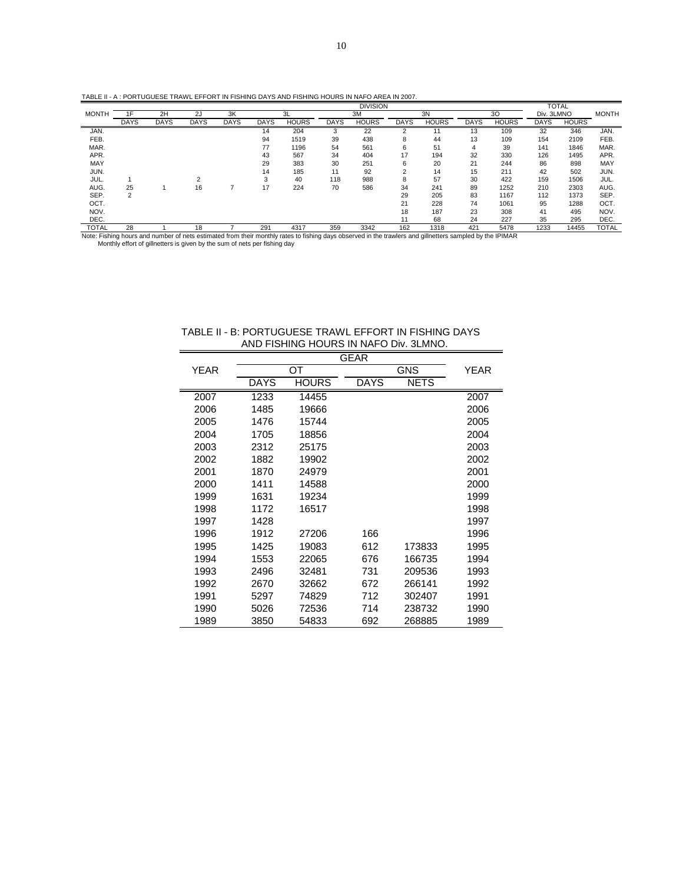TABLE II - A : PORTUGUESE TRAWL EFFORT IN FISHING DAYS AND FISHING HOURS IN NAFO AREA IN 2007.

| MONTH | DIVISION | | | | | | | | | | | | TOTAL | | MONTH |
|---|---|---|---|---|---|---|---|---|---|---|---|---|---|---|---|
| | 1F | 2H | 2J | 3K | 3L | | 3M | | 3N | | 3O | | Div. 3LMNO | | |
| | DAYS | DAYS | DAYS | DAYS | DAYS | HOURS | DAYS | HOURS | DAYS | HOURS | DAYS | HOURS | DAYS | HOURS | |
| JAN. | | | | | 14 | 204 | 3 | 22 | 2 | 11 | 13 | 109 | 32 | 346 | JAN. |
| FEB. | | | | | 94 | 1519 | 39 | 438 | 8 | 44 | 13 | 109 | 154 | 2109 | FEB. |
| MAR. | | | | | 77 | 1196 | 54 | 561 | 6 | 51 | 4 | 39 | 141 | 1846 | MAR. |
| APR. | | | | | 43 | 567 | 34 | 404 | 17 | 194 | 32 | 330 | 126 | 1495 | APR. |
| MAY | | | | | 29 | 383 | 30 | 251 | 6 | 20 | 21 | 244 | 86 | 898 | MAY |
| JUN. | | | | | 14 | 185 | 11 | 92 | 2 | 14 | 15 | 211 | 42 | 502 | JUN. |
| JUL. | 1 | | 2 | | 3 | 40 | 118 | 988 | 8 | 57 | 30 | 422 | 159 | 1506 | JUL. |
| AUG. | 25 | 1 | 16 | 7 | 17 | 224 | 70 | 586 | 34 | 241 | 89 | 1252 | 210 | 2303 | AUG. |
| SEP. | 2 | | | | | | | | 29 | 205 | 83 | 1167 | 112 | 1373 | SEP. |
| OCT. | | | | | | | | | 21 | 228 | 74 | 1061 | 95 | 1288 | OCT. |
| NOV. | | | | | | | | | 18 | 187 | 23 | 308 | 41 | 495 | NOV. |
| DEC. | | | | | | | | | 11 | 68 | 24 | 227 | 35 | 295 | DEC. |
| TOTAL | 28 | 1 | 18 | 7 | 291 | 4317 | 359 | 3342 | 162 | 1318 | 421 | 5478 | 1233 | 14455 | TOTAL |

Note: Fishing hours and number of nets estimated from their monthly rates to fishing days observed in the trawlers and gillnetters sampled by the IPIMAR
Monthly effort of gillnetters is given by the sum of nets per fishing day

TABLE II - B: PORTUGUESE TRAWL EFFORT IN FISHING DAYS AND FISHING HOURS IN NAFO Div. 3LMNO.

| YEAR | GEAR | | | | YEAR |
|---|---|---|---|---|---|
| | OT | | GNS | | |
| | DAYS | HOURS | DAYS | NETS | |
| 2007 | 1233 | 14455 | | | 2007 |
| 2006 | 1485 | 19666 | | | 2006 |
| 2005 | 1476 | 15744 | | | 2005 |
| 2004 | 1705 | 18856 | | | 2004 |
| 2003 | 2312 | 25175 | | | 2003 |
| 2002 | 1882 | 19902 | | | 2002 |
| 2001 | 1870 | 24979 | | | 2001 |
| 2000 | 1411 | 14588 | | | 2000 |
| 1999 | 1631 | 19234 | | | 1999 |
| 1998 | 1172 | 16517 | | | 1998 |
| 1997 | 1428 | | | | 1997 |
| 1996 | 1912 | 27206 | 166 | | 1996 |
| 1995 | 1425 | 19083 | 612 | 173833 | 1995 |
| 1994 | 1553 | 22065 | 676 | 166735 | 1994 |
| 1993 | 2496 | 32481 | 731 | 209536 | 1993 |
| 1992 | 2670 | 32662 | 672 | 266141 | 1992 |
| 1991 | 5297 | 74829 | 712 | 302407 | 1991 |
| 1990 | 5026 | 72536 | 714 | 238732 | 1990 |
| 1989 | 3850 | 54833 | 692 | 268885 | 1989 |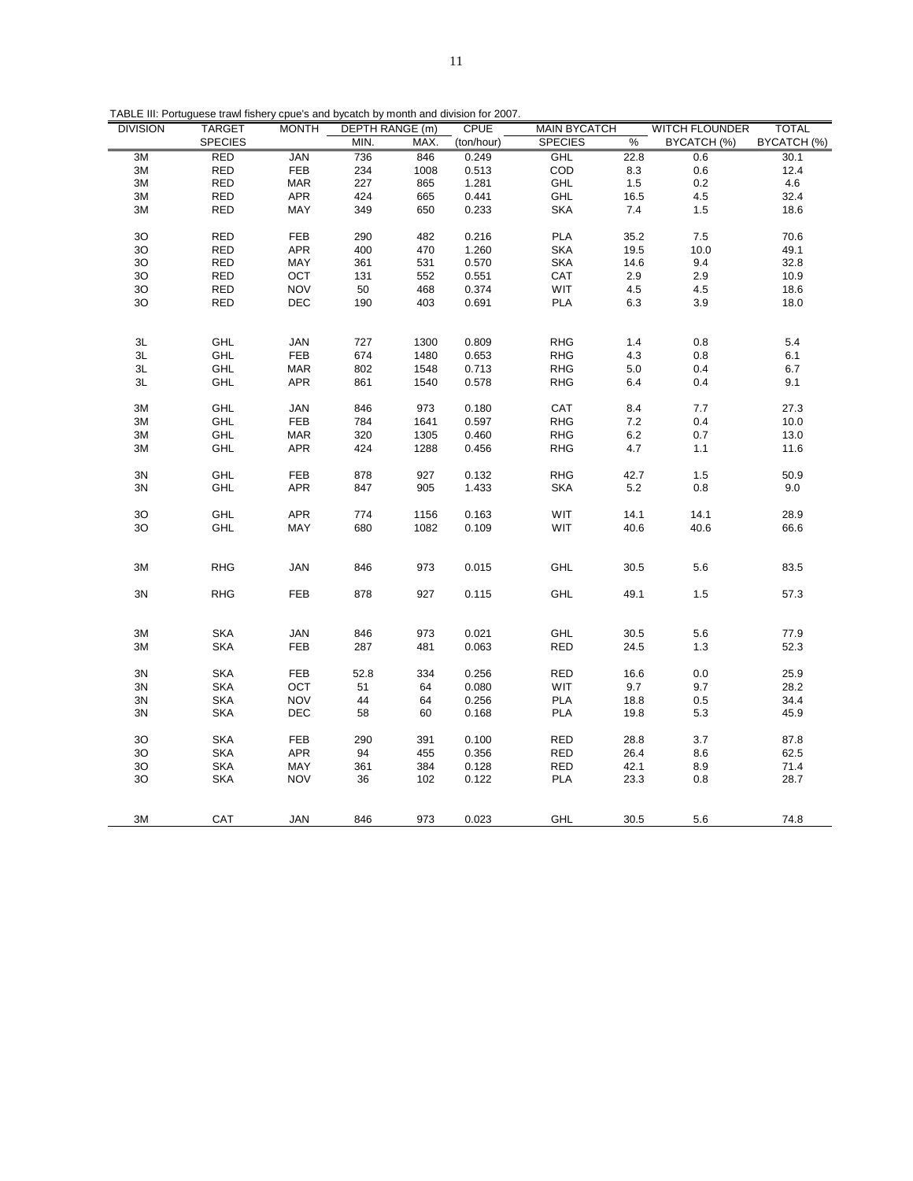TABLE III: Portuguese trawl fishery cpue's and bycatch by month and division for 2007.

| DIVISION | TARGET SPECIES | MONTH | DEPTH RANGE (m) | | CPUE | MAIN BYCATCH | | WITCH FLOUNDER | TOTAL |
|---|---|---|---|---|---|---|---|---|---|
| | | | MIN. | MAX. | (ton/hour) | SPECIES | % | BYCATCH (%) | BYCATCH (%) |
| 3M | RED | JAN | 736 | 846 | 0.249 | GHL | 22.8 | 0.6 | 30.1 |
| 3M | RED | FEB | 234 | 1008 | 0.513 | COD | 8.3 | 0.6 | 12.4 |
| 3M | RED | MAR | 227 | 865 | 1.281 | GHL | 1.5 | 0.2 | 4.6 |
| 3M | RED | APR | 424 | 665 | 0.441 | GHL | 16.5 | 4.5 | 32.4 |
| 3M | RED | MAY | 349 | 650 | 0.233 | SKA | 7.4 | 1.5 | 18.6 |
| 3O | RED | FEB | 290 | 482 | 0.216 | PLA | 35.2 | 7.5 | 70.6 |
| 3O | RED | APR | 400 | 470 | 1.260 | SKA | 19.5 | 10.0 | 49.1 |
| 3O | RED | MAY | 361 | 531 | 0.570 | SKA | 14.6 | 9.4 | 32.8 |
| 3O | RED | OCT | 131 | 552 | 0.551 | CAT | 2.9 | 2.9 | 10.9 |
| 3O | RED | NOV | 50 | 468 | 0.374 | WIT | 4.5 | 4.5 | 18.6 |
| 3O | RED | DEC | 190 | 403 | 0.691 | PLA | 6.3 | 3.9 | 18.0 |
| 3L | GHL | JAN | 727 | 1300 | 0.809 | RHG | 1.4 | 0.8 | 5.4 |
| 3L | GHL | FEB | 674 | 1480 | 0.653 | RHG | 4.3 | 0.8 | 6.1 |
| 3L | GHL | MAR | 802 | 1548 | 0.713 | RHG | 5.0 | 0.4 | 6.7 |
| 3L | GHL | APR | 861 | 1540 | 0.578 | RHG | 6.4 | 0.4 | 9.1 |
| 3M | GHL | JAN | 846 | 973 | 0.180 | CAT | 8.4 | 7.7 | 27.3 |
| 3M | GHL | FEB | 784 | 1641 | 0.597 | RHG | 7.2 | 0.4 | 10.0 |
| 3M | GHL | MAR | 320 | 1305 | 0.460 | RHG | 6.2 | 0.7 | 13.0 |
| 3M | GHL | APR | 424 | 1288 | 0.456 | RHG | 4.7 | 1.1 | 11.6 |
| 3N | GHL | FEB | 878 | 927 | 0.132 | RHG | 42.7 | 1.5 | 50.9 |
| 3N | GHL | APR | 847 | 905 | 1.433 | SKA | 5.2 | 0.8 | 9.0 |
| 3O | GHL | APR | 774 | 1156 | 0.163 | WIT | 14.1 | 14.1 | 28.9 |
| 3O | GHL | MAY | 680 | 1082 | 0.109 | WIT | 40.6 | 40.6 | 66.6 |
| 3M | RHG | JAN | 846 | 973 | 0.015 | GHL | 30.5 | 5.6 | 83.5 |
| 3N | RHG | FEB | 878 | 927 | 0.115 | GHL | 49.1 | 1.5 | 57.3 |
| 3M | SKA | JAN | 846 | 973 | 0.021 | GHL | 30.5 | 5.6 | 77.9 |
| 3M | SKA | FEB | 287 | 481 | 0.063 | RED | 24.5 | 1.3 | 52.3 |
| 3N | SKA | FEB | 52.8 | 334 | 0.256 | RED | 16.6 | 0.0 | 25.9 |
| 3N | SKA | OCT | 51 | 64 | 0.080 | WIT | 9.7 | 9.7 | 28.2 |
| 3N | SKA | NOV | 44 | 64 | 0.256 | PLA | 18.8 | 0.5 | 34.4 |
| 3N | SKA | DEC | 58 | 60 | 0.168 | PLA | 19.8 | 5.3 | 45.9 |
| 3O | SKA | FEB | 290 | 391 | 0.100 | RED | 28.8 | 3.7 | 87.8 |
| 3O | SKA | APR | 94 | 455 | 0.356 | RED | 26.4 | 8.6 | 62.5 |
| 3O | SKA | MAY | 361 | 384 | 0.128 | RED | 42.1 | 8.9 | 71.4 |
| 3O | SKA | NOV | 36 | 102 | 0.122 | PLA | 23.3 | 0.8 | 28.7 |
| 3M | CAT | JAN | 846 | 973 | 0.023 | GHL | 30.5 | 5.6 | 74.8 |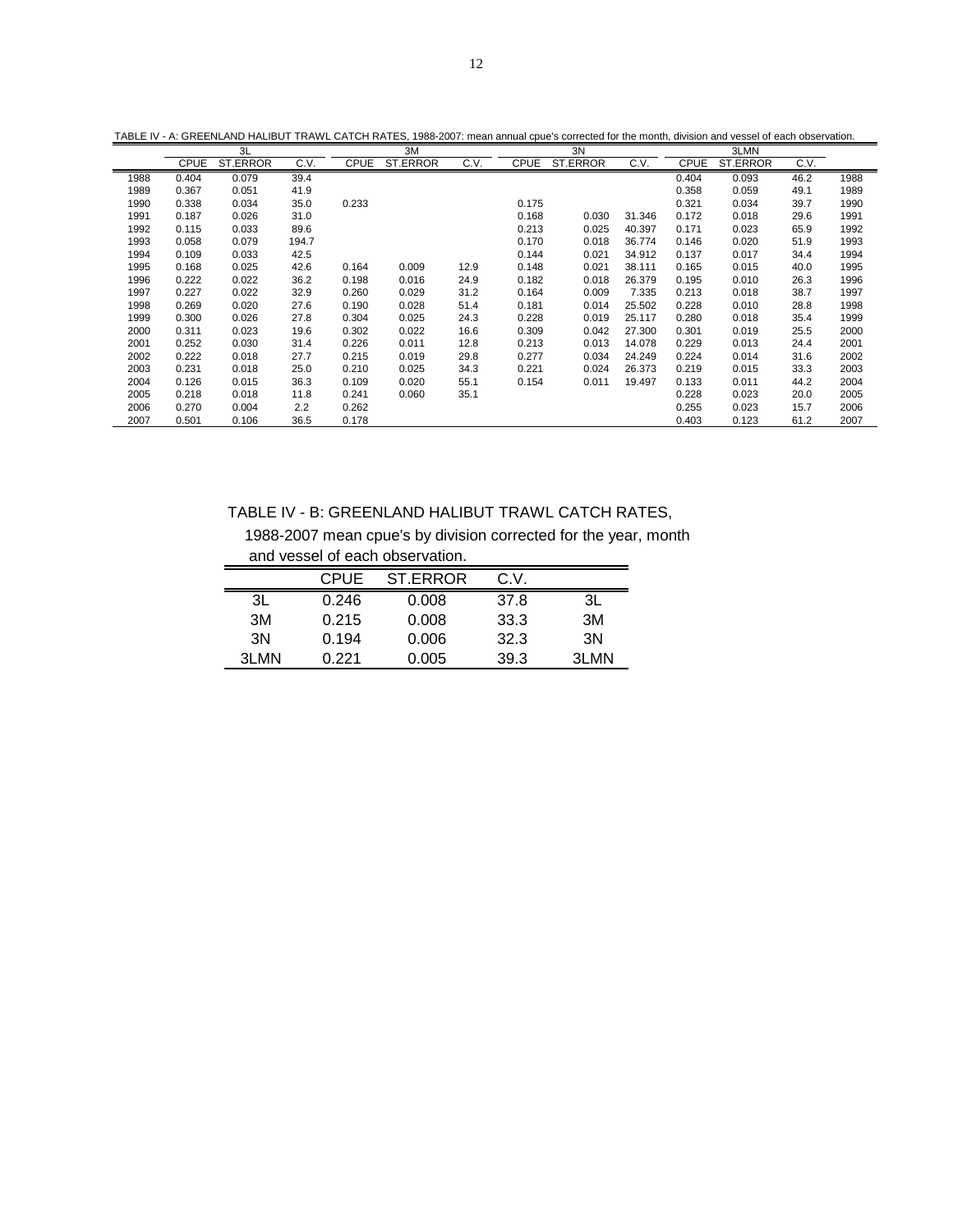TABLE IV - A: GREENLAND HALIBUT TRAWL CATCH RATES, 1988-2007: mean annual cpue's corrected for the month, division and vessel of each observation.

| | 3L | | | 3M | | | 3N | | | 3LMN | | | |
|---|---|---|---|---|---|---|---|---|---|---|---|---|---|
| | CPUE | ST.ERROR | C.V. | CPUE | ST.ERROR | C.V. | CPUE | ST.ERROR | C.V. | CPUE | ST.ERROR | C.V. | |
| 1988 | 0.404 | 0.079 | 39.4 | | | | | | | 0.404 | 0.093 | 46.2 | 1988 |
| 1989 | 0.367 | 0.051 | 41.9 | | | | | | | 0.358 | 0.059 | 49.1 | 1989 |
| 1990 | 0.338 | 0.034 | 35.0 | 0.233 | | | 0.175 | | | 0.321 | 0.034 | 39.7 | 1990 |
| 1991 | 0.187 | 0.026 | 31.0 | | | | 0.168 | 0.030 | 31.346 | 0.172 | 0.018 | 29.6 | 1991 |
| 1992 | 0.115 | 0.033 | 89.6 | | | | 0.213 | 0.025 | 40.397 | 0.171 | 0.023 | 65.9 | 1992 |
| 1993 | 0.058 | 0.079 | 194.7 | | | | 0.170 | 0.018 | 36.774 | 0.146 | 0.020 | 51.9 | 1993 |
| 1994 | 0.109 | 0.033 | 42.5 | | | | 0.144 | 0.021 | 34.912 | 0.137 | 0.017 | 34.4 | 1994 |
| 1995 | 0.168 | 0.025 | 42.6 | 0.164 | 0.009 | 12.9 | 0.148 | 0.021 | 38.111 | 0.165 | 0.015 | 40.0 | 1995 |
| 1996 | 0.222 | 0.022 | 36.2 | 0.198 | 0.016 | 24.9 | 0.182 | 0.018 | 26.379 | 0.195 | 0.010 | 26.3 | 1996 |
| 1997 | 0.227 | 0.022 | 32.9 | 0.260 | 0.029 | 31.2 | 0.164 | 0.009 | 7.335 | 0.213 | 0.018 | 38.7 | 1997 |
| 1998 | 0.269 | 0.020 | 27.6 | 0.190 | 0.028 | 51.4 | 0.181 | 0.014 | 25.502 | 0.228 | 0.010 | 28.8 | 1998 |
| 1999 | 0.300 | 0.026 | 27.8 | 0.304 | 0.025 | 24.3 | 0.228 | 0.019 | 25.117 | 0.280 | 0.018 | 35.4 | 1999 |
| 2000 | 0.311 | 0.023 | 19.6 | 0.302 | 0.022 | 16.6 | 0.309 | 0.042 | 27.300 | 0.301 | 0.019 | 25.5 | 2000 |
| 2001 | 0.252 | 0.030 | 31.4 | 0.226 | 0.011 | 12.8 | 0.213 | 0.013 | 14.078 | 0.229 | 0.013 | 24.4 | 2001 |
| 2002 | 0.222 | 0.018 | 27.7 | 0.215 | 0.019 | 29.8 | 0.277 | 0.034 | 24.249 | 0.224 | 0.014 | 31.6 | 2002 |
| 2003 | 0.231 | 0.018 | 25.0 | 0.210 | 0.025 | 34.3 | 0.221 | 0.024 | 26.373 | 0.219 | 0.015 | 33.3 | 2003 |
| 2004 | 0.126 | 0.015 | 36.3 | 0.109 | 0.020 | 55.1 | 0.154 | 0.011 | 19.497 | 0.133 | 0.011 | 44.2 | 2004 |
| 2005 | 0.218 | 0.018 | 11.8 | 0.241 | 0.060 | 35.1 | | | | 0.228 | 0.023 | 20.0 | 2005 |
| 2006 | 0.270 | 0.004 | 2.2 | 0.262 | | | | | | 0.255 | 0.023 | 15.7 | 2006 |
| 2007 | 0.501 | 0.106 | 36.5 | 0.178 | | | | | | 0.403 | 0.123 | 61.2 | 2007 |

TABLE IV - B: GREENLAND HALIBUT TRAWL CATCH RATES, 1988-2007 mean cpue's by division corrected for the year, month and vessel of each observation.

| | CPUE | ST.ERROR | C.V. | |
|---|---|---|---|---|
| 3L | 0.246 | 0.008 | 37.8 | 3L |
| 3M | 0.215 | 0.008 | 33.3 | 3M |
| 3N | 0.194 | 0.006 | 32.3 | 3N |
| 3LMN | 0.221 | 0.005 | 39.3 | 3LMN |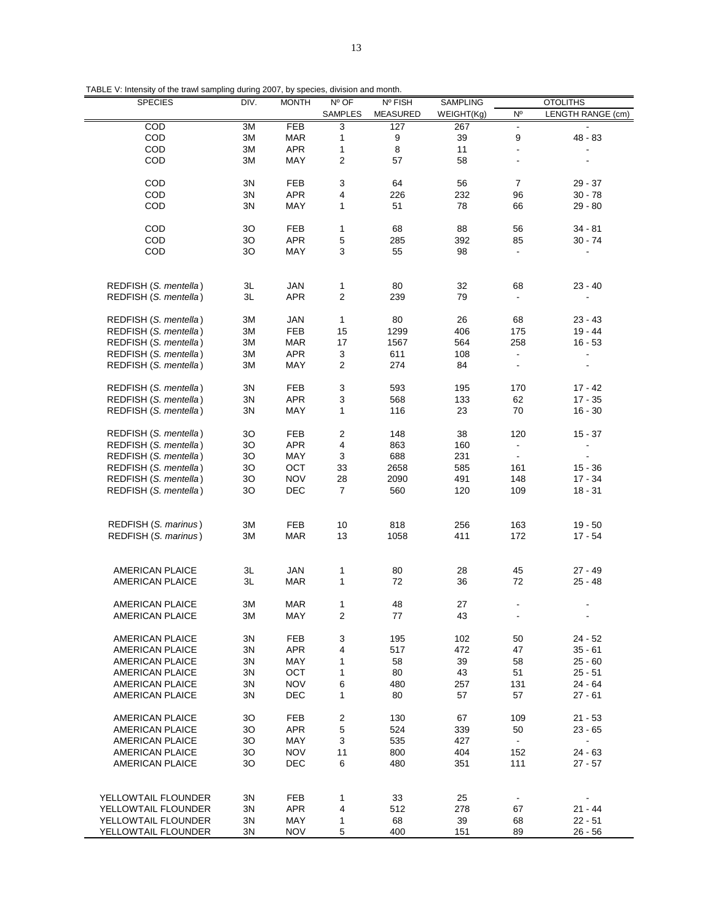TABLE V: Intensity of the trawl sampling during 2007, by species, division and month.

| SPECIES | DIV. | MONTH | Nº OF SAMPLES | Nº FISH MEASURED | SAMPLING WEIGHT(Kg) | OTOLITHS Nº | OTOLITHS LENGTH RANGE (cm) |
|---|---|---|---|---|---|---|---|
| COD | 3M | FEB | 3 | 127 | 267 | - | - |
| COD | 3M | MAR | 1 | 9 | 39 | 9 | 48 - 83 |
| COD | 3M | APR | 1 | 8 | 11 | - | - |
| COD | 3M | MAY | 2 | 57 | 58 | - | - |
| COD | 3N | FEB | 3 | 64 | 56 | 7 | 29 - 37 |
| COD | 3N | APR | 4 | 226 | 232 | 96 | 30 - 78 |
| COD | 3N | MAY | 1 | 51 | 78 | 66 | 29 - 80 |
| COD | 3O | FEB | 1 | 68 | 88 | 56 | 34 - 81 |
| COD | 3O | APR | 5 | 285 | 392 | 85 | 30 - 74 |
| COD | 3O | MAY | 3 | 55 | 98 | - | - |
| REDFISH (*S. mentella*) | 3L | JAN | 1 | 80 | 32 | 68 | 23 - 40 |
| REDFISH (*S. mentella*) | 3L | APR | 2 | 239 | 79 | - | - |
| REDFISH (*S. mentella*) | 3M | JAN | 1 | 80 | 26 | 68 | 23 - 43 |
| REDFISH (*S. mentella*) | 3M | FEB | 15 | 1299 | 406 | 175 | 19 - 44 |
| REDFISH (*S. mentella*) | 3M | MAR | 17 | 1567 | 564 | 258 | 16 - 53 |
| REDFISH (*S. mentella*) | 3M | APR | 3 | 611 | 108 | - | - |
| REDFISH (*S. mentella*) | 3M | MAY | 2 | 274 | 84 | - | - |
| REDFISH (*S. mentella*) | 3N | FEB | 3 | 593 | 195 | 170 | 17 - 42 |
| REDFISH (*S. mentella*) | 3N | APR | 3 | 568 | 133 | 62 | 17 - 35 |
| REDFISH (*S. mentella*) | 3N | MAY | 1 | 116 | 23 | 70 | 16 - 30 |
| REDFISH (*S. mentella*) | 3O | FEB | 2 | 148 | 38 | 120 | 15 - 37 |
| REDFISH (*S. mentella*) | 3O | APR | 4 | 863 | 160 | - | - |
| REDFISH (*S. mentella*) | 3O | MAY | 3 | 688 | 231 | - | - |
| REDFISH (*S. mentella*) | 3O | OCT | 33 | 2658 | 585 | 161 | 15 - 36 |
| REDFISH (*S. mentella*) | 3O | NOV | 28 | 2090 | 491 | 148 | 17 - 34 |
| REDFISH (*S. mentella*) | 3O | DEC | 7 | 560 | 120 | 109 | 18 - 31 |
| REDFISH (*S. marinus*) | 3M | FEB | 10 | 818 | 256 | 163 | 19 - 50 |
| REDFISH (*S. marinus*) | 3M | MAR | 13 | 1058 | 411 | 172 | 17 - 54 |
| AMERICAN PLAICE | 3L | JAN | 1 | 80 | 28 | 45 | 27 - 49 |
| AMERICAN PLAICE | 3L | MAR | 1 | 72 | 36 | 72 | 25 - 48 |
| AMERICAN PLAICE | 3M | MAR | 1 | 48 | 27 | - | - |
| AMERICAN PLAICE | 3M | MAY | 2 | 77 | 43 | - | - |
| AMERICAN PLAICE | 3N | FEB | 3 | 195 | 102 | 50 | 24 - 52 |
| AMERICAN PLAICE | 3N | APR | 4 | 517 | 472 | 47 | 35 - 61 |
| AMERICAN PLAICE | 3N | MAY | 1 | 58 | 39 | 58 | 25 - 60 |
| AMERICAN PLAICE | 3N | OCT | 1 | 80 | 43 | 51 | 25 - 51 |
| AMERICAN PLAICE | 3N | NOV | 6 | 480 | 257 | 131 | 24 - 64 |
| AMERICAN PLAICE | 3N | DEC | 1 | 80 | 57 | 57 | 27 - 61 |
| AMERICAN PLAICE | 3O | FEB | 2 | 130 | 67 | 109 | 21 - 53 |
| AMERICAN PLAICE | 3O | APR | 5 | 524 | 339 | 50 | 23 - 65 |
| AMERICAN PLAICE | 3O | MAY | 3 | 535 | 427 | - | - |
| AMERICAN PLAICE | 3O | NOV | 11 | 800 | 404 | 152 | 24 - 63 |
| AMERICAN PLAICE | 3O | DEC | 6 | 480 | 351 | 111 | 27 - 57 |
| YELLOWTAIL FLOUNDER | 3N | FEB | 1 | 33 | 25 | - | - |
| YELLOWTAIL FLOUNDER | 3N | APR | 4 | 512 | 278 | 67 | 21 - 44 |
| YELLOWTAIL FLOUNDER | 3N | MAY | 1 | 68 | 39 | 68 | 22 - 51 |
| YELLOWTAIL FLOUNDER | 3N | NOV | 5 | 400 | 151 | 89 | 26 - 56 |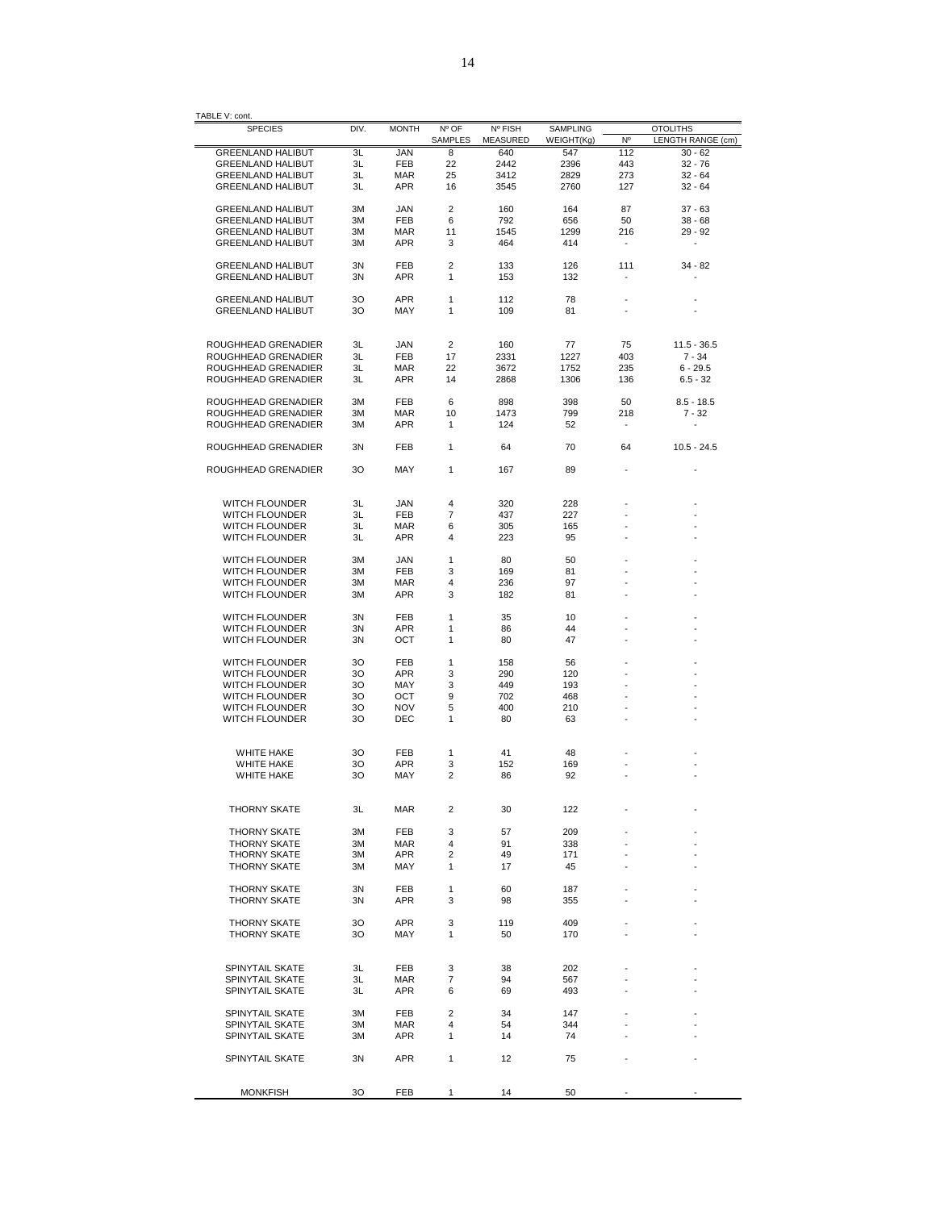TABLE V: cont.

| SPECIES | DIV. | MONTH | Nº OF SAMPLES | Nº FISH MEASURED | SAMPLING WEIGHT(Kg) | OTOLITHS Nº | OTOLITHS LENGTH RANGE (cm) |
|---|---|---|---|---|---|---|---|
| GREENLAND HALIBUT | 3L | JAN | 8 | 640 | 547 | 112 | 30 - 62 |
| GREENLAND HALIBUT | 3L | FEB | 22 | 2442 | 2396 | 443 | 32 - 76 |
| GREENLAND HALIBUT | 3L | MAR | 25 | 3412 | 2829 | 273 | 32 - 64 |
| GREENLAND HALIBUT | 3L | APR | 16 | 3545 | 2760 | 127 | 32 - 64 |
| GREENLAND HALIBUT | 3M | JAN | 2 | 160 | 164 | 87 | 37 - 63 |
| GREENLAND HALIBUT | 3M | FEB | 6 | 792 | 656 | 50 | 38 - 68 |
| GREENLAND HALIBUT | 3M | MAR | 11 | 1545 | 1299 | 216 | 29 - 92 |
| GREENLAND HALIBUT | 3M | APR | 3 | 464 | 414 | - | - |
| GREENLAND HALIBUT | 3N | FEB | 2 | 133 | 126 | 111 | 34 - 82 |
| GREENLAND HALIBUT | 3N | APR | 1 | 153 | 132 | - | - |
| GREENLAND HALIBUT | 3O | APR | 1 | 112 | 78 | - | - |
| GREENLAND HALIBUT | 3O | MAY | 1 | 109 | 81 | - | - |
| ROUGHHEAD GRENADIER | 3L | JAN | 2 | 160 | 77 | 75 | 11.5 - 36.5 |
| ROUGHHEAD GRENADIER | 3L | FEB | 17 | 2331 | 1227 | 403 | 7 - 34 |
| ROUGHHEAD GRENADIER | 3L | MAR | 22 | 3672 | 1752 | 235 | 6 - 29.5 |
| ROUGHHEAD GRENADIER | 3L | APR | 14 | 2868 | 1306 | 136 | 6.5 - 32 |
| ROUGHHEAD GRENADIER | 3M | FEB | 6 | 898 | 398 | 50 | 8.5 - 18.5 |
| ROUGHHEAD GRENADIER | 3M | MAR | 10 | 1473 | 799 | 218 | 7 - 32 |
| ROUGHHEAD GRENADIER | 3M | APR | 1 | 124 | 52 | - | - |
| ROUGHHEAD GRENADIER | 3N | FEB | 1 | 64 | 70 | 64 | 10.5 - 24.5 |
| ROUGHHEAD GRENADIER | 3O | MAY | 1 | 167 | 89 | - | - |
| WITCH FLOUNDER | 3L | JAN | 4 | 320 | 228 | - | - |
| WITCH FLOUNDER | 3L | FEB | 7 | 437 | 227 | - | - |
| WITCH FLOUNDER | 3L | MAR | 6 | 305 | 165 | - | - |
| WITCH FLOUNDER | 3L | APR | 4 | 223 | 95 | - | - |
| WITCH FLOUNDER | 3M | JAN | 1 | 80 | 50 | - | - |
| WITCH FLOUNDER | 3M | FEB | 3 | 169 | 81 | - | - |
| WITCH FLOUNDER | 3M | MAR | 4 | 236 | 97 | - | - |
| WITCH FLOUNDER | 3M | APR | 3 | 182 | 81 | - | - |
| WITCH FLOUNDER | 3N | FEB | 1 | 35 | 10 | - | - |
| WITCH FLOUNDER | 3N | APR | 1 | 86 | 44 | - | - |
| WITCH FLOUNDER | 3N | OCT | 1 | 80 | 47 | - | - |
| WITCH FLOUNDER | 3O | FEB | 1 | 158 | 56 | - | - |
| WITCH FLOUNDER | 3O | APR | 3 | 290 | 120 | - | - |
| WITCH FLOUNDER | 3O | MAY | 3 | 449 | 193 | - | - |
| WITCH FLOUNDER | 3O | OCT | 9 | 702 | 468 | - | - |
| WITCH FLOUNDER | 3O | NOV | 5 | 400 | 210 | - | - |
| WITCH FLOUNDER | 3O | DEC | 1 | 80 | 63 | - | - |
| WHITE HAKE | 3O | FEB | 1 | 41 | 48 | - | - |
| WHITE HAKE | 3O | APR | 3 | 152 | 169 | - | - |
| WHITE HAKE | 3O | MAY | 2 | 86 | 92 | - | - |
| THORNY SKATE | 3L | MAR | 2 | 30 | 122 | - | - |
| THORNY SKATE | 3M | FEB | 3 | 57 | 209 | - | - |
| THORNY SKATE | 3M | MAR | 4 | 91 | 338 | - | - |
| THORNY SKATE | 3M | APR | 2 | 49 | 171 | - | - |
| THORNY SKATE | 3M | MAY | 1 | 17 | 45 | - | - |
| THORNY SKATE | 3N | FEB | 1 | 60 | 187 | - | - |
| THORNY SKATE | 3N | APR | 3 | 98 | 355 | - | - |
| THORNY SKATE | 3O | APR | 3 | 119 | 409 | - | - |
| THORNY SKATE | 3O | MAY | 1 | 50 | 170 | - | - |
| SPINYTAIL SKATE | 3L | FEB | 3 | 38 | 202 | - | - |
| SPINYTAIL SKATE | 3L | MAR | 7 | 94 | 567 | - | - |
| SPINYTAIL SKATE | 3L | APR | 6 | 69 | 493 | - | - |
| SPINYTAIL SKATE | 3M | FEB | 2 | 34 | 147 | - | - |
| SPINYTAIL SKATE | 3M | MAR | 4 | 54 | 344 | - | - |
| SPINYTAIL SKATE | 3M | APR | 1 | 14 | 74 | - | - |
| SPINYTAIL SKATE | 3N | APR | 1 | 12 | 75 | - | - |
| MONKFISH | 3O | FEB | 1 | 14 | 50 | - | - |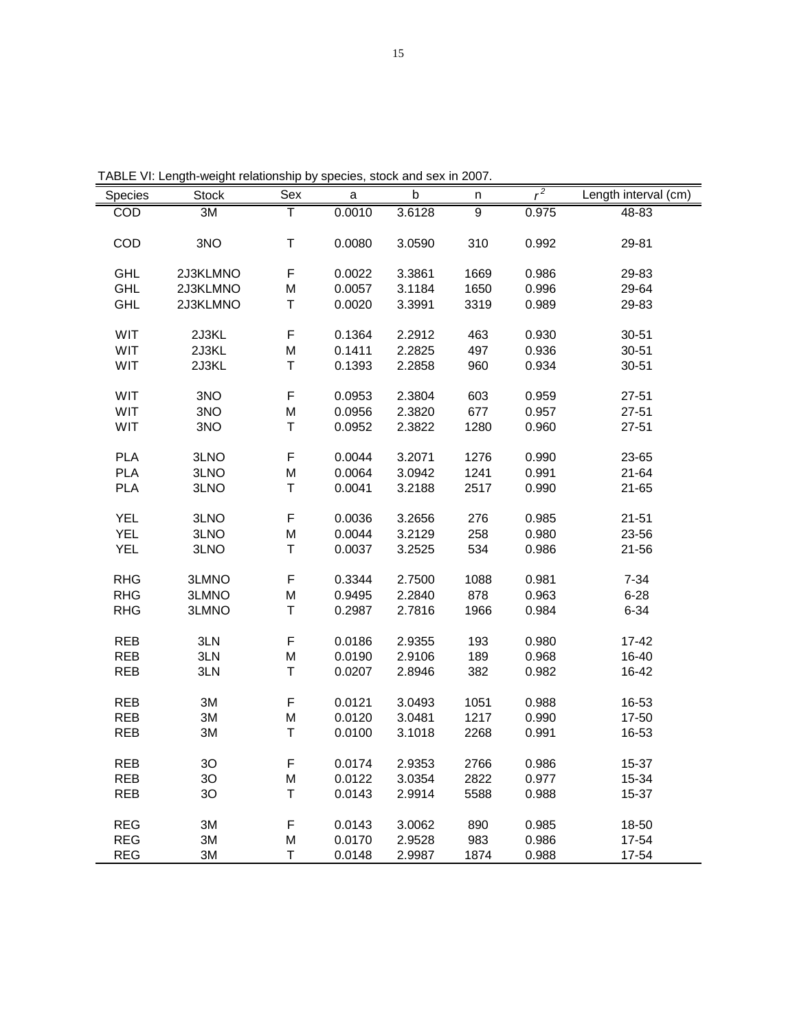TABLE VI: Length-weight relationship by species, stock and sex in 2007.

| Species | Stock | Sex | a | b | n | $r^2$ | Length interval (cm) |
|---|---|---|---|---|---|---|---|
| COD | 3M | T | 0.0010 | 3.6128 | 9 | 0.975 | 48-83 |
| | | | | | | | |
| COD | 3NO | T | 0.0080 | 3.0590 | 310 | 0.992 | 29-81 |
| | | | | | | | |
| GHL | 2J3KLMNO | F | 0.0022 | 3.3861 | 1669 | 0.986 | 29-83 |
| GHL | 2J3KLMNO | M | 0.0057 | 3.1184 | 1650 | 0.996 | 29-64 |
| GHL | 2J3KLMNO | T | 0.0020 | 3.3991 | 3319 | 0.989 | 29-83 |
| | | | | | | | |
| WIT | 2J3KL | F | 0.1364 | 2.2912 | 463 | 0.930 | 30-51 |
| WIT | 2J3KL | M | 0.1411 | 2.2825 | 497 | 0.936 | 30-51 |
| WIT | 2J3KL | T | 0.1393 | 2.2858 | 960 | 0.934 | 30-51 |
| | | | | | | | |
| WIT | 3NO | F | 0.0953 | 2.3804 | 603 | 0.959 | 27-51 |
| WIT | 3NO | M | 0.0956 | 2.3820 | 677 | 0.957 | 27-51 |
| WIT | 3NO | T | 0.0952 | 2.3822 | 1280 | 0.960 | 27-51 |
| | | | | | | | |
| PLA | 3LNO | F | 0.0044 | 3.2071 | 1276 | 0.990 | 23-65 |
| PLA | 3LNO | M | 0.0064 | 3.0942 | 1241 | 0.991 | 21-64 |
| PLA | 3LNO | T | 0.0041 | 3.2188 | 2517 | 0.990 | 21-65 |
| | | | | | | | |
| YEL | 3LNO | F | 0.0036 | 3.2656 | 276 | 0.985 | 21-51 |
| YEL | 3LNO | M | 0.0044 | 3.2129 | 258 | 0.980 | 23-56 |
| YEL | 3LNO | T | 0.0037 | 3.2525 | 534 | 0.986 | 21-56 |
| | | | | | | | |
| RHG | 3LMNO | F | 0.3344 | 2.7500 | 1088 | 0.981 | 7-34 |
| RHG | 3LMNO | M | 0.9495 | 2.2840 | 878 | 0.963 | 6-28 |
| RHG | 3LMNO | T | 0.2987 | 2.7816 | 1966 | 0.984 | 6-34 |
| | | | | | | | |
| REB | 3LN | F | 0.0186 | 2.9355 | 193 | 0.980 | 17-42 |
| REB | 3LN | M | 0.0190 | 2.9106 | 189 | 0.968 | 16-40 |
| REB | 3LN | T | 0.0207 | 2.8946 | 382 | 0.982 | 16-42 |
| | | | | | | | |
| REB | 3M | F | 0.0121 | 3.0493 | 1051 | 0.988 | 16-53 |
| REB | 3M | M | 0.0120 | 3.0481 | 1217 | 0.990 | 17-50 |
| REB | 3M | T | 0.0100 | 3.1018 | 2268 | 0.991 | 16-53 |
| | | | | | | | |
| REB | 3O | F | 0.0174 | 2.9353 | 2766 | 0.986 | 15-37 |
| REB | 3O | M | 0.0122 | 3.0354 | 2822 | 0.977 | 15-34 |
| REB | 3O | T | 0.0143 | 2.9914 | 5588 | 0.988 | 15-37 |
| | | | | | | | |
| REG | 3M | F | 0.0143 | 3.0062 | 890 | 0.985 | 18-50 |
| REG | 3M | M | 0.0170 | 2.9528 | 983 | 0.986 | 17-54 |
| REG | 3M | T | 0.0148 | 2.9987 | 1874 | 0.988 | 17-54 |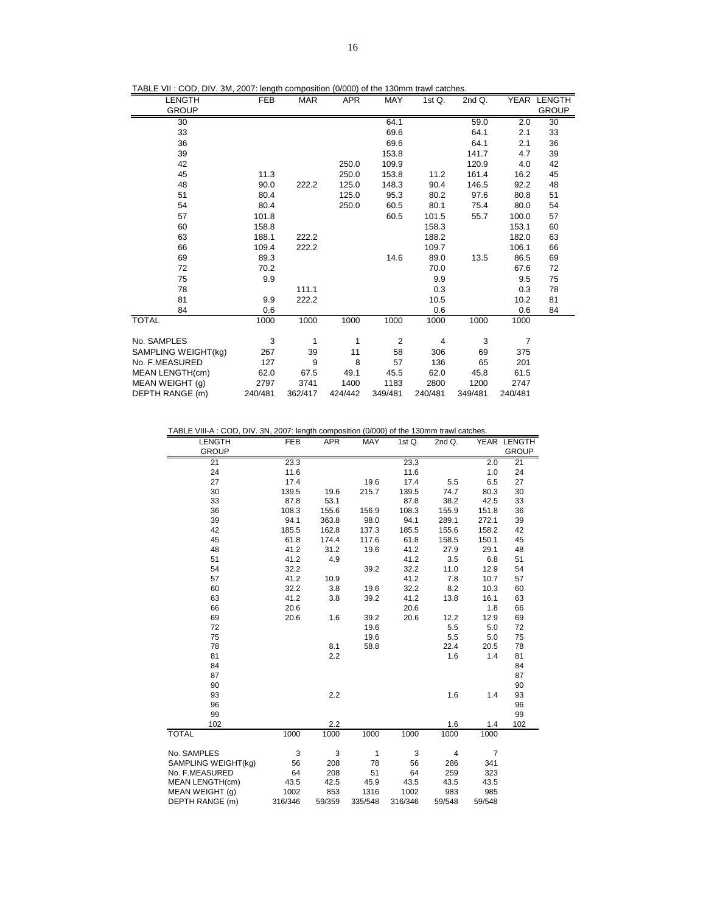TABLE VII : COD, DIV. 3M, 2007: length composition (0/000) of the 130mm trawl catches.

| LENGTH GROUP | FEB | MAR | APR | MAY | 1st Q. | 2nd Q. | YEAR | LENGTH GROUP |
|---|---|---|---|---|---|---|---|---|
| 30 | | | | 64.1 | | 59.0 | 2.0 | 30 |
| 33 | | | | 69.6 | | 64.1 | 2.1 | 33 |
| 36 | | | | 69.6 | | 64.1 | 2.1 | 36 |
| 39 | | | | 153.8 | | 141.7 | 4.7 | 39 |
| 42 | | | 250.0 | 109.9 | | 120.9 | 4.0 | 42 |
| 45 | 11.3 | | 250.0 | 153.8 | 11.2 | 161.4 | 16.2 | 45 |
| 48 | 90.0 | 222.2 | 125.0 | 148.3 | 90.4 | 146.5 | 92.2 | 48 |
| 51 | 80.4 | | 125.0 | 95.3 | 80.2 | 97.6 | 80.8 | 51 |
| 54 | 80.4 | | 250.0 | 60.5 | 80.1 | 75.4 | 80.0 | 54 |
| 57 | 101.8 | | | 60.5 | 101.5 | 55.7 | 100.0 | 57 |
| 60 | 158.8 | | | | 158.3 | | 153.1 | 60 |
| 63 | 188.1 | 222.2 | | | 188.2 | | 182.0 | 63 |
| 66 | 109.4 | 222.2 | | | 109.7 | | 106.1 | 66 |
| 69 | 89.3 | | | 14.6 | 89.0 | 13.5 | 86.5 | 69 |
| 72 | 70.2 | | | | 70.0 | | 67.6 | 72 |
| 75 | 9.9 | | | | 9.9 | | 9.5 | 75 |
| 78 | | 111.1 | | | 0.3 | | 0.3 | 78 |
| 81 | 9.9 | 222.2 | | | 10.5 | | 10.2 | 81 |
| 84 | 0.6 | | | | 0.6 | | 0.6 | 84 |
| TOTAL | 1000 | 1000 | 1000 | 1000 | 1000 | 1000 | 1000 | |
| No. SAMPLES | 3 | 1 | 1 | 2 | 4 | 3 | 7 | |
| SAMPLING WEIGHT(kg) | 267 | 39 | 11 | 58 | 306 | 69 | 375 | |
| No. F.MEASURED | 127 | 9 | 8 | 57 | 136 | 65 | 201 | |
| MEAN LENGTH(cm) | 62.0 | 67.5 | 49.1 | 45.5 | 62.0 | 45.8 | 61.5 | |
| MEAN WEIGHT (g) | 2797 | 3741 | 1400 | 1183 | 2800 | 1200 | 2747 | |
| DEPTH RANGE (m) | 240/481 | 362/417 | 424/442 | 349/481 | 240/481 | 349/481 | 240/481 | |

TABLE VIII-A : COD, DIV. 3N, 2007: length composition (0/000) of the 130mm trawl catches.

| LENGTH GROUP | FEB | APR | MAY | 1st Q. | 2nd Q. | YEAR | LENGTH GROUP |
|---|---|---|---|---|---|---|---|
| 21 | 23.3 | | | 23.3 | | 2.0 | 21 |
| 24 | 11.6 | | | 11.6 | | 1.0 | 24 |
| 27 | 17.4 | | 19.6 | 17.4 | 5.5 | 6.5 | 27 |
| 30 | 139.5 | 19.6 | 215.7 | 139.5 | 74.7 | 80.3 | 30 |
| 33 | 87.8 | 53.1 | | 87.8 | 38.2 | 42.5 | 33 |
| 36 | 108.3 | 155.6 | 156.9 | 108.3 | 155.9 | 151.8 | 36 |
| 39 | 94.1 | 363.8 | 98.0 | 94.1 | 289.1 | 272.1 | 39 |
| 42 | 185.5 | 162.8 | 137.3 | 185.5 | 155.6 | 158.2 | 42 |
| 45 | 61.8 | 174.4 | 117.6 | 61.8 | 158.5 | 150.1 | 45 |
| 48 | 41.2 | 31.2 | 19.6 | 41.2 | 27.9 | 29.1 | 48 |
| 51 | 41.2 | 4.9 | | 41.2 | 3.5 | 6.8 | 51 |
| 54 | 32.2 | | 39.2 | 32.2 | 11.0 | 12.9 | 54 |
| 57 | 41.2 | 10.9 | | 41.2 | 7.8 | 10.7 | 57 |
| 60 | 32.2 | 3.8 | 19.6 | 32.2 | 8.2 | 10.3 | 60 |
| 63 | 41.2 | 3.8 | 39.2 | 41.2 | 13.8 | 16.1 | 63 |
| 66 | 20.6 | | | 20.6 | | 1.8 | 66 |
| 69 | 20.6 | 1.6 | 39.2 | 20.6 | 12.2 | 12.9 | 69 |
| 72 | | | 19.6 | | 5.5 | 5.0 | 72 |
| 75 | | | 19.6 | | 5.5 | 5.0 | 75 |
| 78 | | 8.1 | 58.8 | | 22.4 | 20.5 | 78 |
| 81 | | 2.2 | | | 1.6 | 1.4 | 81 |
| 84 | | | | | | | 84 |
| 87 | | | | | | | 87 |
| 90 | | | | | | | 90 |
| 93 | | 2.2 | | | 1.6 | 1.4 | 93 |
| 96 | | | | | | | 96 |
| 99 | | | | | | | 99 |
| 102 | | 2.2 | | | 1.6 | 1.4 | 102 |
| TOTAL | 1000 | 1000 | 1000 | 1000 | 1000 | 1000 | |
| No. SAMPLES | 3 | 3 | 1 | 3 | 4 | 7 | |
| SAMPLING WEIGHT(kg) | 56 | 208 | 78 | 56 | 286 | 341 | |
| No. F.MEASURED | 64 | 208 | 51 | 64 | 259 | 323 | |
| MEAN LENGTH(cm) | 43.5 | 42.5 | 45.9 | 43.5 | 43.5 | 43.5 | |
| MEAN WEIGHT (g) | 1002 | 853 | 1316 | 1002 | 983 | 985 | |
| DEPTH RANGE (m) | 316/346 | 59/359 | 335/548 | 316/346 | 59/548 | 59/548 | |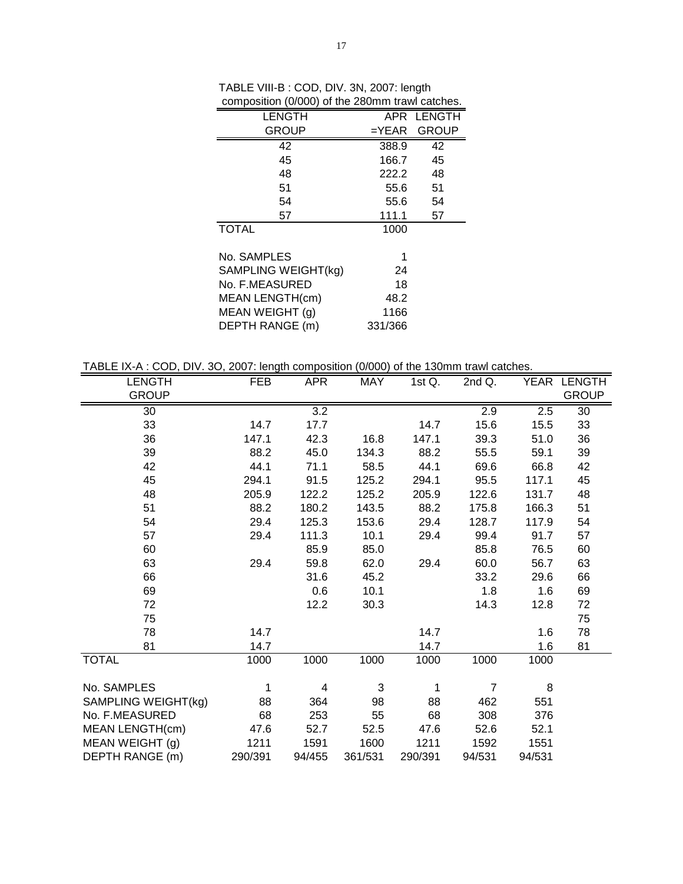TABLE VIII-B : COD, DIV. 3N, 2007: length composition (0/000) of the 280mm trawl catches.

| LENGTH GROUP | APR =YEAR | LENGTH GROUP |
|---|---|---|
| 42 | 388.9 | 42 |
| 45 | 166.7 | 45 |
| 48 | 222.2 | 48 |
| 51 | 55.6 | 51 |
| 54 | 55.6 | 54 |
| 57 | 111.1 | 57 |
| TOTAL | 1000 | |
| | | |
| No. SAMPLES | 1 | |
| SAMPLING WEIGHT(kg) | 24 | |
| No. F.MEASURED | 18 | |
| MEAN LENGTH(cm) | 48.2 | |
| MEAN WEIGHT (g) | 1166 | |
| DEPTH RANGE (m) | 331/366 | |

TABLE IX-A : COD, DIV. 3O, 2007: length composition (0/000) of the 130mm trawl catches.

| LENGTH GROUP | FEB | APR | MAY | 1st Q. | 2nd Q. | YEAR | LENGTH GROUP |
|---|---|---|---|---|---|---|---|
| 30 | | 3.2 | | | 2.9 | 2.5 | 30 |
| 33 | 14.7 | 17.7 | | 14.7 | 15.6 | 15.5 | 33 |
| 36 | 147.1 | 42.3 | 16.8 | 147.1 | 39.3 | 51.0 | 36 |
| 39 | 88.2 | 45.0 | 134.3 | 88.2 | 55.5 | 59.1 | 39 |
| 42 | 44.1 | 71.1 | 58.5 | 44.1 | 69.6 | 66.8 | 42 |
| 45 | 294.1 | 91.5 | 125.2 | 294.1 | 95.5 | 117.1 | 45 |
| 48 | 205.9 | 122.2 | 125.2 | 205.9 | 122.6 | 131.7 | 48 |
| 51 | 88.2 | 180.2 | 143.5 | 88.2 | 175.8 | 166.3 | 51 |
| 54 | 29.4 | 125.3 | 153.6 | 29.4 | 128.7 | 117.9 | 54 |
| 57 | 29.4 | 111.3 | 10.1 | 29.4 | 99.4 | 91.7 | 57 |
| 60 | | 85.9 | 85.0 | | 85.8 | 76.5 | 60 |
| 63 | 29.4 | 59.8 | 62.0 | 29.4 | 60.0 | 56.7 | 63 |
| 66 | | 31.6 | 45.2 | | 33.2 | 29.6 | 66 |
| 69 | | 0.6 | 10.1 | | 1.8 | 1.6 | 69 |
| 72 | | 12.2 | 30.3 | | 14.3 | 12.8 | 72 |
| 75 | | | | | | | 75 |
| 78 | 14.7 | | | 14.7 | | 1.6 | 78 |
| 81 | 14.7 | | | 14.7 | | 1.6 | 81 |
| TOTAL | 1000 | 1000 | 1000 | 1000 | 1000 | 1000 | |
| | | | | | | | |
| No. SAMPLES | 1 | 4 | 3 | 1 | 7 | 8 | |
| SAMPLING WEIGHT(kg) | 88 | 364 | 98 | 88 | 462 | 551 | |
| No. F.MEASURED | 68 | 253 | 55 | 68 | 308 | 376 | |
| MEAN LENGTH(cm) | 47.6 | 52.7 | 52.5 | 47.6 | 52.6 | 52.1 | |
| MEAN WEIGHT (g) | 1211 | 1591 | 1600 | 1211 | 1592 | 1551 | |
| DEPTH RANGE (m) | 290/391 | 94/455 | 361/531 | 290/391 | 94/531 | 94/531 | |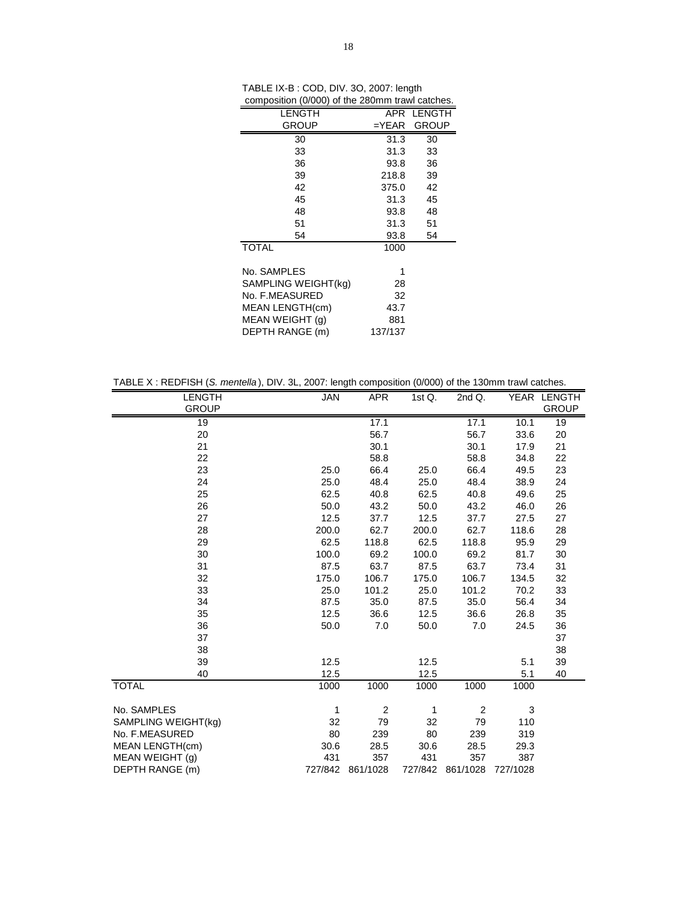TABLE IX-B : COD, DIV. 3O, 2007: length composition (0/000) of the 280mm trawl catches.

| LENGTH GROUP | APR =YEAR | LENGTH GROUP |
|---|---|---|
| 30 | 31.3 | 30 |
| 33 | 31.3 | 33 |
| 36 | 93.8 | 36 |
| 39 | 218.8 | 39 |
| 42 | 375.0 | 42 |
| 45 | 31.3 | 45 |
| 48 | 93.8 | 48 |
| 51 | 31.3 | 51 |
| 54 | 93.8 | 54 |
| TOTAL | 1000 | |
| | | |
| No. SAMPLES | 1 | |
| SAMPLING WEIGHT(kg) | 28 | |
| No. F.MEASURED | 32 | |
| MEAN LENGTH(cm) | 43.7 | |
| MEAN WEIGHT (g) | 881 | |
| DEPTH RANGE (m) | 137/137 | |

TABLE X : REDFISH (*S. mentella*), DIV. 3L, 2007: length composition (0/000) of the 130mm trawl catches.

| LENGTH GROUP | JAN | APR | 1st Q. | 2nd Q. | YEAR | LENGTH GROUP |
|---|---|---|---|---|---|---|
| 19 | | 17.1 | | 17.1 | 10.1 | 19 |
| 20 | | 56.7 | | 56.7 | 33.6 | 20 |
| 21 | | 30.1 | | 30.1 | 17.9 | 21 |
| 22 | | 58.8 | | 58.8 | 34.8 | 22 |
| 23 | 25.0 | 66.4 | 25.0 | 66.4 | 49.5 | 23 |
| 24 | 25.0 | 48.4 | 25.0 | 48.4 | 38.9 | 24 |
| 25 | 62.5 | 40.8 | 62.5 | 40.8 | 49.6 | 25 |
| 26 | 50.0 | 43.2 | 50.0 | 43.2 | 46.0 | 26 |
| 27 | 12.5 | 37.7 | 12.5 | 37.7 | 27.5 | 27 |
| 28 | 200.0 | 62.7 | 200.0 | 62.7 | 118.6 | 28 |
| 29 | 62.5 | 118.8 | 62.5 | 118.8 | 95.9 | 29 |
| 30 | 100.0 | 69.2 | 100.0 | 69.2 | 81.7 | 30 |
| 31 | 87.5 | 63.7 | 87.5 | 63.7 | 73.4 | 31 |
| 32 | 175.0 | 106.7 | 175.0 | 106.7 | 134.5 | 32 |
| 33 | 25.0 | 101.2 | 25.0 | 101.2 | 70.2 | 33 |
| 34 | 87.5 | 35.0 | 87.5 | 35.0 | 56.4 | 34 |
| 35 | 12.5 | 36.6 | 12.5 | 36.6 | 26.8 | 35 |
| 36 | 50.0 | 7.0 | 50.0 | 7.0 | 24.5 | 36 |
| 37 | | | | | | 37 |
| 38 | | | | | | 38 |
| 39 | 12.5 | | 12.5 | | 5.1 | 39 |
| 40 | 12.5 | | 12.5 | | 5.1 | 40 |
| TOTAL | 1000 | 1000 | 1000 | 1000 | 1000 | |
| | | | | | | |
| No. SAMPLES | 1 | 2 | 1 | 2 | 3 | |
| SAMPLING WEIGHT(kg) | 32 | 79 | 32 | 79 | 110 | |
| No. F.MEASURED | 80 | 239 | 80 | 239 | 319 | |
| MEAN LENGTH(cm) | 30.6 | 28.5 | 30.6 | 28.5 | 29.3 | |
| MEAN WEIGHT (g) | 431 | 357 | 431 | 357 | 387 | |
| DEPTH RANGE (m) | 727/842 | 861/1028 | 727/842 | 861/1028 | 727/1028 | |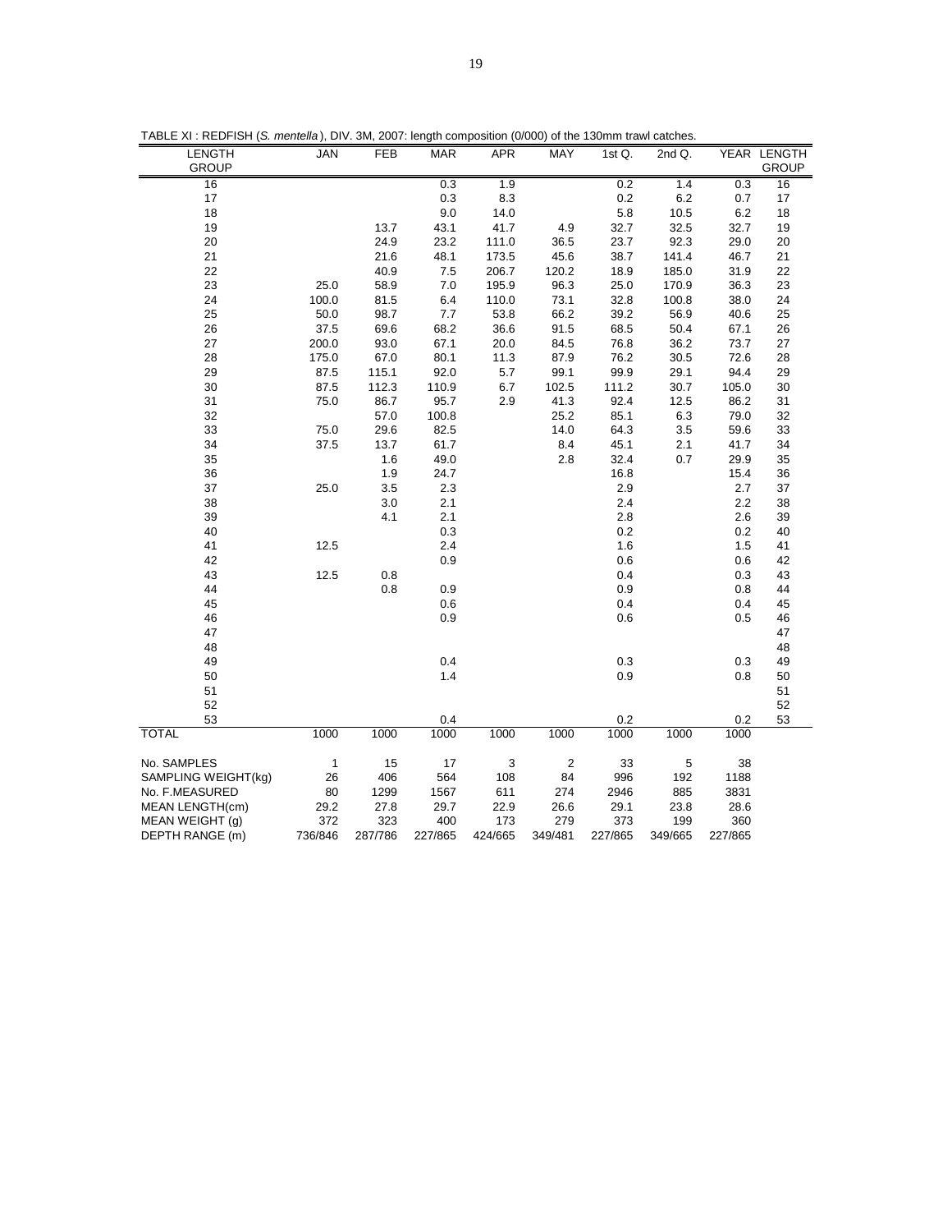TABLE XI : REDFISH (*S. mentella*), DIV. 3M, 2007: length composition (0/000) of the 130mm trawl catches.

| LENGTH GROUP | JAN | FEB | MAR | APR | MAY | 1st Q. | 2nd Q. | YEAR | LENGTH GROUP |
|---|---|---|---|---|---|---|---|---|---|
| 16 | | | 0.3 | 1.9 | | 0.2 | 1.4 | 0.3 | 16 |
| 17 | | | 0.3 | 8.3 | | 0.2 | 6.2 | 0.7 | 17 |
| 18 | | | 9.0 | 14.0 | | 5.8 | 10.5 | 6.2 | 18 |
| 19 | | 13.7 | 43.1 | 41.7 | 4.9 | 32.7 | 32.5 | 32.7 | 19 |
| 20 | | 24.9 | 23.2 | 111.0 | 36.5 | 23.7 | 92.3 | 29.0 | 20 |
| 21 | | 21.6 | 48.1 | 173.5 | 45.6 | 38.7 | 141.4 | 46.7 | 21 |
| 22 | | 40.9 | 7.5 | 206.7 | 120.2 | 18.9 | 185.0 | 31.9 | 22 |
| 23 | 25.0 | 58.9 | 7.0 | 195.9 | 96.3 | 25.0 | 170.9 | 36.3 | 23 |
| 24 | 100.0 | 81.5 | 6.4 | 110.0 | 73.1 | 32.8 | 100.8 | 38.0 | 24 |
| 25 | 50.0 | 98.7 | 7.7 | 53.8 | 66.2 | 39.2 | 56.9 | 40.6 | 25 |
| 26 | 37.5 | 69.6 | 68.2 | 36.6 | 91.5 | 68.5 | 50.4 | 67.1 | 26 |
| 27 | 200.0 | 93.0 | 67.1 | 20.0 | 84.5 | 76.8 | 36.2 | 73.7 | 27 |
| 28 | 175.0 | 67.0 | 80.1 | 11.3 | 87.9 | 76.2 | 30.5 | 72.6 | 28 |
| 29 | 87.5 | 115.1 | 92.0 | 5.7 | 99.1 | 99.9 | 29.1 | 94.4 | 29 |
| 30 | 87.5 | 112.3 | 110.9 | 6.7 | 102.5 | 111.2 | 30.7 | 105.0 | 30 |
| 31 | 75.0 | 86.7 | 95.7 | 2.9 | 41.3 | 92.4 | 12.5 | 86.2 | 31 |
| 32 | | 57.0 | 100.8 | | 25.2 | 85.1 | 6.3 | 79.0 | 32 |
| 33 | 75.0 | 29.6 | 82.5 | | 14.0 | 64.3 | 3.5 | 59.6 | 33 |
| 34 | 37.5 | 13.7 | 61.7 | | 8.4 | 45.1 | 2.1 | 41.7 | 34 |
| 35 | | 1.6 | 49.0 | | 2.8 | 32.4 | 0.7 | 29.9 | 35 |
| 36 | | 1.9 | 24.7 | | | 16.8 | | 15.4 | 36 |
| 37 | 25.0 | 3.5 | 2.3 | | | 2.9 | | 2.7 | 37 |
| 38 | | 3.0 | 2.1 | | | 2.4 | | 2.2 | 38 |
| 39 | | 4.1 | 2.1 | | | 2.8 | | 2.6 | 39 |
| 40 | | | 0.3 | | | 0.2 | | 0.2 | 40 |
| 41 | 12.5 | | 2.4 | | | 1.6 | | 1.5 | 41 |
| 42 | | | 0.9 | | | 0.6 | | 0.6 | 42 |
| 43 | 12.5 | 0.8 | | | | 0.4 | | 0.3 | 43 |
| 44 | | 0.8 | 0.9 | | | 0.9 | | 0.8 | 44 |
| 45 | | | 0.6 | | | 0.4 | | 0.4 | 45 |
| 46 | | | 0.9 | | | 0.6 | | 0.5 | 46 |
| 47 | | | | | | | | | 47 |
| 48 | | | | | | | | | 48 |
| 49 | | | 0.4 | | | 0.3 | | 0.3 | 49 |
| 50 | | | 1.4 | | | 0.9 | | 0.8 | 50 |
| 51 | | | | | | | | | 51 |
| 52 | | | | | | | | | 52 |
| 53 | | | 0.4 | | | 0.2 | | 0.2 | 53 |
| TOTAL | 1000 | 1000 | 1000 | 1000 | 1000 | 1000 | 1000 | 1000 | |
| No. SAMPLES | 1 | 15 | 17 | 3 | 2 | 33 | 5 | 38 | |
| SAMPLING WEIGHT(kg) | 26 | 406 | 564 | 108 | 84 | 996 | 192 | 1188 | |
| No. F.MEASURED | 80 | 1299 | 1567 | 611 | 274 | 2946 | 885 | 3831 | |
| MEAN LENGTH(cm) | 29.2 | 27.8 | 29.7 | 22.9 | 26.6 | 29.1 | 23.8 | 28.6 | |
| MEAN WEIGHT (g) | 372 | 323 | 400 | 173 | 279 | 373 | 199 | 360 | |
| DEPTH RANGE (m) | 736/846 | 287/786 | 227/865 | 424/665 | 349/481 | 227/865 | 349/665 | 227/865 | |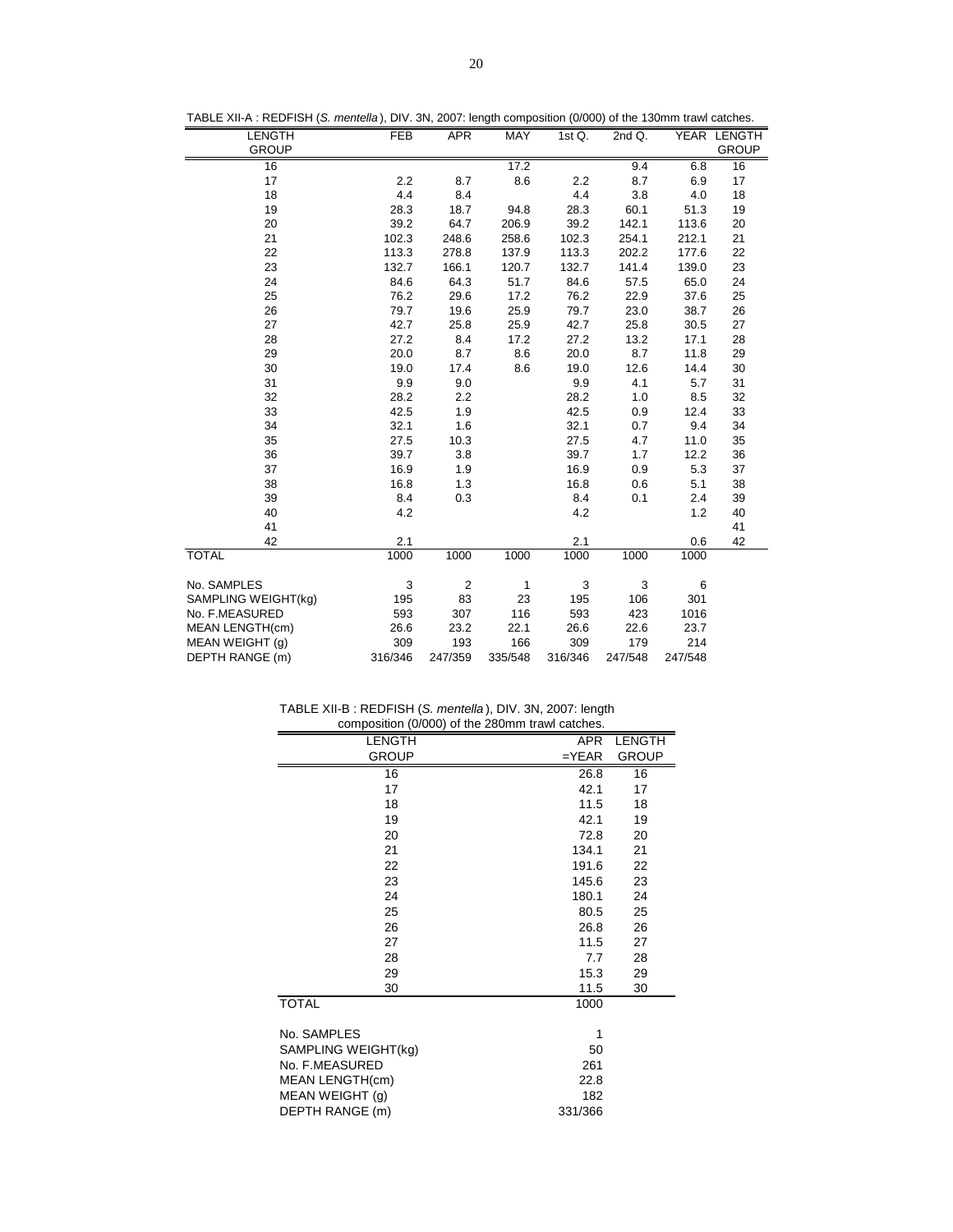TABLE XII-A : REDFISH (*S. mentella*), DIV. 3N, 2007: length composition (0/000) of the 130mm trawl catches.

| LENGTH GROUP | FEB | APR | MAY | 1st Q. | 2nd Q. | YEAR | LENGTH GROUP |
|---|---|---|---|---|---|---|---|
| 16 | | | 17.2 | | 9.4 | 6.8 | 16 |
| 17 | 2.2 | 8.7 | 8.6 | 2.2 | 8.7 | 6.9 | 17 |
| 18 | 4.4 | 8.4 | | 4.4 | 3.8 | 4.0 | 18 |
| 19 | 28.3 | 18.7 | 94.8 | 28.3 | 60.1 | 51.3 | 19 |
| 20 | 39.2 | 64.7 | 206.9 | 39.2 | 142.1 | 113.6 | 20 |
| 21 | 102.3 | 248.6 | 258.6 | 102.3 | 254.1 | 212.1 | 21 |
| 22 | 113.3 | 278.8 | 137.9 | 113.3 | 202.2 | 177.6 | 22 |
| 23 | 132.7 | 166.1 | 120.7 | 132.7 | 141.4 | 139.0 | 23 |
| 24 | 84.6 | 64.3 | 51.7 | 84.6 | 57.5 | 65.0 | 24 |
| 25 | 76.2 | 29.6 | 17.2 | 76.2 | 22.9 | 37.6 | 25 |
| 26 | 79.7 | 19.6 | 25.9 | 79.7 | 23.0 | 38.7 | 26 |
| 27 | 42.7 | 25.8 | 25.9 | 42.7 | 25.8 | 30.5 | 27 |
| 28 | 27.2 | 8.4 | 17.2 | 27.2 | 13.2 | 17.1 | 28 |
| 29 | 20.0 | 8.7 | 8.6 | 20.0 | 8.7 | 11.8 | 29 |
| 30 | 19.0 | 17.4 | 8.6 | 19.0 | 12.6 | 14.4 | 30 |
| 31 | 9.9 | 9.0 | | 9.9 | 4.1 | 5.7 | 31 |
| 32 | 28.2 | 2.2 | | 28.2 | 1.0 | 8.5 | 32 |
| 33 | 42.5 | 1.9 | | 42.5 | 0.9 | 12.4 | 33 |
| 34 | 32.1 | 1.6 | | 32.1 | 0.7 | 9.4 | 34 |
| 35 | 27.5 | 10.3 | | 27.5 | 4.7 | 11.0 | 35 |
| 36 | 39.7 | 3.8 | | 39.7 | 1.7 | 12.2 | 36 |
| 37 | 16.9 | 1.9 | | 16.9 | 0.9 | 5.3 | 37 |
| 38 | 16.8 | 1.3 | | 16.8 | 0.6 | 5.1 | 38 |
| 39 | 8.4 | 0.3 | | 8.4 | 0.1 | 2.4 | 39 |
| 40 | 4.2 | | | 4.2 | | 1.2 | 40 |
| 41 | | | | | | | 41 |
| 42 | 2.1 | | | 2.1 | | 0.6 | 42 |
| TOTAL | 1000 | 1000 | 1000 | 1000 | 1000 | 1000 | |
| | | | | | | | |
| No. SAMPLES | 3 | 2 | 1 | 3 | 3 | 6 | |
| SAMPLING WEIGHT(kg) | 195 | 83 | 23 | 195 | 106 | 301 | |
| No. F.MEASURED | 593 | 307 | 116 | 593 | 423 | 1016 | |
| MEAN LENGTH(cm) | 26.6 | 23.2 | 22.1 | 26.6 | 22.6 | 23.7 | |
| MEAN WEIGHT (g) | 309 | 193 | 166 | 309 | 179 | 214 | |
| DEPTH RANGE (m) | 316/346 | 247/359 | 335/548 | 316/346 | 247/548 | 247/548 | |

TABLE XII-B : REDFISH (*S. mentella*), DIV. 3N, 2007: length composition (0/000) of the 280mm trawl catches.

| LENGTH GROUP | APR =YEAR | LENGTH GROUP |
|---|---|---|
| 16 | 26.8 | 16 |
| 17 | 42.1 | 17 |
| 18 | 11.5 | 18 |
| 19 | 42.1 | 19 |
| 20 | 72.8 | 20 |
| 21 | 134.1 | 21 |
| 22 | 191.6 | 22 |
| 23 | 145.6 | 23 |
| 24 | 180.1 | 24 |
| 25 | 80.5 | 25 |
| 26 | 26.8 | 26 |
| 27 | 11.5 | 27 |
| 28 | 7.7 | 28 |
| 29 | 15.3 | 29 |
| 30 | 11.5 | 30 |
| TOTAL | 1000 | |
| | | |
| No. SAMPLES | 1 | |
| SAMPLING WEIGHT(kg) | 50 | |
| No. F.MEASURED | 261 | |
| MEAN LENGTH(cm) | 22.8 | |
| MEAN WEIGHT (g) | 182 | |
| DEPTH RANGE (m) | 331/366 | |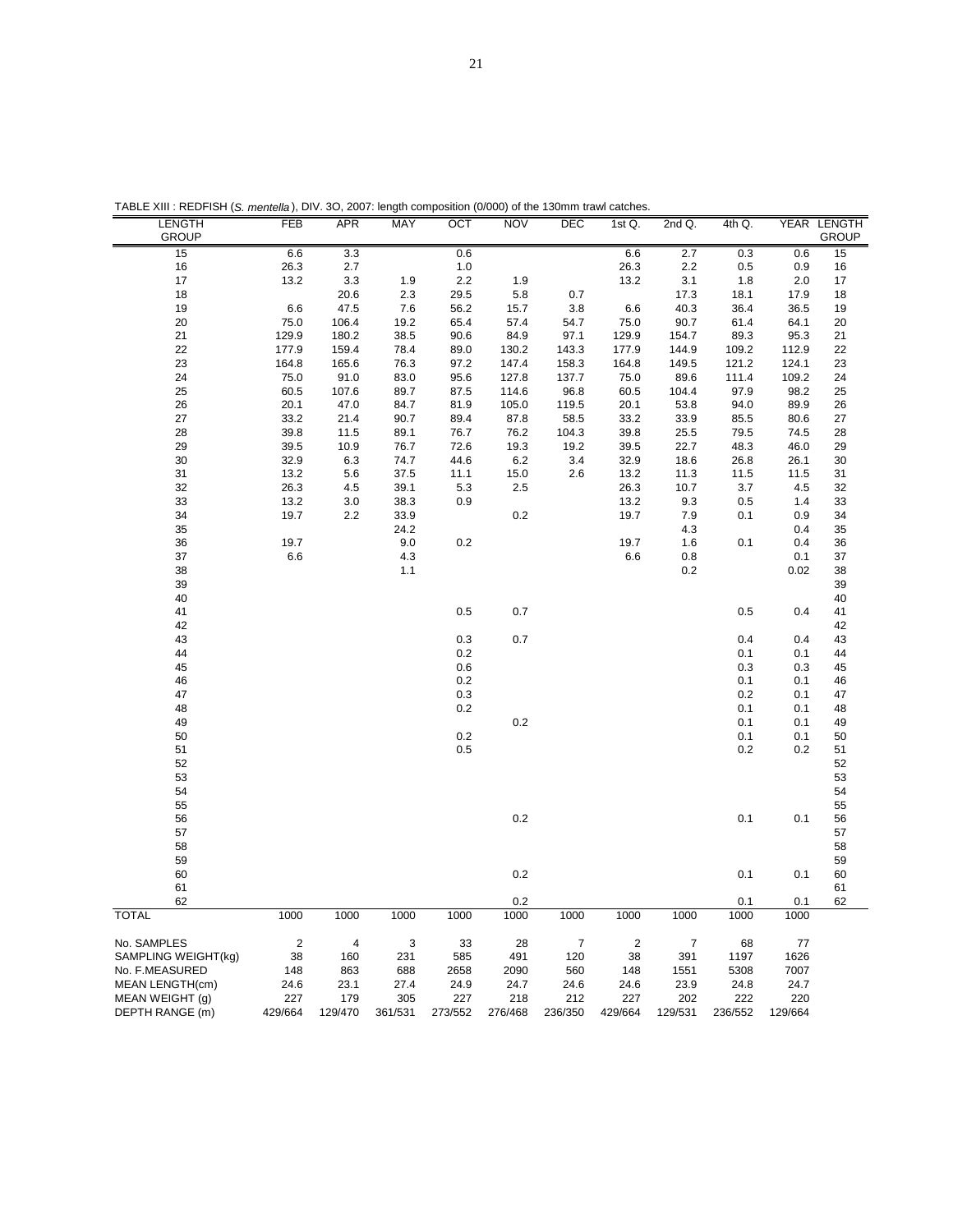TABLE XIII : REDFISH (*S. mentella*), DIV. 3O, 2007: length composition (0/000) of the 130mm trawl catches.

| LENGTH GROUP | FEB | APR | MAY | OCT | NOV | DEC | 1st Q. | 2nd Q. | 4th Q. | YEAR | LENGTH GROUP |
|---|---|---|---|---|---|---|---|---|---|---|---|
| 15 | 6.6 | 3.3 | | 0.6 | | | 6.6 | 2.7 | 0.3 | 0.6 | 15 |
| 16 | 26.3 | 2.7 | | 1.0 | | | 26.3 | 2.2 | 0.5 | 0.9 | 16 |
| 17 | 13.2 | 3.3 | 1.9 | 2.2 | 1.9 | | 13.2 | 3.1 | 1.8 | 2.0 | 17 |
| 18 | | 20.6 | 2.3 | 29.5 | 5.8 | 0.7 | | 17.3 | 18.1 | 17.9 | 18 |
| 19 | 6.6 | 47.5 | 7.6 | 56.2 | 15.7 | 3.8 | 6.6 | 40.3 | 36.4 | 36.5 | 19 |
| 20 | 75.0 | 106.4 | 19.2 | 65.4 | 57.4 | 54.7 | 75.0 | 90.7 | 61.4 | 64.1 | 20 |
| 21 | 129.9 | 180.2 | 38.5 | 90.6 | 84.9 | 97.1 | 129.9 | 154.7 | 89.3 | 95.3 | 21 |
| 22 | 177.9 | 159.4 | 78.4 | 89.0 | 130.2 | 143.3 | 177.9 | 144.9 | 109.2 | 112.9 | 22 |
| 23 | 164.8 | 165.6 | 76.3 | 97.2 | 147.4 | 158.3 | 164.8 | 149.5 | 121.2 | 124.1 | 23 |
| 24 | 75.0 | 91.0 | 83.0 | 95.6 | 127.8 | 137.7 | 75.0 | 89.6 | 111.4 | 109.2 | 24 |
| 25 | 60.5 | 107.6 | 89.7 | 87.5 | 114.6 | 96.8 | 60.5 | 104.4 | 97.9 | 98.2 | 25 |
| 26 | 20.1 | 47.0 | 84.7 | 81.9 | 105.0 | 119.5 | 20.1 | 53.8 | 94.0 | 89.9 | 26 |
| 27 | 33.2 | 21.4 | 90.7 | 89.4 | 87.8 | 58.5 | 33.2 | 33.9 | 85.5 | 80.6 | 27 |
| 28 | 39.8 | 11.5 | 89.1 | 76.7 | 76.2 | 104.3 | 39.8 | 25.5 | 79.5 | 74.5 | 28 |
| 29 | 39.5 | 10.9 | 76.7 | 72.6 | 19.3 | 19.2 | 39.5 | 22.7 | 48.3 | 46.0 | 29 |
| 30 | 32.9 | 6.3 | 74.7 | 44.6 | 6.2 | 3.4 | 32.9 | 18.6 | 26.8 | 26.1 | 30 |
| 31 | 13.2 | 5.6 | 37.5 | 11.1 | 15.0 | 2.6 | 13.2 | 11.3 | 11.5 | 11.5 | 31 |
| 32 | 26.3 | 4.5 | 39.1 | 5.3 | 2.5 | | 26.3 | 10.7 | 3.7 | 4.5 | 32 |
| 33 | 13.2 | 3.0 | 38.3 | 0.9 | | | 13.2 | 9.3 | 0.5 | 1.4 | 33 |
| 34 | 19.7 | 2.2 | 33.9 | | 0.2 | | 19.7 | 7.9 | 0.1 | 0.9 | 34 |
| 35 | | | 24.2 | | | | | 4.3 | | 0.4 | 35 |
| 36 | 19.7 | | 9.0 | 0.2 | | | 19.7 | 1.6 | 0.1 | 0.4 | 36 |
| 37 | 6.6 | | 4.3 | | | | 6.6 | 0.8 | | 0.1 | 37 |
| 38 | | | 1.1 | | | | | 0.2 | | 0.02 | 38 |
| 39 | | | | | | | | | | | 39 |
| 40 | | | | | | | | | | | 40 |
| 41 | | | | 0.5 | 0.7 | | | | 0.5 | 0.4 | 41 |
| 42 | | | | | | | | | | | 42 |
| 43 | | | | 0.3 | 0.7 | | | | 0.4 | 0.4 | 43 |
| 44 | | | | 0.2 | | | | | 0.1 | 0.1 | 44 |
| 45 | | | | 0.6 | | | | | 0.3 | 0.3 | 45 |
| 46 | | | | 0.2 | | | | | 0.1 | 0.1 | 46 |
| 47 | | | | 0.3 | | | | | 0.2 | 0.1 | 47 |
| 48 | | | | 0.2 | | | | | 0.1 | 0.1 | 48 |
| 49 | | | | | 0.2 | | | | 0.1 | 0.1 | 49 |
| 50 | | | | 0.2 | | | | | 0.1 | 0.1 | 50 |
| 51 | | | | 0.5 | | | | | 0.2 | 0.2 | 51 |
| 52 | | | | | | | | | | | 52 |
| 53 | | | | | | | | | | | 53 |
| 54 | | | | | | | | | | | 54 |
| 55 | | | | | | | | | | | 55 |
| 56 | | | | | 0.2 | | | | 0.1 | 0.1 | 56 |
| 57 | | | | | | | | | | | 57 |
| 58 | | | | | | | | | | | 58 |
| 59 | | | | | | | | | | | 59 |
| 60 | | | | | 0.2 | | | | 0.1 | 0.1 | 60 |
| 61 | | | | | | | | | | | 61 |
| 62 | | | | | 0.2 | | | | 0.1 | 0.1 | 62 |
| TOTAL | 1000 | 1000 | 1000 | 1000 | 1000 | 1000 | 1000 | 1000 | 1000 | 1000 | |
| No. SAMPLES | 2 | 4 | 3 | 33 | 28 | 7 | 2 | 7 | 68 | 77 | |
| SAMPLING WEIGHT(kg) | 38 | 160 | 231 | 585 | 491 | 120 | 38 | 391 | 1197 | 1626 | |
| No. F.MEASURED | 148 | 863 | 688 | 2658 | 2090 | 560 | 148 | 1551 | 5308 | 7007 | |
| MEAN LENGTH(cm) | 24.6 | 23.1 | 27.4 | 24.9 | 24.7 | 24.6 | 24.6 | 23.9 | 24.8 | 24.7 | |
| MEAN WEIGHT (g) | 227 | 179 | 305 | 227 | 218 | 212 | 227 | 202 | 222 | 220 | |
| DEPTH RANGE (m) | 429/664 | 129/470 | 361/531 | 273/552 | 276/468 | 236/350 | 429/664 | 129/531 | 236/552 | 129/664 | |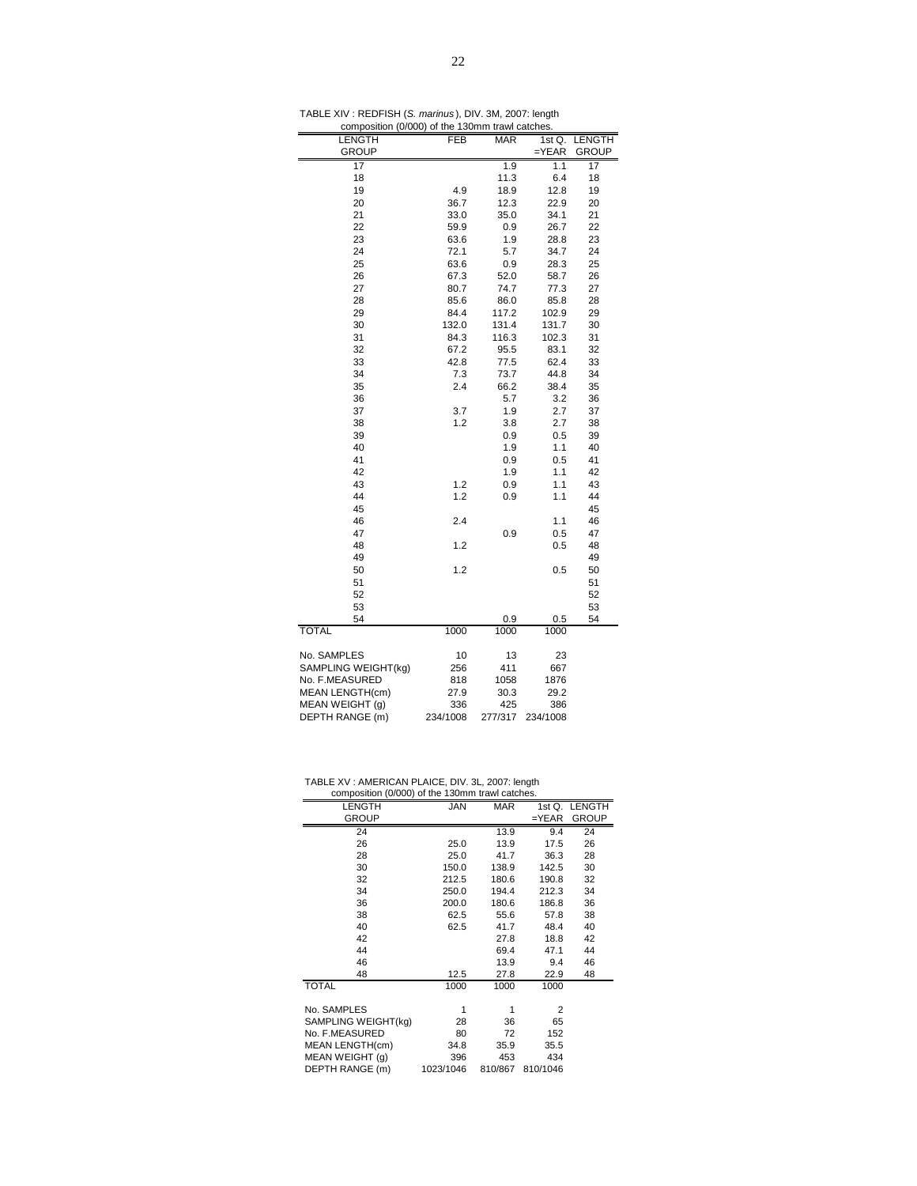TABLE XIV : REDFISH (*S. marinus*), DIV. 3M, 2007: length composition (0/000) of the 130mm trawl catches.

| LENGTH GROUP | FEB | MAR | 1st Q. =YEAR | LENGTH GROUP |
|---|---|---|---|---|
| 17 | | 1.9 | 1.1 | 17 |
| 18 | | 11.3 | 6.4 | 18 |
| 19 | 4.9 | 18.9 | 12.8 | 19 |
| 20 | 36.7 | 12.3 | 22.9 | 20 |
| 21 | 33.0 | 35.0 | 34.1 | 21 |
| 22 | 59.9 | 0.9 | 26.7 | 22 |
| 23 | 63.6 | 1.9 | 28.8 | 23 |
| 24 | 72.1 | 5.7 | 34.7 | 24 |
| 25 | 63.6 | 0.9 | 28.3 | 25 |
| 26 | 67.3 | 52.0 | 58.7 | 26 |
| 27 | 80.7 | 74.7 | 77.3 | 27 |
| 28 | 85.6 | 86.0 | 85.8 | 28 |
| 29 | 84.4 | 117.2 | 102.9 | 29 |
| 30 | 132.0 | 131.4 | 131.7 | 30 |
| 31 | 84.3 | 116.3 | 102.3 | 31 |
| 32 | 67.2 | 95.5 | 83.1 | 32 |
| 33 | 42.8 | 77.5 | 62.4 | 33 |
| 34 | 7.3 | 73.7 | 44.8 | 34 |
| 35 | 2.4 | 66.2 | 38.4 | 35 |
| 36 | | 5.7 | 3.2 | 36 |
| 37 | 3.7 | 1.9 | 2.7 | 37 |
| 38 | 1.2 | 3.8 | 2.7 | 38 |
| 39 | | 0.9 | 0.5 | 39 |
| 40 | | 1.9 | 1.1 | 40 |
| 41 | | 0.9 | 0.5 | 41 |
| 42 | | 1.9 | 1.1 | 42 |
| 43 | 1.2 | 0.9 | 1.1 | 43 |
| 44 | 1.2 | 0.9 | 1.1 | 44 |
| 45 | | | | 45 |
| 46 | 2.4 | | 1.1 | 46 |
| 47 | | 0.9 | 0.5 | 47 |
| 48 | 1.2 | | 0.5 | 48 |
| 49 | | | | 49 |
| 50 | 1.2 | | 0.5 | 50 |
| 51 | | | | 51 |
| 52 | | | | 52 |
| 53 | | | | 53 |
| 54 | | 0.9 | 0.5 | 54 |
| TOTAL | 1000 | 1000 | 1000 | |
| No. SAMPLES | 10 | 13 | 23 | |
| SAMPLING WEIGHT(kg) | 256 | 411 | 667 | |
| No. F.MEASURED | 818 | 1058 | 1876 | |
| MEAN LENGTH(cm) | 27.9 | 30.3 | 29.2 | |
| MEAN WEIGHT (g) | 336 | 425 | 386 | |
| DEPTH RANGE (m) | 234/1008 | 277/317 | 234/1008 | |

TABLE XV : AMERICAN PLAICE, DIV. 3L, 2007: length composition (0/000) of the 130mm trawl catches.

| LENGTH GROUP | JAN | MAR | 1st Q. =YEAR | LENGTH GROUP |
|---|---|---|---|---|
| 24 | | 13.9 | 9.4 | 24 |
| 26 | 25.0 | 13.9 | 17.5 | 26 |
| 28 | 25.0 | 41.7 | 36.3 | 28 |
| 30 | 150.0 | 138.9 | 142.5 | 30 |
| 32 | 212.5 | 180.6 | 190.8 | 32 |
| 34 | 250.0 | 194.4 | 212.3 | 34 |
| 36 | 200.0 | 180.6 | 186.8 | 36 |
| 38 | 62.5 | 55.6 | 57.8 | 38 |
| 40 | 62.5 | 41.7 | 48.4 | 40 |
| 42 | | 27.8 | 18.8 | 42 |
| 44 | | 69.4 | 47.1 | 44 |
| 46 | | 13.9 | 9.4 | 46 |
| 48 | 12.5 | 27.8 | 22.9 | 48 |
| TOTAL | 1000 | 1000 | 1000 | |
| No. SAMPLES | 1 | 1 | 2 | |
| SAMPLING WEIGHT(kg) | 28 | 36 | 65 | |
| No. F.MEASURED | 80 | 72 | 152 | |
| MEAN LENGTH(cm) | 34.8 | 35.9 | 35.5 | |
| MEAN WEIGHT (g) | 396 | 453 | 434 | |
| DEPTH RANGE (m) | 1023/1046 | 810/867 | 810/1046 | |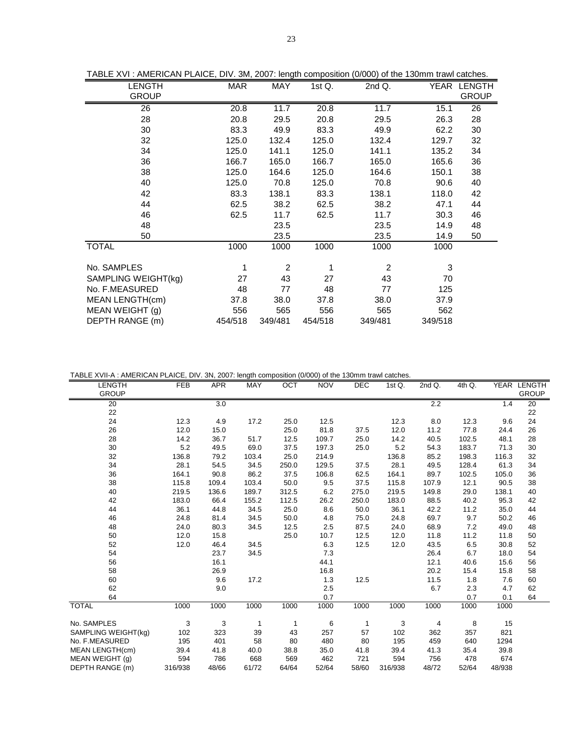TABLE XVI : AMERICAN PLAICE, DIV. 3M, 2007: length composition (0/000) of the 130mm trawl catches.

| LENGTH GROUP | MAR | MAY | 1st Q. | 2nd Q. | YEAR | LENGTH GROUP |
|---|---|---|---|---|---|---|
| 26 | 20.8 | 11.7 | 20.8 | 11.7 | 15.1 | 26 |
| 28 | 20.8 | 29.5 | 20.8 | 29.5 | 26.3 | 28 |
| 30 | 83.3 | 49.9 | 83.3 | 49.9 | 62.2 | 30 |
| 32 | 125.0 | 132.4 | 125.0 | 132.4 | 129.7 | 32 |
| 34 | 125.0 | 141.1 | 125.0 | 141.1 | 135.2 | 34 |
| 36 | 166.7 | 165.0 | 166.7 | 165.0 | 165.6 | 36 |
| 38 | 125.0 | 164.6 | 125.0 | 164.6 | 150.1 | 38 |
| 40 | 125.0 | 70.8 | 125.0 | 70.8 | 90.6 | 40 |
| 42 | 83.3 | 138.1 | 83.3 | 138.1 | 118.0 | 42 |
| 44 | 62.5 | 38.2 | 62.5 | 38.2 | 47.1 | 44 |
| 46 | 62.5 | 11.7 | 62.5 | 11.7 | 30.3 | 46 |
| 48 | | 23.5 | | 23.5 | 14.9 | 48 |
| 50 | | 23.5 | | 23.5 | 14.9 | 50 |
| TOTAL | 1000 | 1000 | 1000 | 1000 | 1000 | |
| No. SAMPLES | 1 | 2 | 1 | 2 | 3 | |
| SAMPLING WEIGHT(kg) | 27 | 43 | 27 | 43 | 70 | |
| No. F.MEASURED | 48 | 77 | 48 | 77 | 125 | |
| MEAN LENGTH(cm) | 37.8 | 38.0 | 37.8 | 38.0 | 37.9 | |
| MEAN WEIGHT (g) | 556 | 565 | 556 | 565 | 562 | |
| DEPTH RANGE (m) | 454/518 | 349/481 | 454/518 | 349/481 | 349/518 | |

TABLE XVII-A : AMERICAN PLAICE, DIV. 3N, 2007: length composition (0/000) of the 130mm trawl catches.

| LENGTH GROUP | FEB | APR | MAY | OCT | NOV | DEC | 1st Q. | 2nd Q. | 4th Q. | YEAR | LENGTH GROUP |
|---|---|---|---|---|---|---|---|---|---|---|---|
| 20 | | 3.0 | | | | | | 2.2 | | 1.4 | 20 |
| 22 | | | | | | | | | | | 22 |
| 24 | 12.3 | 4.9 | 17.2 | 25.0 | 12.5 | | 12.3 | 8.0 | 12.3 | 9.6 | 24 |
| 26 | 12.0 | 15.0 | | 25.0 | 81.8 | 37.5 | 12.0 | 11.2 | 77.8 | 24.4 | 26 |
| 28 | 14.2 | 36.7 | 51.7 | 12.5 | 109.7 | 25.0 | 14.2 | 40.5 | 102.5 | 48.1 | 28 |
| 30 | 5.2 | 49.5 | 69.0 | 37.5 | 197.3 | 25.0 | 5.2 | 54.3 | 183.7 | 71.3 | 30 |
| 32 | 136.8 | 79.2 | 103.4 | 25.0 | 214.9 | | 136.8 | 85.2 | 198.3 | 116.3 | 32 |
| 34 | 28.1 | 54.5 | 34.5 | 250.0 | 129.5 | 37.5 | 28.1 | 49.5 | 128.4 | 61.3 | 34 |
| 36 | 164.1 | 90.8 | 86.2 | 37.5 | 106.8 | 62.5 | 164.1 | 89.7 | 102.5 | 105.0 | 36 |
| 38 | 115.8 | 109.4 | 103.4 | 50.0 | 9.5 | 37.5 | 115.8 | 107.9 | 12.1 | 90.5 | 38 |
| 40 | 219.5 | 136.6 | 189.7 | 312.5 | 6.2 | 275.0 | 219.5 | 149.8 | 29.0 | 138.1 | 40 |
| 42 | 183.0 | 66.4 | 155.2 | 112.5 | 26.2 | 250.0 | 183.0 | 88.5 | 40.2 | 95.3 | 42 |
| 44 | 36.1 | 44.8 | 34.5 | 25.0 | 8.6 | 50.0 | 36.1 | 42.2 | 11.2 | 35.0 | 44 |
| 46 | 24.8 | 81.4 | 34.5 | 50.0 | 4.8 | 75.0 | 24.8 | 69.7 | 9.7 | 50.2 | 46 |
| 48 | 24.0 | 80.3 | 34.5 | 12.5 | 2.5 | 87.5 | 24.0 | 68.9 | 7.2 | 49.0 | 48 |
| 50 | 12.0 | 15.8 | | 25.0 | 10.7 | 12.5 | 12.0 | 11.8 | 11.2 | 11.8 | 50 |
| 52 | 12.0 | 46.4 | 34.5 | | 6.3 | 12.5 | 12.0 | 43.5 | 6.5 | 30.8 | 52 |
| 54 | | 23.7 | 34.5 | | 7.3 | | | 26.4 | 6.7 | 18.0 | 54 |
| 56 | | 16.1 | | | 44.1 | | | 12.1 | 40.6 | 15.6 | 56 |
| 58 | | 26.9 | | | 16.8 | | | 20.2 | 15.4 | 15.8 | 58 |
| 60 | | 9.6 | 17.2 | | 1.3 | 12.5 | | 11.5 | 1.8 | 7.6 | 60 |
| 62 | | 9.0 | | | 2.5 | | | 6.7 | 2.3 | 4.7 | 62 |
| 64 | | | | | 0.7 | | | | 0.7 | 0.1 | 64 |
| TOTAL | 1000 | 1000 | 1000 | 1000 | 1000 | 1000 | 1000 | 1000 | 1000 | 1000 | |
| No. SAMPLES | 3 | 3 | 1 | 1 | 6 | 1 | 3 | 4 | 8 | 15 | |
| SAMPLING WEIGHT(kg) | 102 | 323 | 39 | 43 | 257 | 57 | 102 | 362 | 357 | 821 | |
| No. F.MEASURED | 195 | 401 | 58 | 80 | 480 | 80 | 195 | 459 | 640 | 1294 | |
| MEAN LENGTH(cm) | 39.4 | 41.8 | 40.0 | 38.8 | 35.0 | 41.8 | 39.4 | 41.3 | 35.4 | 39.8 | |
| MEAN WEIGHT (g) | 594 | 786 | 668 | 569 | 462 | 721 | 594 | 756 | 478 | 674 | |
| DEPTH RANGE (m) | 316/938 | 48/66 | 61/72 | 64/64 | 52/64 | 58/60 | 316/938 | 48/72 | 52/64 | 48/938 | |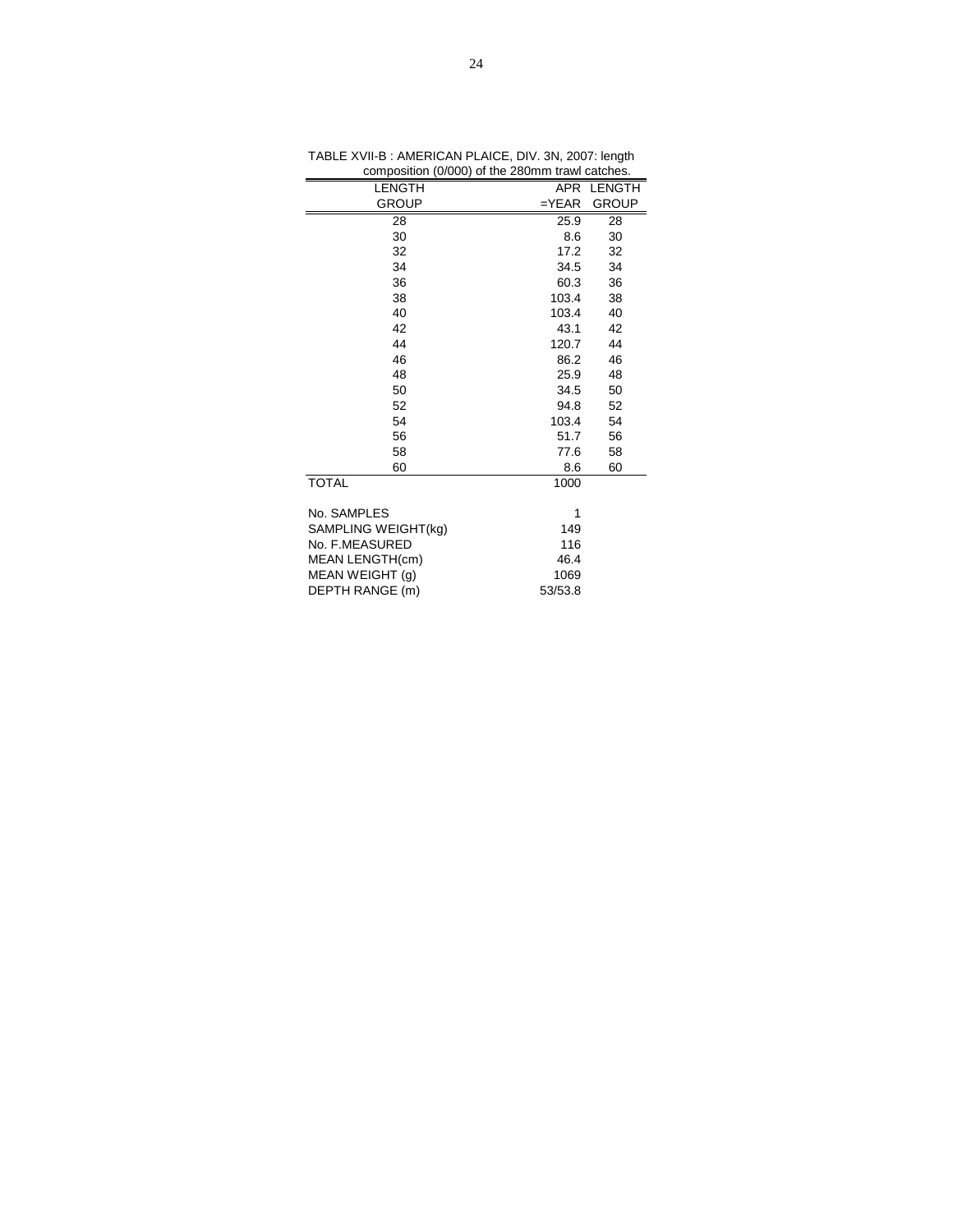TABLE XVII-B : AMERICAN PLAICE, DIV. 3N, 2007: length composition (0/000) of the 280mm trawl catches.

| LENGTH GROUP | APR =YEAR | LENGTH GROUP |
|---|---|---|
| 28 | 25.9 | 28 |
| 30 | 8.6 | 30 |
| 32 | 17.2 | 32 |
| 34 | 34.5 | 34 |
| 36 | 60.3 | 36 |
| 38 | 103.4 | 38 |
| 40 | 103.4 | 40 |
| 42 | 43.1 | 42 |
| 44 | 120.7 | 44 |
| 46 | 86.2 | 46 |
| 48 | 25.9 | 48 |
| 50 | 34.5 | 50 |
| 52 | 94.8 | 52 |
| 54 | 103.4 | 54 |
| 56 | 51.7 | 56 |
| 58 | 77.6 | 58 |
| 60 | 8.6 | 60 |
| TOTAL | 1000 | |
| | | |
| No. SAMPLES | 1 | |
| SAMPLING WEIGHT(kg) | 149 | |
| No. F.MEASURED | 116 | |
| MEAN LENGTH(cm) | 46.4 | |
| MEAN WEIGHT (g) | 1069 | |
| DEPTH RANGE (m) | 53/53.8 | |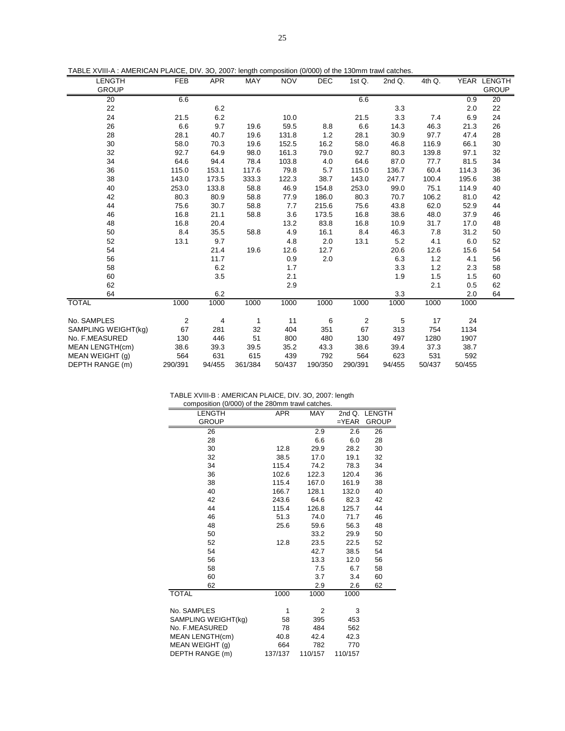TABLE XVIII-A : AMERICAN PLAICE, DIV. 3O, 2007: length composition (0/000) of the 130mm trawl catches.

| LENGTH GROUP | FEB | APR | MAY | NOV | DEC | 1st Q. | 2nd Q. | 4th Q. | YEAR | LENGTH GROUP |
|---|---|---|---|---|---|---|---|---|---|---|
| 20 | 6.6 | | | | | 6.6 | | | 0.9 | 20 |
| 22 | | 6.2 | | | | | 3.3 | | 2.0 | 22 |
| 24 | 21.5 | 6.2 | | 10.0 | | 21.5 | 3.3 | 7.4 | 6.9 | 24 |
| 26 | 6.6 | 9.7 | 19.6 | 59.5 | 8.8 | 6.6 | 14.3 | 46.3 | 21.3 | 26 |
| 28 | 28.1 | 40.7 | 19.6 | 131.8 | 1.2 | 28.1 | 30.9 | 97.7 | 47.4 | 28 |
| 30 | 58.0 | 70.3 | 19.6 | 152.5 | 16.2 | 58.0 | 46.8 | 116.9 | 66.1 | 30 |
| 32 | 92.7 | 64.9 | 98.0 | 161.3 | 79.0 | 92.7 | 80.3 | 139.8 | 97.1 | 32 |
| 34 | 64.6 | 94.4 | 78.4 | 103.8 | 4.0 | 64.6 | 87.0 | 77.7 | 81.5 | 34 |
| 36 | 115.0 | 153.1 | 117.6 | 79.8 | 5.7 | 115.0 | 136.7 | 60.4 | 114.3 | 36 |
| 38 | 143.0 | 173.5 | 333.3 | 122.3 | 38.7 | 143.0 | 247.7 | 100.4 | 195.6 | 38 |
| 40 | 253.0 | 133.8 | 58.8 | 46.9 | 154.8 | 253.0 | 99.0 | 75.1 | 114.9 | 40 |
| 42 | 80.3 | 80.9 | 58.8 | 77.9 | 186.0 | 80.3 | 70.7 | 106.2 | 81.0 | 42 |
| 44 | 75.6 | 30.7 | 58.8 | 7.7 | 215.6 | 75.6 | 43.8 | 62.0 | 52.9 | 44 |
| 46 | 16.8 | 21.1 | 58.8 | 3.6 | 173.5 | 16.8 | 38.6 | 48.0 | 37.9 | 46 |
| 48 | 16.8 | 20.4 | | 13.2 | 83.8 | 16.8 | 10.9 | 31.7 | 17.0 | 48 |
| 50 | 8.4 | 35.5 | 58.8 | 4.9 | 16.1 | 8.4 | 46.3 | 7.8 | 31.2 | 50 |
| 52 | 13.1 | 9.7 | | 4.8 | 2.0 | 13.1 | 5.2 | 4.1 | 6.0 | 52 |
| 54 | | 21.4 | 19.6 | 12.6 | 12.7 | | 20.6 | 12.6 | 15.6 | 54 |
| 56 | | 11.7 | | 0.9 | 2.0 | | 6.3 | 1.2 | 4.1 | 56 |
| 58 | | 6.2 | | 1.7 | | | 3.3 | 1.2 | 2.3 | 58 |
| 60 | | 3.5 | | 2.1 | | | 1.9 | 1.5 | 1.5 | 60 |
| 62 | | | | 2.9 | | | | 2.1 | 0.5 | 62 |
| 64 | | 6.2 | | | | | 3.3 | | 2.0 | 64 |
| TOTAL | 1000 | 1000 | 1000 | 1000 | 1000 | 1000 | 1000 | 1000 | 1000 | |
| No. SAMPLES | 2 | 4 | 1 | 11 | 6 | 2 | 5 | 17 | 24 | |
| SAMPLING WEIGHT(kg) | 67 | 281 | 32 | 404 | 351 | 67 | 313 | 754 | 1134 | |
| No. F.MEASURED | 130 | 446 | 51 | 800 | 480 | 130 | 497 | 1280 | 1907 | |
| MEAN LENGTH(cm) | 38.6 | 39.3 | 39.5 | 35.2 | 43.3 | 38.6 | 39.4 | 37.3 | 38.7 | |
| MEAN WEIGHT (g) | 564 | 631 | 615 | 439 | 792 | 564 | 623 | 531 | 592 | |
| DEPTH RANGE (m) | 290/391 | 94/455 | 361/384 | 50/437 | 190/350 | 290/391 | 94/455 | 50/437 | 50/455 | |

TABLE XVIII-B : AMERICAN PLAICE, DIV. 3O, 2007: length composition (0/000) of the 280mm trawl catches.

| LENGTH GROUP | APR | MAY | 2nd Q. =YEAR | LENGTH GROUP |
|---|---|---|---|---|
| 26 | | 2.9 | 2.6 | 26 |
| 28 | | 6.6 | 6.0 | 28 |
| 30 | 12.8 | 29.9 | 28.2 | 30 |
| 32 | 38.5 | 17.0 | 19.1 | 32 |
| 34 | 115.4 | 74.2 | 78.3 | 34 |
| 36 | 102.6 | 122.3 | 120.4 | 36 |
| 38 | 115.4 | 167.0 | 161.9 | 38 |
| 40 | 166.7 | 128.1 | 132.0 | 40 |
| 42 | 243.6 | 64.6 | 82.3 | 42 |
| 44 | 115.4 | 126.8 | 125.7 | 44 |
| 46 | 51.3 | 74.0 | 71.7 | 46 |
| 48 | 25.6 | 59.6 | 56.3 | 48 |
| 50 | | 33.2 | 29.9 | 50 |
| 52 | 12.8 | 23.5 | 22.5 | 52 |
| 54 | | 42.7 | 38.5 | 54 |
| 56 | | 13.3 | 12.0 | 56 |
| 58 | | 7.5 | 6.7 | 58 |
| 60 | | 3.7 | 3.4 | 60 |
| 62 | | 2.9 | 2.6 | 62 |
| TOTAL | 1000 | 1000 | 1000 | |
| No. SAMPLES | 1 | 2 | 3 | |
| SAMPLING WEIGHT(kg) | 58 | 395 | 453 | |
| No. F.MEASURED | 78 | 484 | 562 | |
| MEAN LENGTH(cm) | 40.8 | 42.4 | 42.3 | |
| MEAN WEIGHT (g) | 664 | 782 | 770 | |
| DEPTH RANGE (m) | 137/137 | 110/157 | 110/157 | |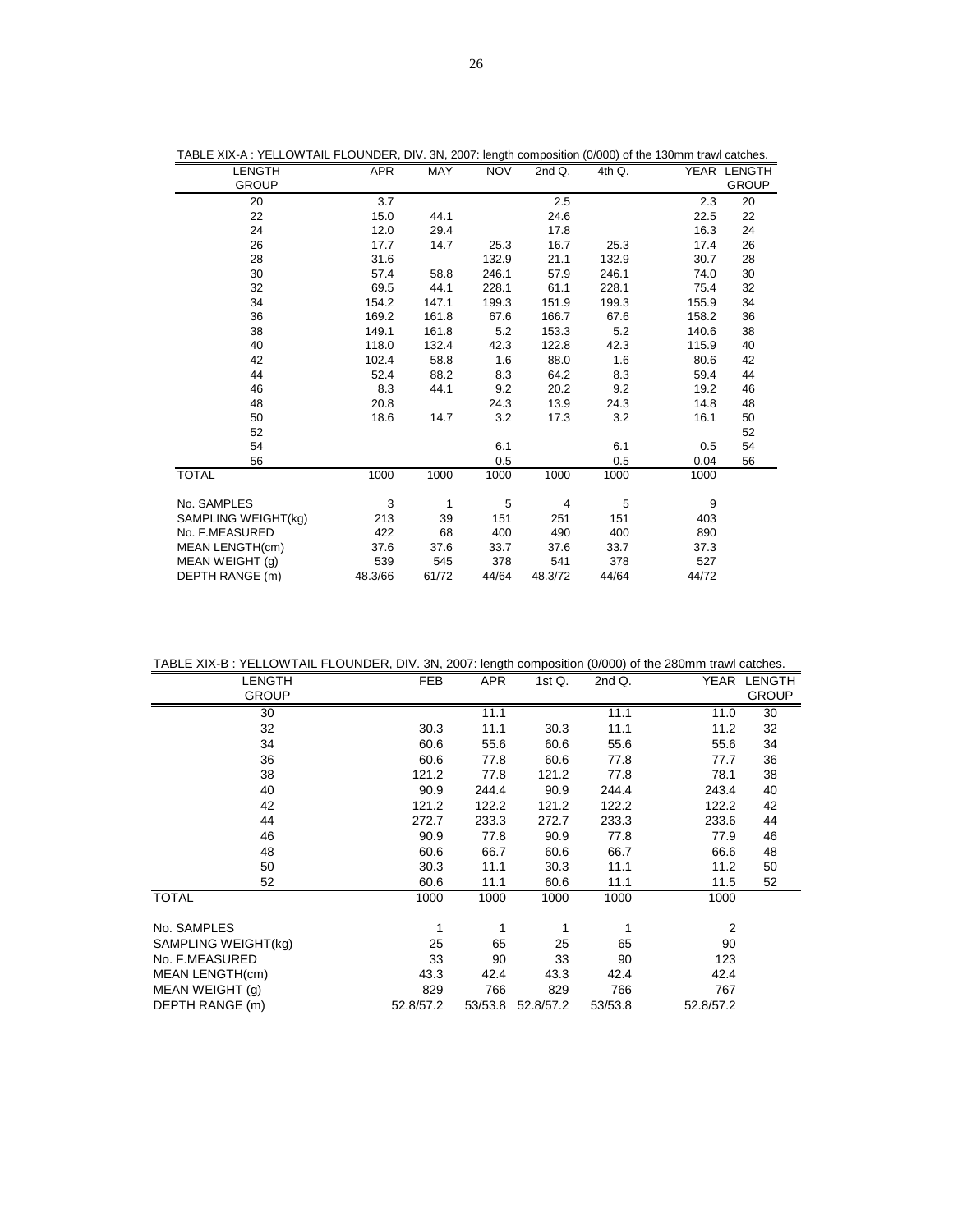TABLE XIX-A : YELLOWTAIL FLOUNDER, DIV. 3N, 2007: length composition (0/000) of the 130mm trawl catches.

| LENGTH GROUP | APR | MAY | NOV | 2nd Q. | 4th Q. | YEAR | LENGTH GROUP |
|---|---|---|---|---|---|---|---|
| 20 | 3.7 | | | 2.5 | | 2.3 | 20 |
| 22 | 15.0 | 44.1 | | 24.6 | | 22.5 | 22 |
| 24 | 12.0 | 29.4 | | 17.8 | | 16.3 | 24 |
| 26 | 17.7 | 14.7 | 25.3 | 16.7 | 25.3 | 17.4 | 26 |
| 28 | 31.6 | | 132.9 | 21.1 | 132.9 | 30.7 | 28 |
| 30 | 57.4 | 58.8 | 246.1 | 57.9 | 246.1 | 74.0 | 30 |
| 32 | 69.5 | 44.1 | 228.1 | 61.1 | 228.1 | 75.4 | 32 |
| 34 | 154.2 | 147.1 | 199.3 | 151.9 | 199.3 | 155.9 | 34 |
| 36 | 169.2 | 161.8 | 67.6 | 166.7 | 67.6 | 158.2 | 36 |
| 38 | 149.1 | 161.8 | 5.2 | 153.3 | 5.2 | 140.6 | 38 |
| 40 | 118.0 | 132.4 | 42.3 | 122.8 | 42.3 | 115.9 | 40 |
| 42 | 102.4 | 58.8 | 1.6 | 88.0 | 1.6 | 80.6 | 42 |
| 44 | 52.4 | 88.2 | 8.3 | 64.2 | 8.3 | 59.4 | 44 |
| 46 | 8.3 | 44.1 | 9.2 | 20.2 | 9.2 | 19.2 | 46 |
| 48 | 20.8 | | 24.3 | 13.9 | 24.3 | 14.8 | 48 |
| 50 | 18.6 | 14.7 | 3.2 | 17.3 | 3.2 | 16.1 | 50 |
| 52 | | | | | | | 52 |
| 54 | | | 6.1 | | 6.1 | 0.5 | 54 |
| 56 | | | 0.5 | | 0.5 | 0.04 | 56 |
| TOTAL | 1000 | 1000 | 1000 | 1000 | 1000 | 1000 | |
| No. SAMPLES | 3 | 1 | 5 | 4 | 5 | 9 | |
| SAMPLING WEIGHT(kg) | 213 | 39 | 151 | 251 | 151 | 403 | |
| No. F.MEASURED | 422 | 68 | 400 | 490 | 400 | 890 | |
| MEAN LENGTH(cm) | 37.6 | 37.6 | 33.7 | 37.6 | 33.7 | 37.3 | |
| MEAN WEIGHT (g) | 539 | 545 | 378 | 541 | 378 | 527 | |
| DEPTH RANGE (m) | 48.3/66 | 61/72 | 44/64 | 48.3/72 | 44/64 | 44/72 | |

TABLE XIX-B : YELLOWTAIL FLOUNDER, DIV. 3N, 2007: length composition (0/000) of the 280mm trawl catches.

| LENGTH GROUP | FEB | APR | 1st Q. | 2nd Q. | YEAR | LENGTH GROUP |
|---|---|---|---|---|---|---|
| 30 | | 11.1 | | 11.1 | 11.0 | 30 |
| 32 | 30.3 | 11.1 | 30.3 | 11.1 | 11.2 | 32 |
| 34 | 60.6 | 55.6 | 60.6 | 55.6 | 55.6 | 34 |
| 36 | 60.6 | 77.8 | 60.6 | 77.8 | 77.7 | 36 |
| 38 | 121.2 | 77.8 | 121.2 | 77.8 | 78.1 | 38 |
| 40 | 90.9 | 244.4 | 90.9 | 244.4 | 243.4 | 40 |
| 42 | 121.2 | 122.2 | 121.2 | 122.2 | 122.2 | 42 |
| 44 | 272.7 | 233.3 | 272.7 | 233.3 | 233.6 | 44 |
| 46 | 90.9 | 77.8 | 90.9 | 77.8 | 77.9 | 46 |
| 48 | 60.6 | 66.7 | 60.6 | 66.7 | 66.6 | 48 |
| 50 | 30.3 | 11.1 | 30.3 | 11.1 | 11.2 | 50 |
| 52 | 60.6 | 11.1 | 60.6 | 11.1 | 11.5 | 52 |
| TOTAL | 1000 | 1000 | 1000 | 1000 | 1000 | |
| No. SAMPLES | 1 | 1 | 1 | 1 | 2 | |
| SAMPLING WEIGHT(kg) | 25 | 65 | 25 | 65 | 90 | |
| No. F.MEASURED | 33 | 90 | 33 | 90 | 123 | |
| MEAN LENGTH(cm) | 43.3 | 42.4 | 43.3 | 42.4 | 42.4 | |
| MEAN WEIGHT (g) | 829 | 766 | 829 | 766 | 767 | |
| DEPTH RANGE (m) | 52.8/57.2 | 53/53.8 | 52.8/57.2 | 53/53.8 | 52.8/57.2 | |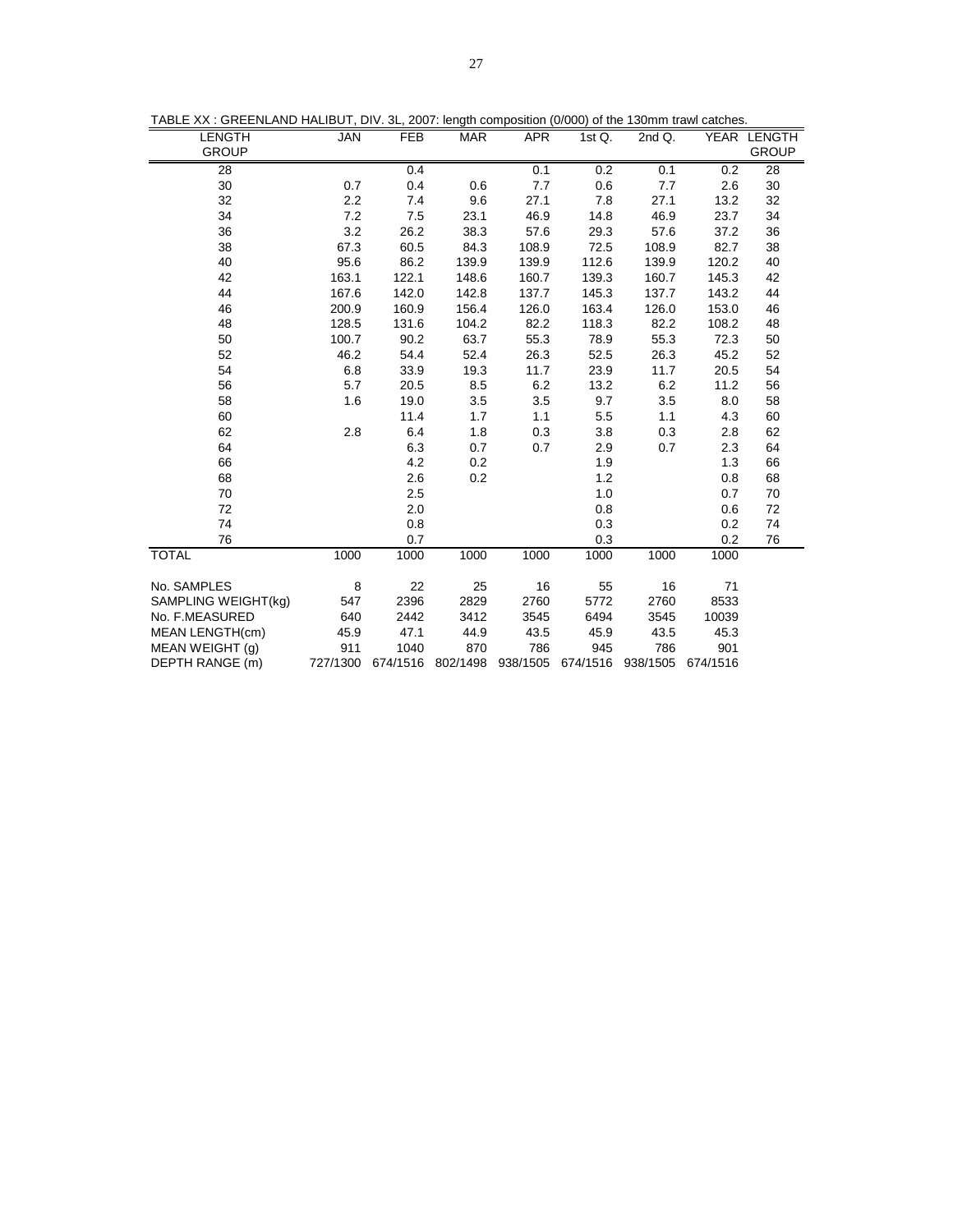TABLE XX : GREENLAND HALIBUT, DIV. 3L, 2007: length composition (0/000) of the 130mm trawl catches.

| LENGTH GROUP | JAN | FEB | MAR | APR | 1st Q. | 2nd Q. | YEAR | LENGTH GROUP |
|---|---|---|---|---|---|---|---|---|
| 28 | | 0.4 | | 0.1 | 0.2 | 0.1 | 0.2 | 28 |
| 30 | 0.7 | 0.4 | 0.6 | 7.7 | 0.6 | 7.7 | 2.6 | 30 |
| 32 | 2.2 | 7.4 | 9.6 | 27.1 | 7.8 | 27.1 | 13.2 | 32 |
| 34 | 7.2 | 7.5 | 23.1 | 46.9 | 14.8 | 46.9 | 23.7 | 34 |
| 36 | 3.2 | 26.2 | 38.3 | 57.6 | 29.3 | 57.6 | 37.2 | 36 |
| 38 | 67.3 | 60.5 | 84.3 | 108.9 | 72.5 | 108.9 | 82.7 | 38 |
| 40 | 95.6 | 86.2 | 139.9 | 139.9 | 112.6 | 139.9 | 120.2 | 40 |
| 42 | 163.1 | 122.1 | 148.6 | 160.7 | 139.3 | 160.7 | 145.3 | 42 |
| 44 | 167.6 | 142.0 | 142.8 | 137.7 | 145.3 | 137.7 | 143.2 | 44 |
| 46 | 200.9 | 160.9 | 156.4 | 126.0 | 163.4 | 126.0 | 153.0 | 46 |
| 48 | 128.5 | 131.6 | 104.2 | 82.2 | 118.3 | 82.2 | 108.2 | 48 |
| 50 | 100.7 | 90.2 | 63.7 | 55.3 | 78.9 | 55.3 | 72.3 | 50 |
| 52 | 46.2 | 54.4 | 52.4 | 26.3 | 52.5 | 26.3 | 45.2 | 52 |
| 54 | 6.8 | 33.9 | 19.3 | 11.7 | 23.9 | 11.7 | 20.5 | 54 |
| 56 | 5.7 | 20.5 | 8.5 | 6.2 | 13.2 | 6.2 | 11.2 | 56 |
| 58 | 1.6 | 19.0 | 3.5 | 3.5 | 9.7 | 3.5 | 8.0 | 58 |
| 60 | | 11.4 | 1.7 | 1.1 | 5.5 | 1.1 | 4.3 | 60 |
| 62 | 2.8 | 6.4 | 1.8 | 0.3 | 3.8 | 0.3 | 2.8 | 62 |
| 64 | | 6.3 | 0.7 | 0.7 | 2.9 | 0.7 | 2.3 | 64 |
| 66 | | 4.2 | 0.2 | | 1.9 | | 1.3 | 66 |
| 68 | | 2.6 | 0.2 | | 1.2 | | 0.8 | 68 |
| 70 | | 2.5 | | | 1.0 | | 0.7 | 70 |
| 72 | | 2.0 | | | 0.8 | | 0.6 | 72 |
| 74 | | 0.8 | | | 0.3 | | 0.2 | 74 |
| 76 | | 0.7 | | | 0.3 | | 0.2 | 76 |
| TOTAL | 1000 | 1000 | 1000 | 1000 | 1000 | 1000 | 1000 | |
| No. SAMPLES | 8 | 22 | 25 | 16 | 55 | 16 | 71 | |
| SAMPLING WEIGHT(kg) | 547 | 2396 | 2829 | 2760 | 5772 | 2760 | 8533 | |
| No. F.MEASURED | 640 | 2442 | 3412 | 3545 | 6494 | 3545 | 10039 | |
| MEAN LENGTH(cm) | 45.9 | 47.1 | 44.9 | 43.5 | 45.9 | 43.5 | 45.3 | |
| MEAN WEIGHT (g) | 911 | 1040 | 870 | 786 | 945 | 786 | 901 | |
| DEPTH RANGE (m) | 727/1300 | 674/1516 | 802/1498 | 938/1505 | 674/1516 | 938/1505 | 674/1516 | |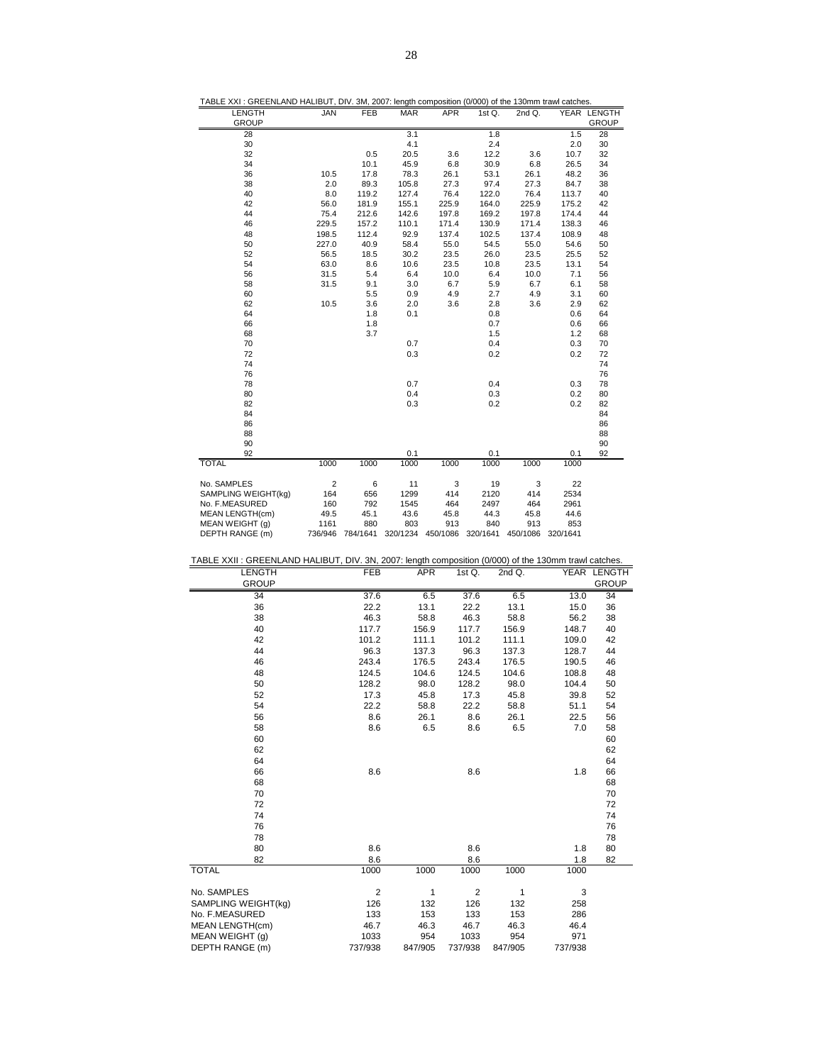TABLE XXI : GREENLAND HALIBUT, DIV. 3M, 2007: length composition (0/000) of the 130mm trawl catches.

| LENGTH GROUP | JAN | FEB | MAR | APR | 1st Q. | 2nd Q. | YEAR | LENGTH GROUP |
|---|---|---|---|---|---|---|---|---|
| 28 | | | 3.1 | | 1.8 | | 1.5 | 28 |
| 30 | | | 4.1 | | 2.4 | | 2.0 | 30 |
| 32 | | 0.5 | 20.5 | 3.6 | 12.2 | 3.6 | 10.7 | 32 |
| 34 | | 10.1 | 45.9 | 6.8 | 30.9 | 6.8 | 26.5 | 34 |
| 36 | 10.5 | 17.8 | 78.3 | 26.1 | 53.1 | 26.1 | 48.2 | 36 |
| 38 | 2.0 | 89.3 | 105.8 | 27.3 | 97.4 | 27.3 | 84.7 | 38 |
| 40 | 8.0 | 119.2 | 127.4 | 76.4 | 122.0 | 76.4 | 113.7 | 40 |
| 42 | 56.0 | 181.9 | 155.1 | 225.9 | 164.0 | 225.9 | 175.2 | 42 |
| 44 | 75.4 | 212.6 | 142.6 | 197.8 | 169.2 | 197.8 | 174.4 | 44 |
| 46 | 229.5 | 157.2 | 110.1 | 171.4 | 130.9 | 171.4 | 138.3 | 46 |
| 48 | 198.5 | 112.4 | 92.9 | 137.4 | 102.5 | 137.4 | 108.9 | 48 |
| 50 | 227.0 | 40.9 | 58.4 | 55.0 | 54.5 | 55.0 | 54.6 | 50 |
| 52 | 56.5 | 18.5 | 30.2 | 23.5 | 26.0 | 23.5 | 25.5 | 52 |
| 54 | 63.0 | 8.6 | 10.6 | 23.5 | 10.8 | 23.5 | 13.1 | 54 |
| 56 | 31.5 | 5.4 | 6.4 | 10.0 | 6.4 | 10.0 | 7.1 | 56 |
| 58 | 31.5 | 9.1 | 3.0 | 6.7 | 5.9 | 6.7 | 6.1 | 58 |
| 60 | | 5.5 | 0.9 | 4.9 | 2.7 | 4.9 | 3.1 | 60 |
| 62 | 10.5 | 3.6 | 2.0 | 3.6 | 2.8 | 3.6 | 2.9 | 62 |
| 64 | | 1.8 | 0.1 | | 0.8 | | 0.6 | 64 |
| 66 | | 1.8 | | | 0.7 | | 0.6 | 66 |
| 68 | | 3.7 | | | 1.5 | | 1.2 | 68 |
| 70 | | | 0.7 | | 0.4 | | 0.3 | 70 |
| 72 | | | 0.3 | | 0.2 | | 0.2 | 72 |
| 74 | | | | | | | | 74 |
| 76 | | | | | | | | 76 |
| 78 | | | 0.7 | | 0.4 | | 0.3 | 78 |
| 80 | | | 0.4 | | 0.3 | | 0.2 | 80 |
| 82 | | | 0.3 | | 0.2 | | 0.2 | 82 |
| 84 | | | | | | | | 84 |
| 86 | | | | | | | | 86 |
| 88 | | | | | | | | 88 |
| 90 | | | | | | | | 90 |
| 92 | | | 0.1 | | 0.1 | | 0.1 | 92 |
| TOTAL | 1000 | 1000 | 1000 | 1000 | 1000 | 1000 | 1000 | |
| No. SAMPLES | 2 | 6 | 11 | 3 | 19 | 3 | 22 | |
| SAMPLING WEIGHT(kg) | 164 | 656 | 1299 | 414 | 2120 | 414 | 2534 | |
| No. F.MEASURED | 160 | 792 | 1545 | 464 | 2497 | 464 | 2961 | |
| MEAN LENGTH(cm) | 49.5 | 45.1 | 43.6 | 45.8 | 44.3 | 45.8 | 44.6 | |
| MEAN WEIGHT (g) | 1161 | 880 | 803 | 913 | 840 | 913 | 853 | |
| DEPTH RANGE (m) | 736/946 | 784/1641 | 320/1234 | 450/1086 | 320/1641 | 450/1086 | 320/1641 | |

TABLE XXII : GREENLAND HALIBUT, DIV. 3N, 2007: length composition (0/000) of the 130mm trawl catches.

| LENGTH GROUP | FEB | APR | 1st Q. | 2nd Q. | YEAR | LENGTH GROUP |
|---|---|---|---|---|---|---|
| 34 | 37.6 | 6.5 | 37.6 | 6.5 | 13.0 | 34 |
| 36 | 22.2 | 13.1 | 22.2 | 13.1 | 15.0 | 36 |
| 38 | 46.3 | 58.8 | 46.3 | 58.8 | 56.2 | 38 |
| 40 | 117.7 | 156.9 | 117.7 | 156.9 | 148.7 | 40 |
| 42 | 101.2 | 111.1 | 101.2 | 111.1 | 109.0 | 42 |
| 44 | 96.3 | 137.3 | 96.3 | 137.3 | 128.7 | 44 |
| 46 | 243.4 | 176.5 | 243.4 | 176.5 | 190.5 | 46 |
| 48 | 124.5 | 104.6 | 124.5 | 104.6 | 108.8 | 48 |
| 50 | 128.2 | 98.0 | 128.2 | 98.0 | 104.4 | 50 |
| 52 | 17.3 | 45.8 | 17.3 | 45.8 | 39.8 | 52 |
| 54 | 22.2 | 58.8 | 22.2 | 58.8 | 51.1 | 54 |
| 56 | 8.6 | 26.1 | 8.6 | 26.1 | 22.5 | 56 |
| 58 | 8.6 | 6.5 | 8.6 | 6.5 | 7.0 | 58 |
| 60 | | | | | | 60 |
| 62 | | | | | | 62 |
| 64 | | | | | | 64 |
| 66 | 8.6 | | 8.6 | | 1.8 | 66 |
| 68 | | | | | | 68 |
| 70 | | | | | | 70 |
| 72 | | | | | | 72 |
| 74 | | | | | | 74 |
| 76 | | | | | | 76 |
| 78 | | | | | | 78 |
| 80 | 8.6 | | 8.6 | | 1.8 | 80 |
| 82 | 8.6 | | 8.6 | | 1.8 | 82 |
| TOTAL | 1000 | 1000 | 1000 | 1000 | 1000 | |
| No. SAMPLES | 2 | 1 | 2 | 1 | 3 | |
| SAMPLING WEIGHT(kg) | 126 | 132 | 126 | 132 | 258 | |
| No. F.MEASURED | 133 | 153 | 133 | 153 | 286 | |
| MEAN LENGTH(cm) | 46.7 | 46.3 | 46.7 | 46.3 | 46.4 | |
| MEAN WEIGHT (g) | 1033 | 954 | 1033 | 954 | 971 | |
| DEPTH RANGE (m) | 737/938 | 847/905 | 737/938 | 847/905 | 737/938 | |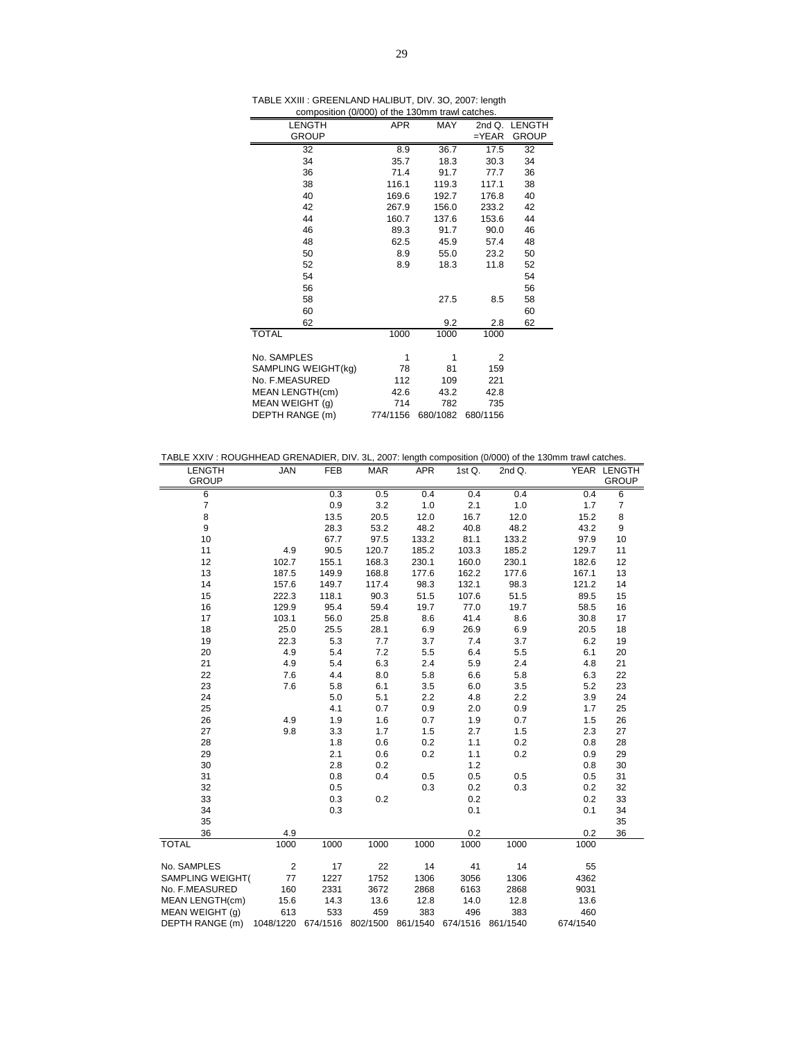TABLE XXIII : GREENLAND HALIBUT, DIV. 3O, 2007: length composition (0/000) of the 130mm trawl catches.

| LENGTH GROUP | APR | MAY | 2nd Q. =YEAR | LENGTH GROUP |
|---|---|---|---|---|
| 32 | 8.9 | 36.7 | 17.5 | 32 |
| 34 | 35.7 | 18.3 | 30.3 | 34 |
| 36 | 71.4 | 91.7 | 77.7 | 36 |
| 38 | 116.1 | 119.3 | 117.1 | 38 |
| 40 | 169.6 | 192.7 | 176.8 | 40 |
| 42 | 267.9 | 156.0 | 233.2 | 42 |
| 44 | 160.7 | 137.6 | 153.6 | 44 |
| 46 | 89.3 | 91.7 | 90.0 | 46 |
| 48 | 62.5 | 45.9 | 57.4 | 48 |
| 50 | 8.9 | 55.0 | 23.2 | 50 |
| 52 | 8.9 | 18.3 | 11.8 | 52 |
| 54 | | | | 54 |
| 56 | | | | 56 |
| 58 | | 27.5 | 8.5 | 58 |
| 60 | | | | 60 |
| 62 | | 9.2 | 2.8 | 62 |
| TOTAL | 1000 | 1000 | 1000 | |
| | | | | |
| No. SAMPLES | 1 | 1 | 2 | |
| SAMPLING WEIGHT(kg) | 78 | 81 | 159 | |
| No. F.MEASURED | 112 | 109 | 221 | |
| MEAN LENGTH(cm) | 42.6 | 43.2 | 42.8 | |
| MEAN WEIGHT (g) | 714 | 782 | 735 | |
| DEPTH RANGE (m) | 774/1156 | 680/1082 | 680/1156 | |

TABLE XXIV : ROUGHHEAD GRENADIER, DIV. 3L, 2007: length composition (0/000) of the 130mm trawl catches.

| LENGTH GROUP | JAN | FEB | MAR | APR | 1st Q. | 2nd Q. | YEAR | LENGTH GROUP |
|---|---|---|---|---|---|---|---|---|
| 6 | | 0.3 | 0.5 | 0.4 | 0.4 | 0.4 | 0.4 | 6 |
| 7 | | 0.9 | 3.2 | 1.0 | 2.1 | 1.0 | 1.7 | 7 |
| 8 | | 13.5 | 20.5 | 12.0 | 16.7 | 12.0 | 15.2 | 8 |
| 9 | | 28.3 | 53.2 | 48.2 | 40.8 | 48.2 | 43.2 | 9 |
| 10 | | 67.7 | 97.5 | 133.2 | 81.1 | 133.2 | 97.9 | 10 |
| 11 | 4.9 | 90.5 | 120.7 | 185.2 | 103.3 | 185.2 | 129.7 | 11 |
| 12 | 102.7 | 155.1 | 168.3 | 230.1 | 160.0 | 230.1 | 182.6 | 12 |
| 13 | 187.5 | 149.9 | 168.8 | 177.6 | 162.2 | 177.6 | 167.1 | 13 |
| 14 | 157.6 | 149.7 | 117.4 | 98.3 | 132.1 | 98.3 | 121.2 | 14 |
| 15 | 222.3 | 118.1 | 90.3 | 51.5 | 107.6 | 51.5 | 89.5 | 15 |
| 16 | 129.9 | 95.4 | 59.4 | 19.7 | 77.0 | 19.7 | 58.5 | 16 |
| 17 | 103.1 | 56.0 | 25.8 | 8.6 | 41.4 | 8.6 | 30.8 | 17 |
| 18 | 25.0 | 25.5 | 28.1 | 6.9 | 26.9 | 6.9 | 20.5 | 18 |
| 19 | 22.3 | 5.3 | 7.7 | 3.7 | 7.4 | 3.7 | 6.2 | 19 |
| 20 | 4.9 | 5.4 | 7.2 | 5.5 | 6.4 | 5.5 | 6.1 | 20 |
| 21 | 4.9 | 5.4 | 6.3 | 2.4 | 5.9 | 2.4 | 4.8 | 21 |
| 22 | 7.6 | 4.4 | 8.0 | 5.8 | 6.6 | 5.8 | 6.3 | 22 |
| 23 | 7.6 | 5.8 | 6.1 | 3.5 | 6.0 | 3.5 | 5.2 | 23 |
| 24 | | 5.0 | 5.1 | 2.2 | 4.8 | 2.2 | 3.9 | 24 |
| 25 | | 4.1 | 0.7 | 0.9 | 2.0 | 0.9 | 1.7 | 25 |
| 26 | 4.9 | 1.9 | 1.6 | 0.7 | 1.9 | 0.7 | 1.5 | 26 |
| 27 | 9.8 | 3.3 | 1.7 | 1.5 | 2.7 | 1.5 | 2.3 | 27 |
| 28 | | 1.8 | 0.6 | 0.2 | 1.1 | 0.2 | 0.8 | 28 |
| 29 | | 2.1 | 0.6 | 0.2 | 1.1 | 0.2 | 0.9 | 29 |
| 30 | | 2.8 | 0.2 | | 1.2 | | 0.8 | 30 |
| 31 | | 0.8 | 0.4 | 0.5 | 0.5 | 0.5 | 0.5 | 31 |
| 32 | | 0.5 | | 0.3 | 0.2 | 0.3 | 0.2 | 32 |
| 33 | | 0.3 | 0.2 | | 0.2 | | 0.2 | 33 |
| 34 | | 0.3 | | | 0.1 | | 0.1 | 34 |
| 35 | | | | | | | | 35 |
| 36 | 4.9 | | | | 0.2 | | 0.2 | 36 |
| TOTAL | 1000 | 1000 | 1000 | 1000 | 1000 | 1000 | 1000 | |
| | | | | | | | | |
| No. SAMPLES | 2 | 17 | 22 | 14 | 41 | 14 | 55 | |
| SAMPLING WEIGHT( | 77 | 1227 | 1752 | 1306 | 3056 | 1306 | 4362 | |
| No. F.MEASURED | 160 | 2331 | 3672 | 2868 | 6163 | 2868 | 9031 | |
| MEAN LENGTH(cm) | 15.6 | 14.3 | 13.6 | 12.8 | 14.0 | 12.8 | 13.6 | |
| MEAN WEIGHT (g) | 613 | 533 | 459 | 383 | 496 | 383 | 460 | |
| DEPTH RANGE (m) | 1048/1220 | 674/1516 | 802/1500 | 861/1540 | 674/1516 | 861/1540 | 674/1540 | |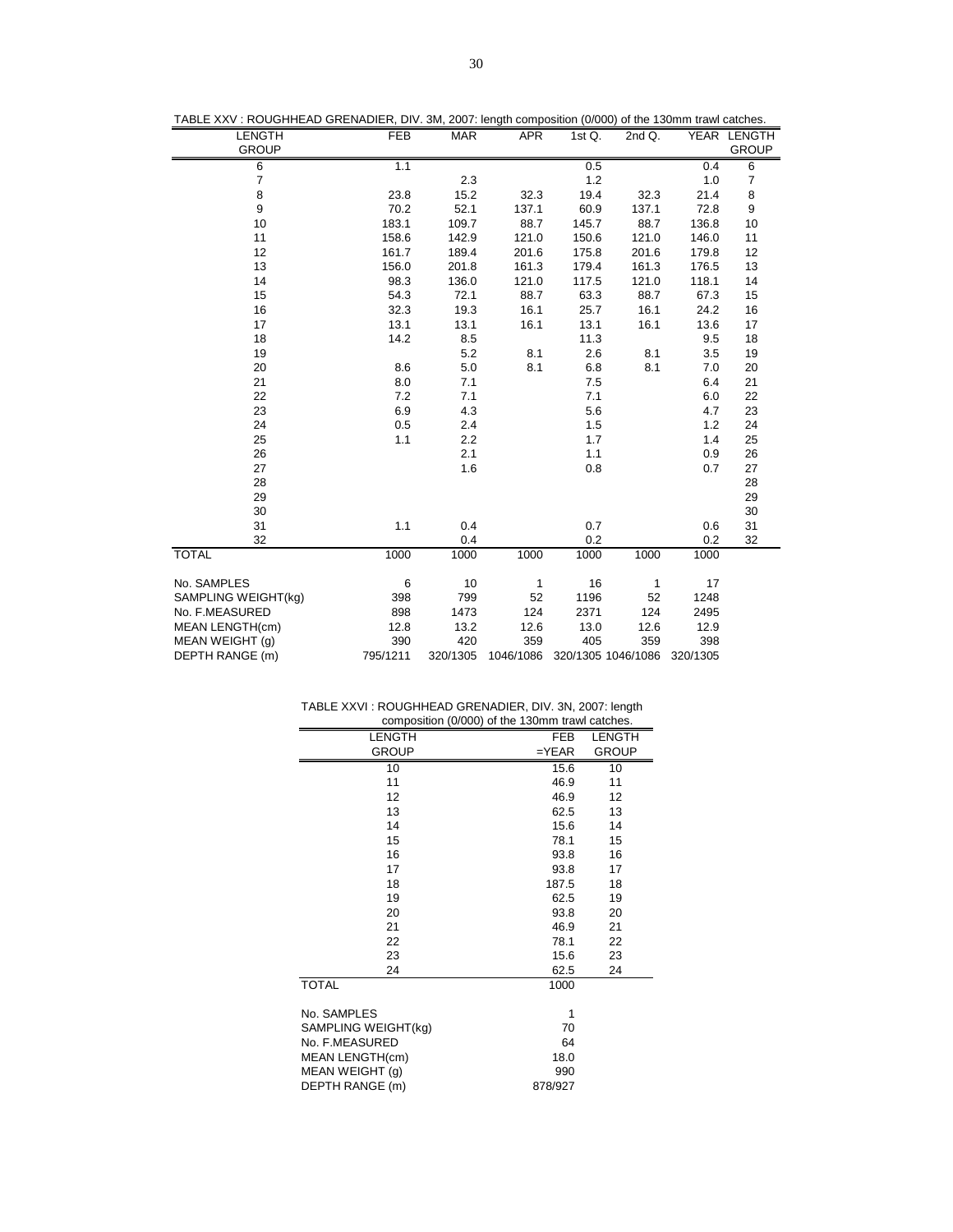TABLE XXV : ROUGHHEAD GRENADIER, DIV. 3M, 2007: length composition (0/000) of the 130mm trawl catches.

| LENGTH GROUP | FEB | MAR | APR | 1st Q. | 2nd Q. | YEAR | LENGTH GROUP |
|---|---|---|---|---|---|---|---|
| 6 | 1.1 | | | 0.5 | | 0.4 | 6 |
| 7 | | 2.3 | | 1.2 | | 1.0 | 7 |
| 8 | 23.8 | 15.2 | 32.3 | 19.4 | 32.3 | 21.4 | 8 |
| 9 | 70.2 | 52.1 | 137.1 | 60.9 | 137.1 | 72.8 | 9 |
| 10 | 183.1 | 109.7 | 88.7 | 145.7 | 88.7 | 136.8 | 10 |
| 11 | 158.6 | 142.9 | 121.0 | 150.6 | 121.0 | 146.0 | 11 |
| 12 | 161.7 | 189.4 | 201.6 | 175.8 | 201.6 | 179.8 | 12 |
| 13 | 156.0 | 201.8 | 161.3 | 179.4 | 161.3 | 176.5 | 13 |
| 14 | 98.3 | 136.0 | 121.0 | 117.5 | 121.0 | 118.1 | 14 |
| 15 | 54.3 | 72.1 | 88.7 | 63.3 | 88.7 | 67.3 | 15 |
| 16 | 32.3 | 19.3 | 16.1 | 25.7 | 16.1 | 24.2 | 16 |
| 17 | 13.1 | 13.1 | 16.1 | 13.1 | 16.1 | 13.6 | 17 |
| 18 | 14.2 | 8.5 | | 11.3 | | 9.5 | 18 |
| 19 | | 5.2 | 8.1 | 2.6 | 8.1 | 3.5 | 19 |
| 20 | 8.6 | 5.0 | 8.1 | 6.8 | 8.1 | 7.0 | 20 |
| 21 | 8.0 | 7.1 | | 7.5 | | 6.4 | 21 |
| 22 | 7.2 | 7.1 | | 7.1 | | 6.0 | 22 |
| 23 | 6.9 | 4.3 | | 5.6 | | 4.7 | 23 |
| 24 | 0.5 | 2.4 | | 1.5 | | 1.2 | 24 |
| 25 | 1.1 | 2.2 | | 1.7 | | 1.4 | 25 |
| 26 | | 2.1 | | 1.1 | | 0.9 | 26 |
| 27 | | 1.6 | | 0.8 | | 0.7 | 27 |
| 28 | | | | | | | 28 |
| 29 | | | | | | | 29 |
| 30 | | | | | | | 30 |
| 31 | 1.1 | 0.4 | | 0.7 | | 0.6 | 31 |
| 32 | | 0.4 | | 0.2 | | 0.2 | 32 |
| TOTAL | 1000 | 1000 | 1000 | 1000 | 1000 | 1000 | |
| No. SAMPLES | 6 | 10 | 1 | 16 | 1 | 17 | |
| SAMPLING WEIGHT(kg) | 398 | 799 | 52 | 1196 | 52 | 1248 | |
| No. F.MEASURED | 898 | 1473 | 124 | 2371 | 124 | 2495 | |
| MEAN LENGTH(cm) | 12.8 | 13.2 | 12.6 | 13.0 | 12.6 | 12.9 | |
| MEAN WEIGHT (g) | 390 | 420 | 359 | 405 | 359 | 398 | |
| DEPTH RANGE (m) | 795/1211 | 320/1305 | 1046/1086 | 320/1305 | 1046/1086 | 320/1305 | |

TABLE XXVI : ROUGHHEAD GRENADIER, DIV. 3N, 2007: length composition (0/000) of the 130mm trawl catches.

| LENGTH GROUP | FEB =YEAR | LENGTH GROUP |
|---|---|---|
| 10 | 15.6 | 10 |
| 11 | 46.9 | 11 |
| 12 | 46.9 | 12 |
| 13 | 62.5 | 13 |
| 14 | 15.6 | 14 |
| 15 | 78.1 | 15 |
| 16 | 93.8 | 16 |
| 17 | 93.8 | 17 |
| 18 | 187.5 | 18 |
| 19 | 62.5 | 19 |
| 20 | 93.8 | 20 |
| 21 | 46.9 | 21 |
| 22 | 78.1 | 22 |
| 23 | 15.6 | 23 |
| 24 | 62.5 | 24 |
| TOTAL | 1000 | |
| No. SAMPLES | 1 | |
| SAMPLING WEIGHT(kg) | 70 | |
| No. F.MEASURED | 64 | |
| MEAN LENGTH(cm) | 18.0 | |
| MEAN WEIGHT (g) | 990 | |
| DEPTH RANGE (m) | 878/927 | |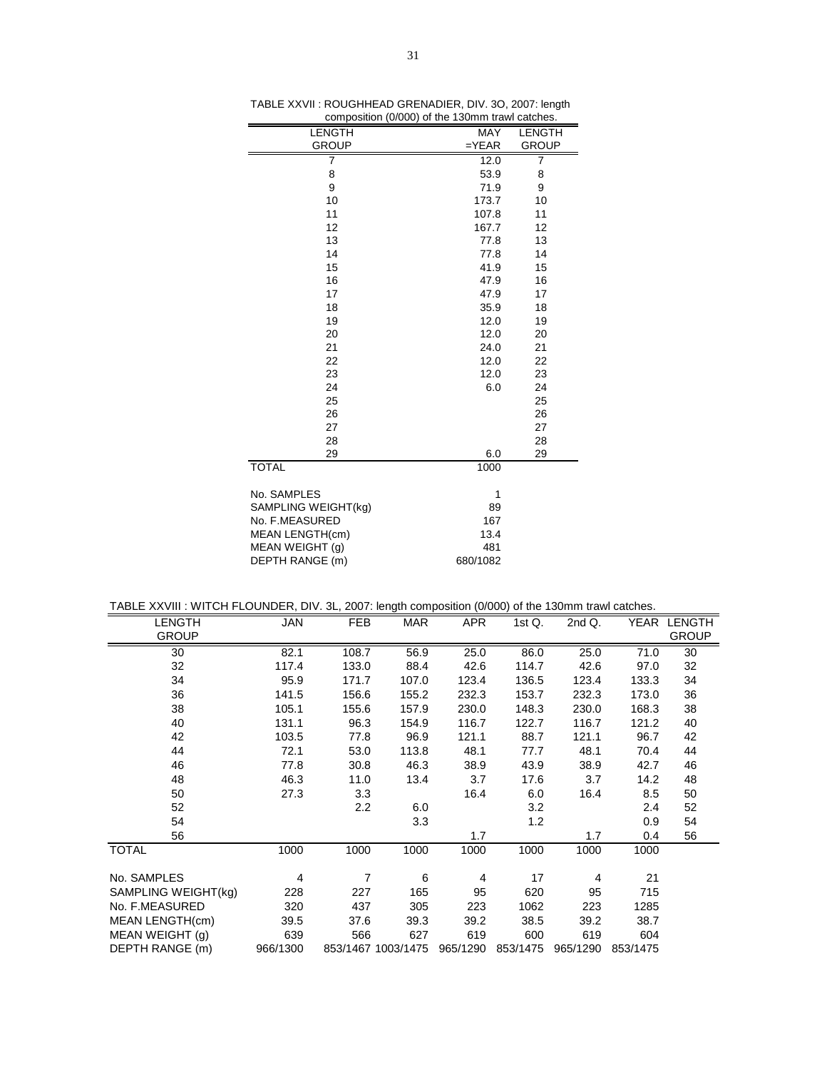TABLE XXVII : ROUGHHEAD GRENADIER, DIV. 3O, 2007: length composition (0/000) of the 130mm trawl catches.

| LENGTH GROUP | MAY =YEAR | LENGTH GROUP |
|---|---|---|
| 7 | 12.0 | 7 |
| 8 | 53.9 | 8 |
| 9 | 71.9 | 9 |
| 10 | 173.7 | 10 |
| 11 | 107.8 | 11 |
| 12 | 167.7 | 12 |
| 13 | 77.8 | 13 |
| 14 | 77.8 | 14 |
| 15 | 41.9 | 15 |
| 16 | 47.9 | 16 |
| 17 | 47.9 | 17 |
| 18 | 35.9 | 18 |
| 19 | 12.0 | 19 |
| 20 | 12.0 | 20 |
| 21 | 24.0 | 21 |
| 22 | 12.0 | 22 |
| 23 | 12.0 | 23 |
| 24 | 6.0 | 24 |
| 25 | | 25 |
| 26 | | 26 |
| 27 | | 27 |
| 28 | | 28 |
| 29 | 6.0 | 29 |
| TOTAL | 1000 | |
| | | |
| No. SAMPLES | 1 | |
| SAMPLING WEIGHT(kg) | 89 | |
| No. F.MEASURED | 167 | |
| MEAN LENGTH(cm) | 13.4 | |
| MEAN WEIGHT (g) | 481 | |
| DEPTH RANGE (m) | 680/1082 | |

TABLE XXVIII : WITCH FLOUNDER, DIV. 3L, 2007: length composition (0/000) of the 130mm trawl catches.

| LENGTH GROUP | JAN | FEB | MAR | APR | 1st Q. | 2nd Q. | YEAR | LENGTH GROUP |
|---|---|---|---|---|---|---|---|---|
| 30 | 82.1 | 108.7 | 56.9 | 25.0 | 86.0 | 25.0 | 71.0 | 30 |
| 32 | 117.4 | 133.0 | 88.4 | 42.6 | 114.7 | 42.6 | 97.0 | 32 |
| 34 | 95.9 | 171.7 | 107.0 | 123.4 | 136.5 | 123.4 | 133.3 | 34 |
| 36 | 141.5 | 156.6 | 155.2 | 232.3 | 153.7 | 232.3 | 173.0 | 36 |
| 38 | 105.1 | 155.6 | 157.9 | 230.0 | 148.3 | 230.0 | 168.3 | 38 |
| 40 | 131.1 | 96.3 | 154.9 | 116.7 | 122.7 | 116.7 | 121.2 | 40 |
| 42 | 103.5 | 77.8 | 96.9 | 121.1 | 88.7 | 121.1 | 96.7 | 42 |
| 44 | 72.1 | 53.0 | 113.8 | 48.1 | 77.7 | 48.1 | 70.4 | 44 |
| 46 | 77.8 | 30.8 | 46.3 | 38.9 | 43.9 | 38.9 | 42.7 | 46 |
| 48 | 46.3 | 11.0 | 13.4 | 3.7 | 17.6 | 3.7 | 14.2 | 48 |
| 50 | 27.3 | 3.3 | | 16.4 | 6.0 | 16.4 | 8.5 | 50 |
| 52 | | 2.2 | 6.0 | | 3.2 | | 2.4 | 52 |
| 54 | | | 3.3 | | 1.2 | | 0.9 | 54 |
| 56 | | | | 1.7 | | 1.7 | 0.4 | 56 |
| TOTAL | 1000 | 1000 | 1000 | 1000 | 1000 | 1000 | 1000 | |
| | | | | | | | | |
| No. SAMPLES | 4 | 7 | 6 | 4 | 17 | 4 | 21 | |
| SAMPLING WEIGHT(kg) | 228 | 227 | 165 | 95 | 620 | 95 | 715 | |
| No. F.MEASURED | 320 | 437 | 305 | 223 | 1062 | 223 | 1285 | |
| MEAN LENGTH(cm) | 39.5 | 37.6 | 39.3 | 39.2 | 38.5 | 39.2 | 38.7 | |
| MEAN WEIGHT (g) | 639 | 566 | 627 | 619 | 600 | 619 | 604 | |
| DEPTH RANGE (m) | 966/1300 | 853/1467 | 1003/1475 | 965/1290 | 853/1475 | 965/1290 | 853/1475 | |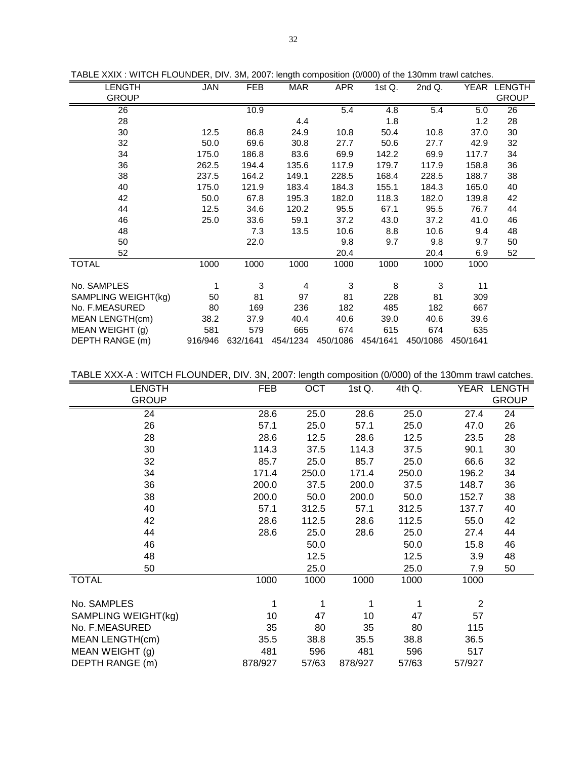TABLE XXIX : WITCH FLOUNDER, DIV. 3M, 2007: length composition (0/000) of the 130mm trawl catches.

| LENGTH GROUP | JAN | FEB | MAR | APR | 1st Q. | 2nd Q. | YEAR | LENGTH GROUP |
|---|---|---|---|---|---|---|---|---|
| 26 | | 10.9 | | 5.4 | 4.8 | 5.4 | 5.0 | 26 |
| 28 | | | 4.4 | | 1.8 | | 1.2 | 28 |
| 30 | 12.5 | 86.8 | 24.9 | 10.8 | 50.4 | 10.8 | 37.0 | 30 |
| 32 | 50.0 | 69.6 | 30.8 | 27.7 | 50.6 | 27.7 | 42.9 | 32 |
| 34 | 175.0 | 186.8 | 83.6 | 69.9 | 142.2 | 69.9 | 117.7 | 34 |
| 36 | 262.5 | 194.4 | 135.6 | 117.9 | 179.7 | 117.9 | 158.8 | 36 |
| 38 | 237.5 | 164.2 | 149.1 | 228.5 | 168.4 | 228.5 | 188.7 | 38 |
| 40 | 175.0 | 121.9 | 183.4 | 184.3 | 155.1 | 184.3 | 165.0 | 40 |
| 42 | 50.0 | 67.8 | 195.3 | 182.0 | 118.3 | 182.0 | 139.8 | 42 |
| 44 | 12.5 | 34.6 | 120.2 | 95.5 | 67.1 | 95.5 | 76.7 | 44 |
| 46 | 25.0 | 33.6 | 59.1 | 37.2 | 43.0 | 37.2 | 41.0 | 46 |
| 48 | | 7.3 | 13.5 | 10.6 | 8.8 | 10.6 | 9.4 | 48 |
| 50 | | 22.0 | | 9.8 | 9.7 | 9.8 | 9.7 | 50 |
| 52 | | | | 20.4 | | 20.4 | 6.9 | 52 |
| TOTAL | 1000 | 1000 | 1000 | 1000 | 1000 | 1000 | 1000 | |
| No. SAMPLES | 1 | 3 | 4 | 3 | 8 | 3 | 11 | |
| SAMPLING WEIGHT(kg) | 50 | 81 | 97 | 81 | 228 | 81 | 309 | |
| No. F.MEASURED | 80 | 169 | 236 | 182 | 485 | 182 | 667 | |
| MEAN LENGTH(cm) | 38.2 | 37.9 | 40.4 | 40.6 | 39.0 | 40.6 | 39.6 | |
| MEAN WEIGHT (g) | 581 | 579 | 665 | 674 | 615 | 674 | 635 | |
| DEPTH RANGE (m) | 916/946 | 632/1641 | 454/1234 | 450/1086 | 454/1641 | 450/1086 | 450/1641 | |

TABLE XXX-A : WITCH FLOUNDER, DIV. 3N, 2007: length composition (0/000) of the 130mm trawl catches.

| LENGTH GROUP | FEB | OCT | 1st Q. | 4th Q. | YEAR | LENGTH GROUP |
|---|---|---|---|---|---|---|
| 24 | 28.6 | 25.0 | 28.6 | 25.0 | 27.4 | 24 |
| 26 | 57.1 | 25.0 | 57.1 | 25.0 | 47.0 | 26 |
| 28 | 28.6 | 12.5 | 28.6 | 12.5 | 23.5 | 28 |
| 30 | 114.3 | 37.5 | 114.3 | 37.5 | 90.1 | 30 |
| 32 | 85.7 | 25.0 | 85.7 | 25.0 | 66.6 | 32 |
| 34 | 171.4 | 250.0 | 171.4 | 250.0 | 196.2 | 34 |
| 36 | 200.0 | 37.5 | 200.0 | 37.5 | 148.7 | 36 |
| 38 | 200.0 | 50.0 | 200.0 | 50.0 | 152.7 | 38 |
| 40 | 57.1 | 312.5 | 57.1 | 312.5 | 137.7 | 40 |
| 42 | 28.6 | 112.5 | 28.6 | 112.5 | 55.0 | 42 |
| 44 | 28.6 | 25.0 | 28.6 | 25.0 | 27.4 | 44 |
| 46 | | 50.0 | | 50.0 | 15.8 | 46 |
| 48 | | 12.5 | | 12.5 | 3.9 | 48 |
| 50 | | 25.0 | | 25.0 | 7.9 | 50 |
| TOTAL | 1000 | 1000 | 1000 | 1000 | 1000 | |
| No. SAMPLES | 1 | 1 | 1 | 1 | 2 | |
| SAMPLING WEIGHT(kg) | 10 | 47 | 10 | 47 | 57 | |
| No. F.MEASURED | 35 | 80 | 35 | 80 | 115 | |
| MEAN LENGTH(cm) | 35.5 | 38.8 | 35.5 | 38.8 | 36.5 | |
| MEAN WEIGHT (g) | 481 | 596 | 481 | 596 | 517 | |
| DEPTH RANGE (m) | 878/927 | 57/63 | 878/927 | 57/63 | 57/927 | |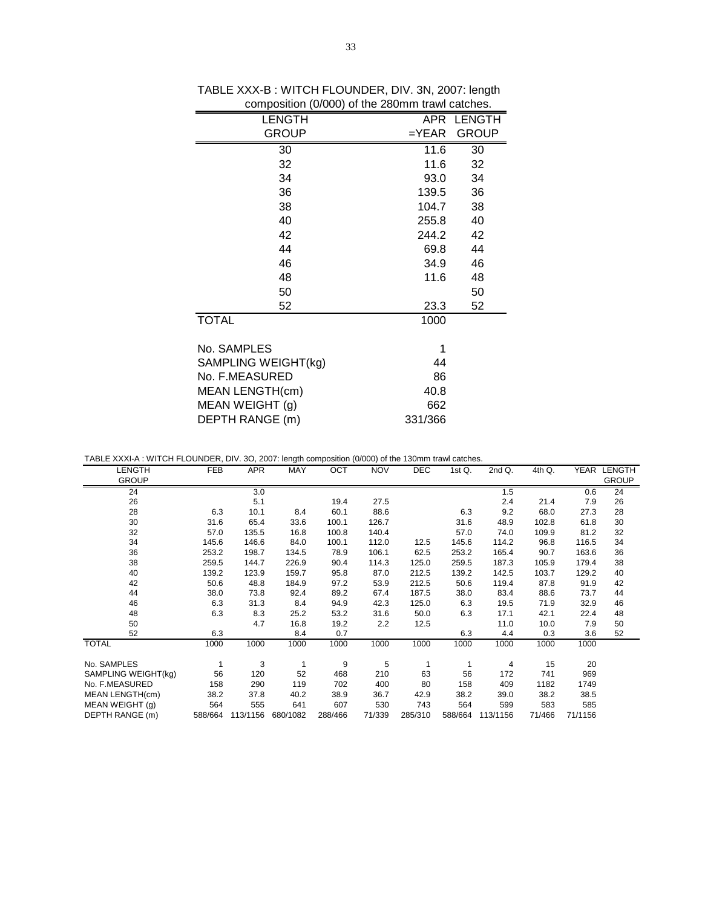TABLE XXX-B : WITCH FLOUNDER, DIV. 3N, 2007: length composition (0/000) of the 280mm trawl catches.

| LENGTH GROUP | APR =YEAR | LENGTH GROUP |
|---|---|---|
| 30 | 11.6 | 30 |
| 32 | 11.6 | 32 |
| 34 | 93.0 | 34 |
| 36 | 139.5 | 36 |
| 38 | 104.7 | 38 |
| 40 | 255.8 | 40 |
| 42 | 244.2 | 42 |
| 44 | 69.8 | 44 |
| 46 | 34.9 | 46 |
| 48 | 11.6 | 48 |
| 50 | | 50 |
| 52 | 23.3 | 52 |
| TOTAL | 1000 | |
| | | |
| No. SAMPLES | 1 | |
| SAMPLING WEIGHT(kg) | 44 | |
| No. F.MEASURED | 86 | |
| MEAN LENGTH(cm) | 40.8 | |
| MEAN WEIGHT (g) | 662 | |
| DEPTH RANGE (m) | 331/366 | |

TABLE XXXI-A : WITCH FLOUNDER, DIV. 3O, 2007: length composition (0/000) of the 130mm trawl catches.

| LENGTH GROUP | FEB | APR | MAY | OCT | NOV | DEC | 1st Q. | 2nd Q. | 4th Q. | YEAR | LENGTH GROUP |
|---|---|---|---|---|---|---|---|---|---|---|---|
| 24 | | 3.0 | | | | | | 1.5 | | 0.6 | 24 |
| 26 | | 5.1 | | 19.4 | 27.5 | | | 2.4 | 21.4 | 7.9 | 26 |
| 28 | 6.3 | 10.1 | 8.4 | 60.1 | 88.6 | | 6.3 | 9.2 | 68.0 | 27.3 | 28 |
| 30 | 31.6 | 65.4 | 33.6 | 100.1 | 126.7 | | 31.6 | 48.9 | 102.8 | 61.8 | 30 |
| 32 | 57.0 | 135.5 | 16.8 | 100.8 | 140.4 | | 57.0 | 74.0 | 109.9 | 81.2 | 32 |
| 34 | 145.6 | 146.6 | 84.0 | 100.1 | 112.0 | 12.5 | 145.6 | 114.2 | 96.8 | 116.5 | 34 |
| 36 | 253.2 | 198.7 | 134.5 | 78.9 | 106.1 | 62.5 | 253.2 | 165.4 | 90.7 | 163.6 | 36 |
| 38 | 259.5 | 144.7 | 226.9 | 90.4 | 114.3 | 125.0 | 259.5 | 187.3 | 105.9 | 179.4 | 38 |
| 40 | 139.2 | 123.9 | 159.7 | 95.8 | 87.0 | 212.5 | 139.2 | 142.5 | 103.7 | 129.2 | 40 |
| 42 | 50.6 | 48.8 | 184.9 | 97.2 | 53.9 | 212.5 | 50.6 | 119.4 | 87.8 | 91.9 | 42 |
| 44 | 38.0 | 73.8 | 92.4 | 89.2 | 67.4 | 187.5 | 38.0 | 83.4 | 88.6 | 73.7 | 44 |
| 46 | 6.3 | 31.3 | 8.4 | 94.9 | 42.3 | 125.0 | 6.3 | 19.5 | 71.9 | 32.9 | 46 |
| 48 | 6.3 | 8.3 | 25.2 | 53.2 | 31.6 | 50.0 | 6.3 | 17.1 | 42.1 | 22.4 | 48 |
| 50 | | 4.7 | 16.8 | 19.2 | 2.2 | 12.5 | | 11.0 | 10.0 | 7.9 | 50 |
| 52 | 6.3 | | 8.4 | 0.7 | | | 6.3 | 4.4 | 0.3 | 3.6 | 52 |
| TOTAL | 1000 | 1000 | 1000 | 1000 | 1000 | 1000 | 1000 | 1000 | 1000 | 1000 | |
| | | | | | | | | | | | |
| No. SAMPLES | 1 | 3 | 1 | 9 | 5 | 1 | 1 | 4 | 15 | 20 | |
| SAMPLING WEIGHT(kg) | 56 | 120 | 52 | 468 | 210 | 63 | 56 | 172 | 741 | 969 | |
| No. F.MEASURED | 158 | 290 | 119 | 702 | 400 | 80 | 158 | 409 | 1182 | 1749 | |
| MEAN LENGTH(cm) | 38.2 | 37.8 | 40.2 | 38.9 | 36.7 | 42.9 | 38.2 | 39.0 | 38.2 | 38.5 | |
| MEAN WEIGHT (g) | 564 | 555 | 641 | 607 | 530 | 743 | 564 | 599 | 583 | 585 | |
| DEPTH RANGE (m) | 588/664 | 113/1156 | 680/1082 | 288/466 | 71/339 | 285/310 | 588/664 | 113/1156 | 71/466 | 71/1156 | |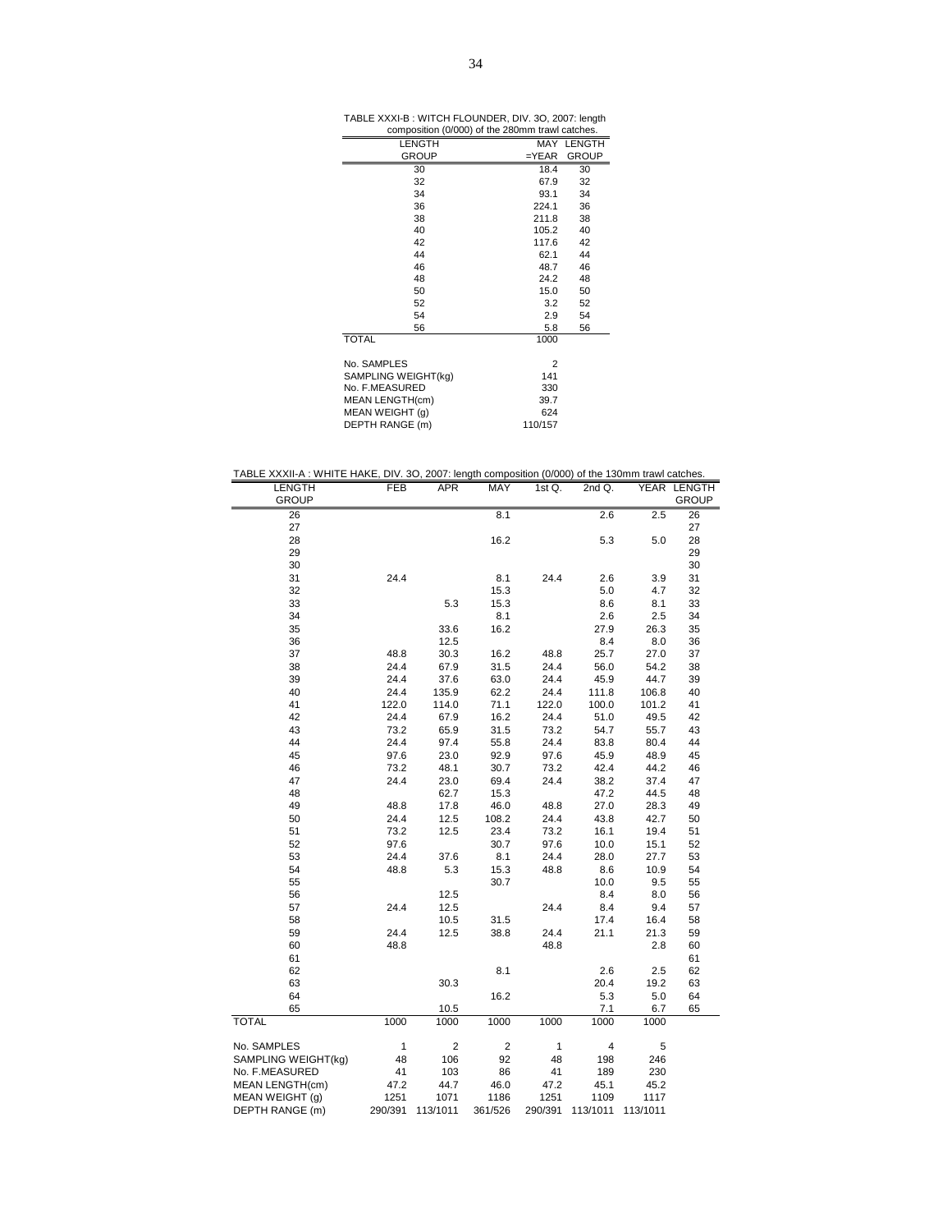TABLE XXXI-B : WITCH FLOUNDER, DIV. 3O, 2007: length composition (0/000) of the 280mm trawl catches.

| LENGTH GROUP | MAY =YEAR | LENGTH GROUP |
|---|---|---|
| 30 | 18.4 | 30 |
| 32 | 67.9 | 32 |
| 34 | 93.1 | 34 |
| 36 | 224.1 | 36 |
| 38 | 211.8 | 38 |
| 40 | 105.2 | 40 |
| 42 | 117.6 | 42 |
| 44 | 62.1 | 44 |
| 46 | 48.7 | 46 |
| 48 | 24.2 | 48 |
| 50 | 15.0 | 50 |
| 52 | 3.2 | 52 |
| 54 | 2.9 | 54 |
| 56 | 5.8 | 56 |
| TOTAL | 1000 | |
| | | |
| No. SAMPLES | 2 | |
| SAMPLING WEIGHT(kg) | 141 | |
| No. F.MEASURED | 330 | |
| MEAN LENGTH(cm) | 39.7 | |
| MEAN WEIGHT (g) | 624 | |
| DEPTH RANGE (m) | 110/157 | |

TABLE XXXII-A : WHITE HAKE, DIV. 3O, 2007: length composition (0/000) of the 130mm trawl catches.

| LENGTH GROUP | FEB | APR | MAY | 1st Q. | 2nd Q. | YEAR | LENGTH GROUP |
|---|---|---|---|---|---|---|---|
| 26 | | | 8.1 | | 2.6 | 2.5 | 26 |
| 27 | | | | | | | 27 |
| 28 | | | 16.2 | | 5.3 | 5.0 | 28 |
| 29 | | | | | | | 29 |
| 30 | | | | | | | 30 |
| 31 | 24.4 | | 8.1 | 24.4 | 2.6 | 3.9 | 31 |
| 32 | | | 15.3 | | 5.0 | 4.7 | 32 |
| 33 | | 5.3 | 15.3 | | 8.6 | 8.1 | 33 |
| 34 | | | 8.1 | | 2.6 | 2.5 | 34 |
| 35 | | 33.6 | 16.2 | | 27.9 | 26.3 | 35 |
| 36 | | 12.5 | | | 8.4 | 8.0 | 36 |
| 37 | 48.8 | 30.3 | 16.2 | 48.8 | 25.7 | 27.0 | 37 |
| 38 | 24.4 | 67.9 | 31.5 | 24.4 | 56.0 | 54.2 | 38 |
| 39 | 24.4 | 37.6 | 63.0 | 24.4 | 45.9 | 44.7 | 39 |
| 40 | 24.4 | 135.9 | 62.2 | 24.4 | 111.8 | 106.8 | 40 |
| 41 | 122.0 | 114.0 | 71.1 | 122.0 | 100.0 | 101.2 | 41 |
| 42 | 24.4 | 67.9 | 16.2 | 24.4 | 51.0 | 49.5 | 42 |
| 43 | 73.2 | 65.9 | 31.5 | 73.2 | 54.7 | 55.7 | 43 |
| 44 | 24.4 | 97.4 | 55.8 | 24.4 | 83.8 | 80.4 | 44 |
| 45 | 97.6 | 23.0 | 92.9 | 97.6 | 45.9 | 48.9 | 45 |
| 46 | 73.2 | 48.1 | 30.7 | 73.2 | 42.4 | 44.2 | 46 |
| 47 | 24.4 | 23.0 | 69.4 | 24.4 | 38.2 | 37.4 | 47 |
| 48 | | 62.7 | 15.3 | | 47.2 | 44.5 | 48 |
| 49 | 48.8 | 17.8 | 46.0 | 48.8 | 27.0 | 28.3 | 49 |
| 50 | 24.4 | 12.5 | 108.2 | 24.4 | 43.8 | 42.7 | 50 |
| 51 | 73.2 | 12.5 | 23.4 | 73.2 | 16.1 | 19.4 | 51 |
| 52 | 97.6 | | 30.7 | 97.6 | 10.0 | 15.1 | 52 |
| 53 | 24.4 | 37.6 | 8.1 | 24.4 | 28.0 | 27.7 | 53 |
| 54 | 48.8 | 5.3 | 15.3 | 48.8 | 8.6 | 10.9 | 54 |
| 55 | | | 30.7 | | 10.0 | 9.5 | 55 |
| 56 | | 12.5 | | | 8.4 | 8.0 | 56 |
| 57 | 24.4 | 12.5 | | 24.4 | 8.4 | 9.4 | 57 |
| 58 | | 10.5 | 31.5 | | 17.4 | 16.4 | 58 |
| 59 | 24.4 | 12.5 | 38.8 | 24.4 | 21.1 | 21.3 | 59 |
| 60 | 48.8 | | | 48.8 | | 2.8 | 60 |
| 61 | | | | | | | 61 |
| 62 | | | 8.1 | | 2.6 | 2.5 | 62 |
| 63 | | 30.3 | | | 20.4 | 19.2 | 63 |
| 64 | | | 16.2 | | 5.3 | 5.0 | 64 |
| 65 | | 10.5 | | | 7.1 | 6.7 | 65 |
| TOTAL | 1000 | 1000 | 1000 | 1000 | 1000 | 1000 | |
| | | | | | | | |
| No. SAMPLES | 1 | 2 | 2 | 1 | 4 | 5 | |
| SAMPLING WEIGHT(kg) | 48 | 106 | 92 | 48 | 198 | 246 | |
| No. F.MEASURED | 41 | 103 | 86 | 41 | 189 | 230 | |
| MEAN LENGTH(cm) | 47.2 | 44.7 | 46.0 | 47.2 | 45.1 | 45.2 | |
| MEAN WEIGHT (g) | 1251 | 1071 | 1186 | 1251 | 1109 | 1117 | |
| DEPTH RANGE (m) | 290/391 | 113/1011 | 361/526 | 290/391 | 113/1011 | 113/1011 | |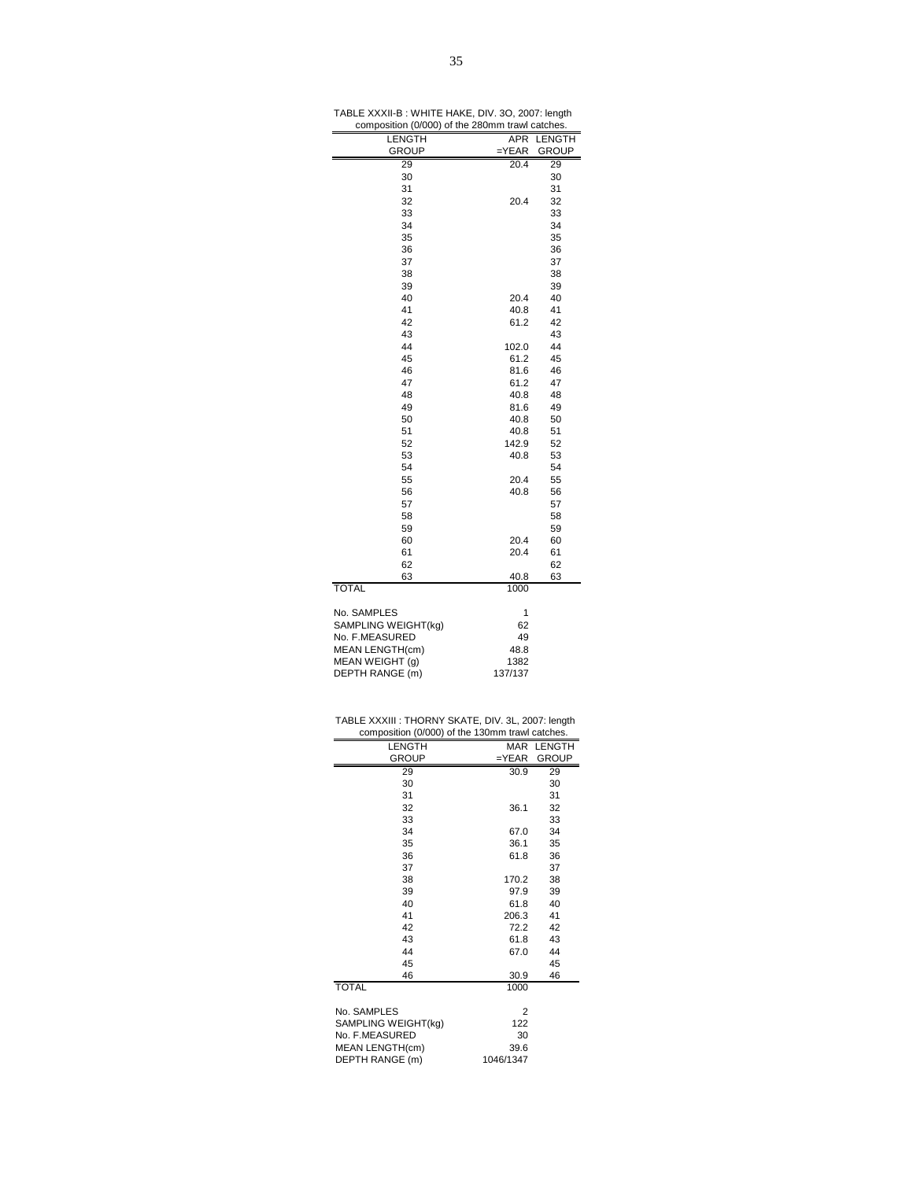TABLE XXXII-B : WHITE HAKE, DIV. 3O, 2007: length composition (0/000) of the 280mm trawl catches.

| LENGTH GROUP | APR =YEAR | LENGTH GROUP |
|---|---|---|
| 29 | 20.4 | 29 |
| 30 | | 30 |
| 31 | | 31 |
| 32 | 20.4 | 32 |
| 33 | | 33 |
| 34 | | 34 |
| 35 | | 35 |
| 36 | | 36 |
| 37 | | 37 |
| 38 | | 38 |
| 39 | | 39 |
| 40 | 20.4 | 40 |
| 41 | 40.8 | 41 |
| 42 | 61.2 | 42 |
| 43 | | 43 |
| 44 | 102.0 | 44 |
| 45 | 61.2 | 45 |
| 46 | 81.6 | 46 |
| 47 | 61.2 | 47 |
| 48 | 40.8 | 48 |
| 49 | 81.6 | 49 |
| 50 | 40.8 | 50 |
| 51 | 40.8 | 51 |
| 52 | 142.9 | 52 |
| 53 | 40.8 | 53 |
| 54 | | 54 |
| 55 | 20.4 | 55 |
| 56 | 40.8 | 56 |
| 57 | | 57 |
| 58 | | 58 |
| 59 | | 59 |
| 60 | 20.4 | 60 |
| 61 | 20.4 | 61 |
| 62 | | 62 |
| 63 | 40.8 | 63 |
| TOTAL | 1000 | |
| | | |
| No. SAMPLES | 1 | |
| SAMPLING WEIGHT(kg) | 62 | |
| No. F.MEASURED | 49 | |
| MEAN LENGTH(cm) | 48.8 | |
| MEAN WEIGHT (g) | 1382 | |
| DEPTH RANGE (m) | 137/137 | |

TABLE XXXIII : THORNY SKATE, DIV. 3L, 2007: length composition (0/000) of the 130mm trawl catches.

| LENGTH GROUP | MAR =YEAR | LENGTH GROUP |
|---|---|---|
| 29 | 30.9 | 29 |
| 30 | | 30 |
| 31 | | 31 |
| 32 | 36.1 | 32 |
| 33 | | 33 |
| 34 | 67.0 | 34 |
| 35 | 36.1 | 35 |
| 36 | 61.8 | 36 |
| 37 | | 37 |
| 38 | 170.2 | 38 |
| 39 | 97.9 | 39 |
| 40 | 61.8 | 40 |
| 41 | 206.3 | 41 |
| 42 | 72.2 | 42 |
| 43 | 61.8 | 43 |
| 44 | 67.0 | 44 |
| 45 | | 45 |
| 46 | 30.9 | 46 |
| TOTAL | 1000 | |
| | | |
| No. SAMPLES | 2 | |
| SAMPLING WEIGHT(kg) | 122 | |
| No. F.MEASURED | 30 | |
| MEAN LENGTH(cm) | 39.6 | |
| DEPTH RANGE (m) | 1046/1347 | |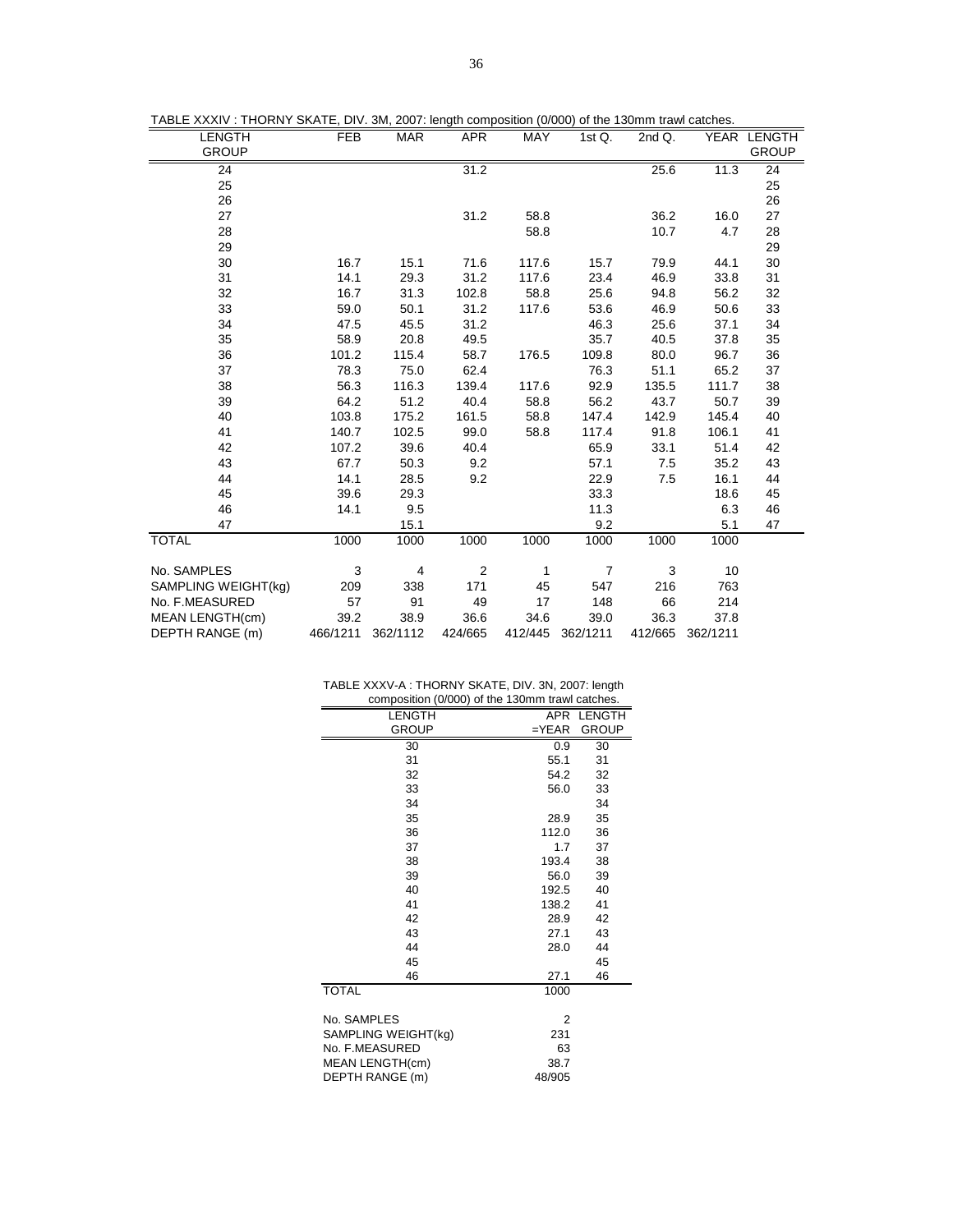TABLE XXXIV : THORNY SKATE, DIV. 3M, 2007: length composition (0/000) of the 130mm trawl catches.

| LENGTH GROUP | FEB | MAR | APR | MAY | 1st Q. | 2nd Q. | YEAR | LENGTH GROUP |
|---|---|---|---|---|---|---|---|---|
| 24 | | | 31.2 | | | 25.6 | 11.3 | 24 |
| 25 | | | | | | | | 25 |
| 26 | | | | | | | | 26 |
| 27 | | | 31.2 | 58.8 | | 36.2 | 16.0 | 27 |
| 28 | | | | 58.8 | | 10.7 | 4.7 | 28 |
| 29 | | | | | | | | 29 |
| 30 | 16.7 | 15.1 | 71.6 | 117.6 | 15.7 | 79.9 | 44.1 | 30 |
| 31 | 14.1 | 29.3 | 31.2 | 117.6 | 23.4 | 46.9 | 33.8 | 31 |
| 32 | 16.7 | 31.3 | 102.8 | 58.8 | 25.6 | 94.8 | 56.2 | 32 |
| 33 | 59.0 | 50.1 | 31.2 | 117.6 | 53.6 | 46.9 | 50.6 | 33 |
| 34 | 47.5 | 45.5 | 31.2 | | 46.3 | 25.6 | 37.1 | 34 |
| 35 | 58.9 | 20.8 | 49.5 | | 35.7 | 40.5 | 37.8 | 35 |
| 36 | 101.2 | 115.4 | 58.7 | 176.5 | 109.8 | 80.0 | 96.7 | 36 |
| 37 | 78.3 | 75.0 | 62.4 | | 76.3 | 51.1 | 65.2 | 37 |
| 38 | 56.3 | 116.3 | 139.4 | 117.6 | 92.9 | 135.5 | 111.7 | 38 |
| 39 | 64.2 | 51.2 | 40.4 | 58.8 | 56.2 | 43.7 | 50.7 | 39 |
| 40 | 103.8 | 175.2 | 161.5 | 58.8 | 147.4 | 142.9 | 145.4 | 40 |
| 41 | 140.7 | 102.5 | 99.0 | 58.8 | 117.4 | 91.8 | 106.1 | 41 |
| 42 | 107.2 | 39.6 | 40.4 | | 65.9 | 33.1 | 51.4 | 42 |
| 43 | 67.7 | 50.3 | 9.2 | | 57.1 | 7.5 | 35.2 | 43 |
| 44 | 14.1 | 28.5 | 9.2 | | 22.9 | 7.5 | 16.1 | 44 |
| 45 | 39.6 | 29.3 | | | 33.3 | | 18.6 | 45 |
| 46 | 14.1 | 9.5 | | | 11.3 | | 6.3 | 46 |
| 47 | | 15.1 | | | 9.2 | | 5.1 | 47 |
| TOTAL | 1000 | 1000 | 1000 | 1000 | 1000 | 1000 | 1000 | |
| No. SAMPLES | 3 | 4 | 2 | 1 | 7 | 3 | 10 | |
| SAMPLING WEIGHT(kg) | 209 | 338 | 171 | 45 | 547 | 216 | 763 | |
| No. F.MEASURED | 57 | 91 | 49 | 17 | 148 | 66 | 214 | |
| MEAN LENGTH(cm) | 39.2 | 38.9 | 36.6 | 34.6 | 39.0 | 36.3 | 37.8 | |
| DEPTH RANGE (m) | 466/1211 | 362/1112 | 424/665 | 412/445 | 362/1211 | 412/665 | 362/1211 | |

TABLE XXXV-A : THORNY SKATE, DIV. 3N, 2007: length composition (0/000) of the 130mm trawl catches.

| LENGTH GROUP | APR =YEAR | LENGTH GROUP |
|---|---|---|
| 30 | 0.9 | 30 |
| 31 | 55.1 | 31 |
| 32 | 54.2 | 32 |
| 33 | 56.0 | 33 |
| 34 | | 34 |
| 35 | 28.9 | 35 |
| 36 | 112.0 | 36 |
| 37 | 1.7 | 37 |
| 38 | 193.4 | 38 |
| 39 | 56.0 | 39 |
| 40 | 192.5 | 40 |
| 41 | 138.2 | 41 |
| 42 | 28.9 | 42 |
| 43 | 27.1 | 43 |
| 44 | 28.0 | 44 |
| 45 | | 45 |
| 46 | 27.1 | 46 |
| TOTAL | 1000 | |
| No. SAMPLES | 2 | |
| SAMPLING WEIGHT(kg) | 231 | |
| No. F.MEASURED | 63 | |
| MEAN LENGTH(cm) | 38.7 | |
| DEPTH RANGE (m) | 48/905 | |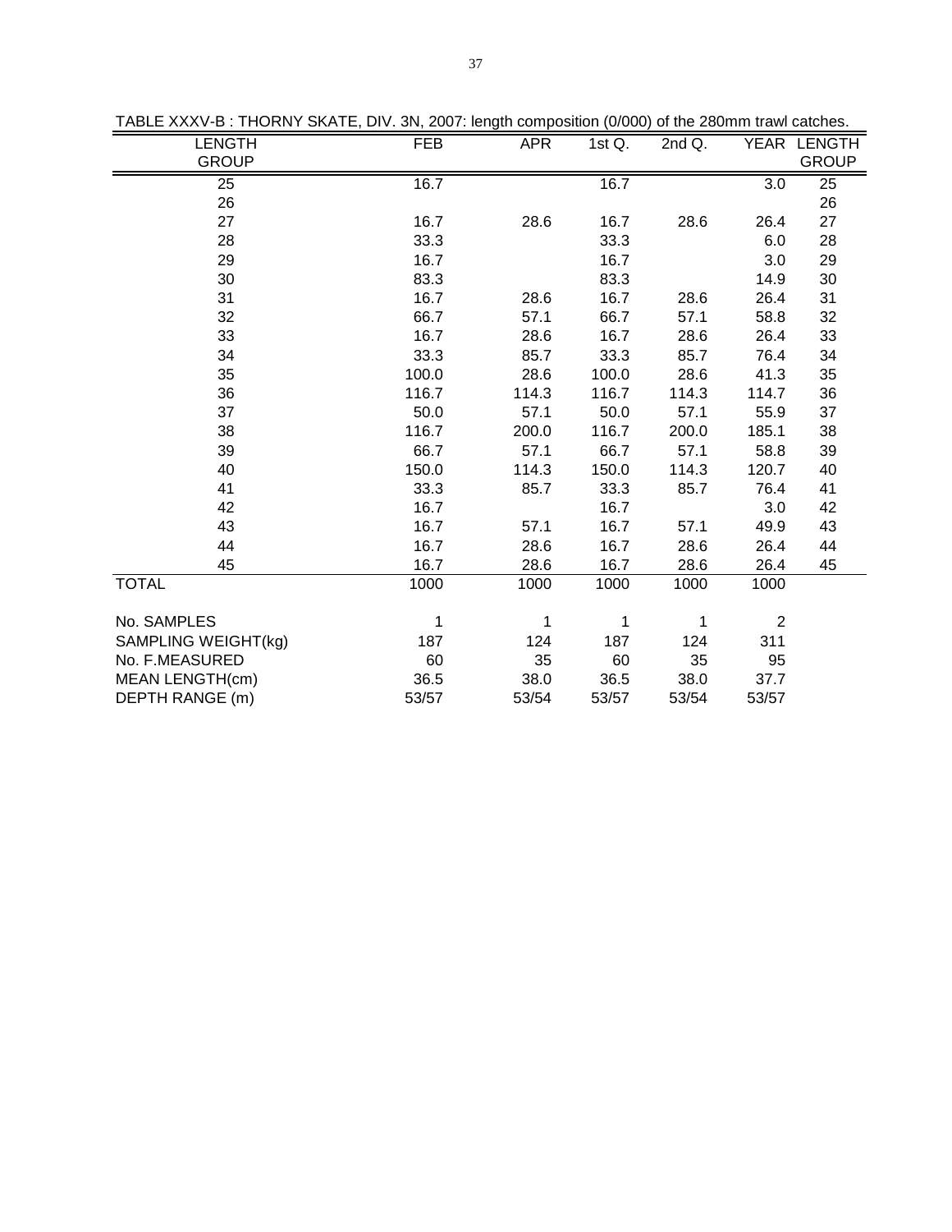TABLE XXXV-B : THORNY SKATE, DIV. 3N, 2007: length composition (0/000) of the 280mm trawl catches.

| LENGTH GROUP | FEB | APR | 1st Q. | 2nd Q. | YEAR | LENGTH GROUP |
|---|---|---|---|---|---|---|
| 25 | 16.7 | | 16.7 | | 3.0 | 25 |
| 26 | | | | | | 26 |
| 27 | 16.7 | 28.6 | 16.7 | 28.6 | 26.4 | 27 |
| 28 | 33.3 | | 33.3 | | 6.0 | 28 |
| 29 | 16.7 | | 16.7 | | 3.0 | 29 |
| 30 | 83.3 | | 83.3 | | 14.9 | 30 |
| 31 | 16.7 | 28.6 | 16.7 | 28.6 | 26.4 | 31 |
| 32 | 66.7 | 57.1 | 66.7 | 57.1 | 58.8 | 32 |
| 33 | 16.7 | 28.6 | 16.7 | 28.6 | 26.4 | 33 |
| 34 | 33.3 | 85.7 | 33.3 | 85.7 | 76.4 | 34 |
| 35 | 100.0 | 28.6 | 100.0 | 28.6 | 41.3 | 35 |
| 36 | 116.7 | 114.3 | 116.7 | 114.3 | 114.7 | 36 |
| 37 | 50.0 | 57.1 | 50.0 | 57.1 | 55.9 | 37 |
| 38 | 116.7 | 200.0 | 116.7 | 200.0 | 185.1 | 38 |
| 39 | 66.7 | 57.1 | 66.7 | 57.1 | 58.8 | 39 |
| 40 | 150.0 | 114.3 | 150.0 | 114.3 | 120.7 | 40 |
| 41 | 33.3 | 85.7 | 33.3 | 85.7 | 76.4 | 41 |
| 42 | 16.7 | | 16.7 | | 3.0 | 42 |
| 43 | 16.7 | 57.1 | 16.7 | 57.1 | 49.9 | 43 |
| 44 | 16.7 | 28.6 | 16.7 | 28.6 | 26.4 | 44 |
| 45 | 16.7 | 28.6 | 16.7 | 28.6 | 26.4 | 45 |
| TOTAL | 1000 | 1000 | 1000 | 1000 | 1000 | |
| | | | | | | |
| No. SAMPLES | 1 | 1 | 1 | 1 | 2 | |
| SAMPLING WEIGHT(kg) | 187 | 124 | 187 | 124 | 311 | |
| No. F.MEASURED | 60 | 35 | 60 | 35 | 95 | |
| MEAN LENGTH(cm) | 36.5 | 38.0 | 36.5 | 38.0 | 37.7 | |
| DEPTH RANGE (m) | 53/57 | 53/54 | 53/57 | 53/54 | 53/57 | |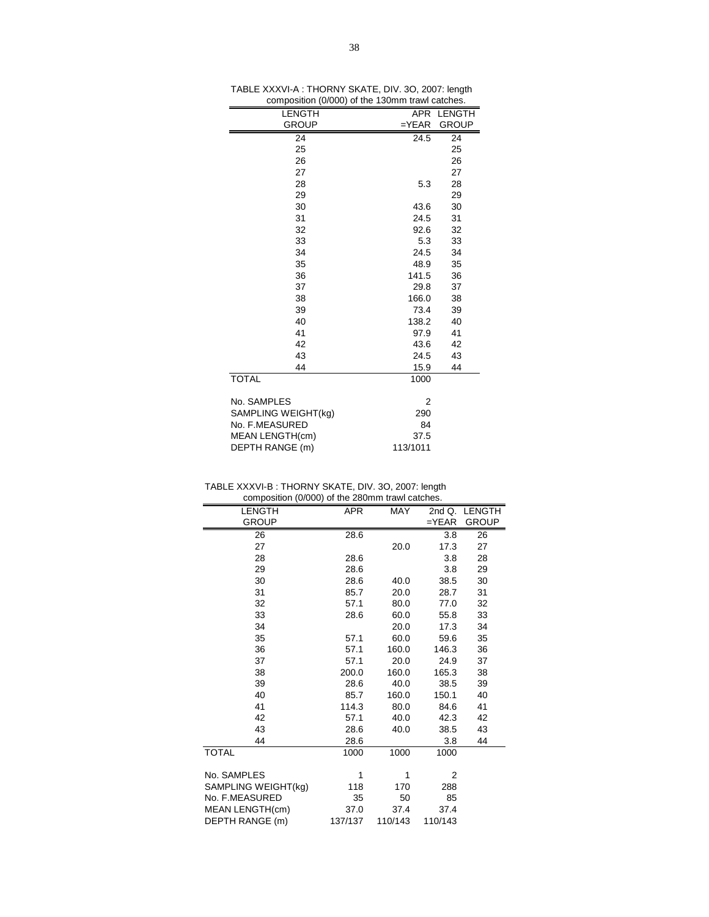TABLE XXXVI-A : THORNY SKATE, DIV. 3O, 2007: length composition (0/000) of the 130mm trawl catches.

| LENGTH GROUP | APR =YEAR | LENGTH GROUP |
|---|---|---|
| 24 | 24.5 | 24 |
| 25 | | 25 |
| 26 | | 26 |
| 27 | | 27 |
| 28 | 5.3 | 28 |
| 29 | | 29 |
| 30 | 43.6 | 30 |
| 31 | 24.5 | 31 |
| 32 | 92.6 | 32 |
| 33 | 5.3 | 33 |
| 34 | 24.5 | 34 |
| 35 | 48.9 | 35 |
| 36 | 141.5 | 36 |
| 37 | 29.8 | 37 |
| 38 | 166.0 | 38 |
| 39 | 73.4 | 39 |
| 40 | 138.2 | 40 |
| 41 | 97.9 | 41 |
| 42 | 43.6 | 42 |
| 43 | 24.5 | 43 |
| 44 | 15.9 | 44 |
| TOTAL | 1000 | |
| | | |
| No. SAMPLES | 2 | |
| SAMPLING WEIGHT(kg) | 290 | |
| No. F.MEASURED | 84 | |
| MEAN LENGTH(cm) | 37.5 | |
| DEPTH RANGE (m) | 113/1011 | |

TABLE XXXVI-B : THORNY SKATE, DIV. 3O, 2007: length composition (0/000) of the 280mm trawl catches.

| LENGTH GROUP | APR | MAY | 2nd Q. =YEAR | LENGTH GROUP |
|---|---|---|---|---|
| 26 | 28.6 | | 3.8 | 26 |
| 27 | | 20.0 | 17.3 | 27 |
| 28 | 28.6 | | 3.8 | 28 |
| 29 | 28.6 | | 3.8 | 29 |
| 30 | 28.6 | 40.0 | 38.5 | 30 |
| 31 | 85.7 | 20.0 | 28.7 | 31 |
| 32 | 57.1 | 80.0 | 77.0 | 32 |
| 33 | 28.6 | 60.0 | 55.8 | 33 |
| 34 | | 20.0 | 17.3 | 34 |
| 35 | 57.1 | 60.0 | 59.6 | 35 |
| 36 | 57.1 | 160.0 | 146.3 | 36 |
| 37 | 57.1 | 20.0 | 24.9 | 37 |
| 38 | 200.0 | 160.0 | 165.3 | 38 |
| 39 | 28.6 | 40.0 | 38.5 | 39 |
| 40 | 85.7 | 160.0 | 150.1 | 40 |
| 41 | 114.3 | 80.0 | 84.6 | 41 |
| 42 | 57.1 | 40.0 | 42.3 | 42 |
| 43 | 28.6 | 40.0 | 38.5 | 43 |
| 44 | 28.6 | | 3.8 | 44 |
| TOTAL | 1000 | 1000 | 1000 | |
| | | | | |
| No. SAMPLES | 1 | 1 | 2 | |
| SAMPLING WEIGHT(kg) | 118 | 170 | 288 | |
| No. F.MEASURED | 35 | 50 | 85 | |
| MEAN LENGTH(cm) | 37.0 | 37.4 | 37.4 | |
| DEPTH RANGE (m) | 137/137 | 110/143 | 110/143 | |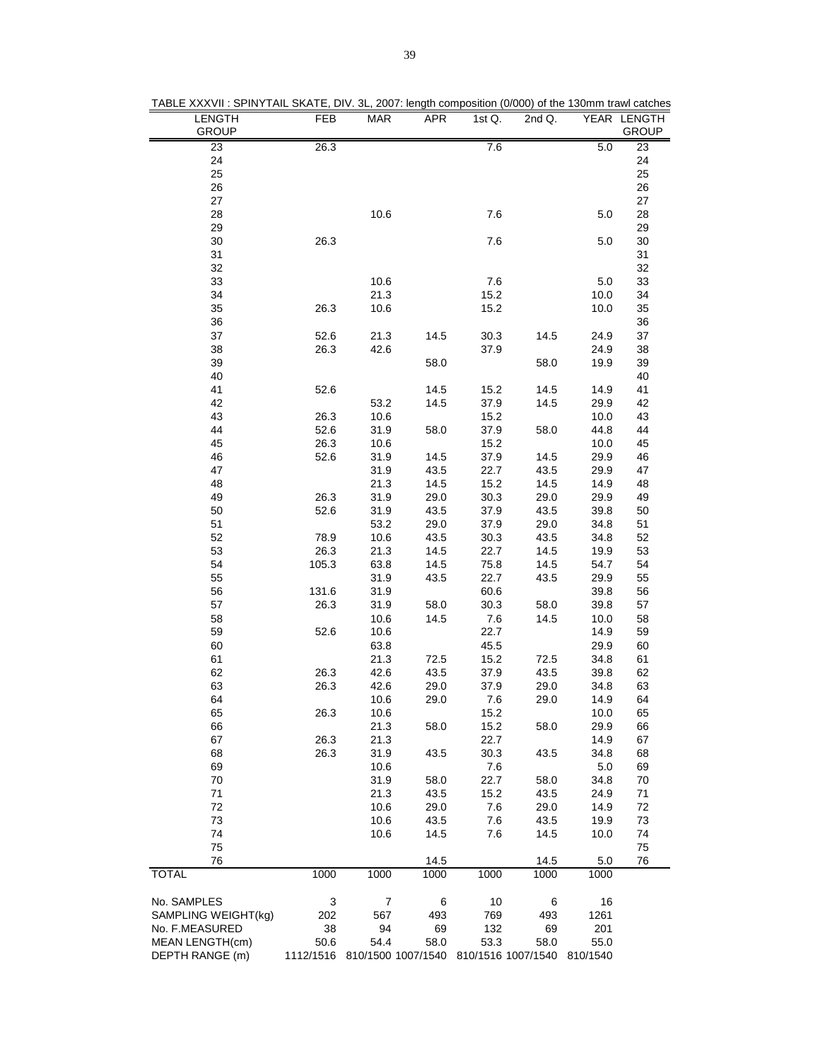TABLE XXXVII : SPINYTAIL SKATE, DIV. 3L, 2007: length composition (0/000) of the 130mm trawl catches

| LENGTH GROUP | FEB | MAR | APR | 1st Q. | 2nd Q. | YEAR | LENGTH GROUP |
|---|---|---|---|---|---|---|---|
| 23 | 26.3 | | | 7.6 | | 5.0 | 23 |
| 24 | | | | | | | 24 |
| 25 | | | | | | | 25 |
| 26 | | | | | | | 26 |
| 27 | | | | | | | 27 |
| 28 | | 10.6 | | 7.6 | | 5.0 | 28 |
| 29 | | | | | | | 29 |
| 30 | 26.3 | | | 7.6 | | 5.0 | 30 |
| 31 | | | | | | | 31 |
| 32 | | | | | | | 32 |
| 33 | | 10.6 | | 7.6 | | 5.0 | 33 |
| 34 | | 21.3 | | 15.2 | | 10.0 | 34 |
| 35 | 26.3 | 10.6 | | 15.2 | | 10.0 | 35 |
| 36 | | | | | | | 36 |
| 37 | 52.6 | 21.3 | 14.5 | 30.3 | 14.5 | 24.9 | 37 |
| 38 | 26.3 | 42.6 | | 37.9 | | 24.9 | 38 |
| 39 | | | 58.0 | | 58.0 | 19.9 | 39 |
| 40 | | | | | | | 40 |
| 41 | 52.6 | | 14.5 | 15.2 | 14.5 | 14.9 | 41 |
| 42 | | 53.2 | 14.5 | 37.9 | 14.5 | 29.9 | 42 |
| 43 | 26.3 | 10.6 | | 15.2 | | 10.0 | 43 |
| 44 | 52.6 | 31.9 | 58.0 | 37.9 | 58.0 | 44.8 | 44 |
| 45 | 26.3 | 10.6 | | 15.2 | | 10.0 | 45 |
| 46 | 52.6 | 31.9 | 14.5 | 37.9 | 14.5 | 29.9 | 46 |
| 47 | | 31.9 | 43.5 | 22.7 | 43.5 | 29.9 | 47 |
| 48 | | 21.3 | 14.5 | 15.2 | 14.5 | 14.9 | 48 |
| 49 | 26.3 | 31.9 | 29.0 | 30.3 | 29.0 | 29.9 | 49 |
| 50 | 52.6 | 31.9 | 43.5 | 37.9 | 43.5 | 39.8 | 50 |
| 51 | | 53.2 | 29.0 | 37.9 | 29.0 | 34.8 | 51 |
| 52 | 78.9 | 10.6 | 43.5 | 30.3 | 43.5 | 34.8 | 52 |
| 53 | 26.3 | 21.3 | 14.5 | 22.7 | 14.5 | 19.9 | 53 |
| 54 | 105.3 | 63.8 | 14.5 | 75.8 | 14.5 | 54.7 | 54 |
| 55 | | 31.9 | 43.5 | 22.7 | 43.5 | 29.9 | 55 |
| 56 | 131.6 | 31.9 | | 60.6 | | 39.8 | 56 |
| 57 | 26.3 | 31.9 | 58.0 | 30.3 | 58.0 | 39.8 | 57 |
| 58 | | 10.6 | 14.5 | 7.6 | 14.5 | 10.0 | 58 |
| 59 | 52.6 | 10.6 | | 22.7 | | 14.9 | 59 |
| 60 | | 63.8 | | 45.5 | | 29.9 | 60 |
| 61 | | 21.3 | 72.5 | 15.2 | 72.5 | 34.8 | 61 |
| 62 | 26.3 | 42.6 | 43.5 | 37.9 | 43.5 | 39.8 | 62 |
| 63 | 26.3 | 42.6 | 29.0 | 37.9 | 29.0 | 34.8 | 63 |
| 64 | | 10.6 | 29.0 | 7.6 | 29.0 | 14.9 | 64 |
| 65 | 26.3 | 10.6 | | 15.2 | | 10.0 | 65 |
| 66 | | 21.3 | 58.0 | 15.2 | 58.0 | 29.9 | 66 |
| 67 | 26.3 | 21.3 | | 22.7 | | 14.9 | 67 |
| 68 | 26.3 | 31.9 | 43.5 | 30.3 | 43.5 | 34.8 | 68 |
| 69 | | 10.6 | | 7.6 | | 5.0 | 69 |
| 70 | | 31.9 | 58.0 | 22.7 | 58.0 | 34.8 | 70 |
| 71 | | 21.3 | 43.5 | 15.2 | 43.5 | 24.9 | 71 |
| 72 | | 10.6 | 29.0 | 7.6 | 29.0 | 14.9 | 72 |
| 73 | | 10.6 | 43.5 | 7.6 | 43.5 | 19.9 | 73 |
| 74 | | 10.6 | 14.5 | 7.6 | 14.5 | 10.0 | 74 |
| 75 | | | | | | | 75 |
| 76 | | | 14.5 | | 14.5 | 5.0 | 76 |
| TOTAL | 1000 | 1000 | 1000 | 1000 | 1000 | 1000 | |
| | | | | | | | |
| No. SAMPLES | 3 | 7 | 6 | 10 | 6 | 16 | |
| SAMPLING WEIGHT(kg) | 202 | 567 | 493 | 769 | 493 | 1261 | |
| No. F.MEASURED | 38 | 94 | 69 | 132 | 69 | 201 | |
| MEAN LENGTH(cm) | 50.6 | 54.4 | 58.0 | 53.3 | 58.0 | 55.0 | |
| DEPTH RANGE (m) | 1112/1516 | 810/1500 | 1007/1540 | 810/1516 | 1007/1540 | 810/1540 | |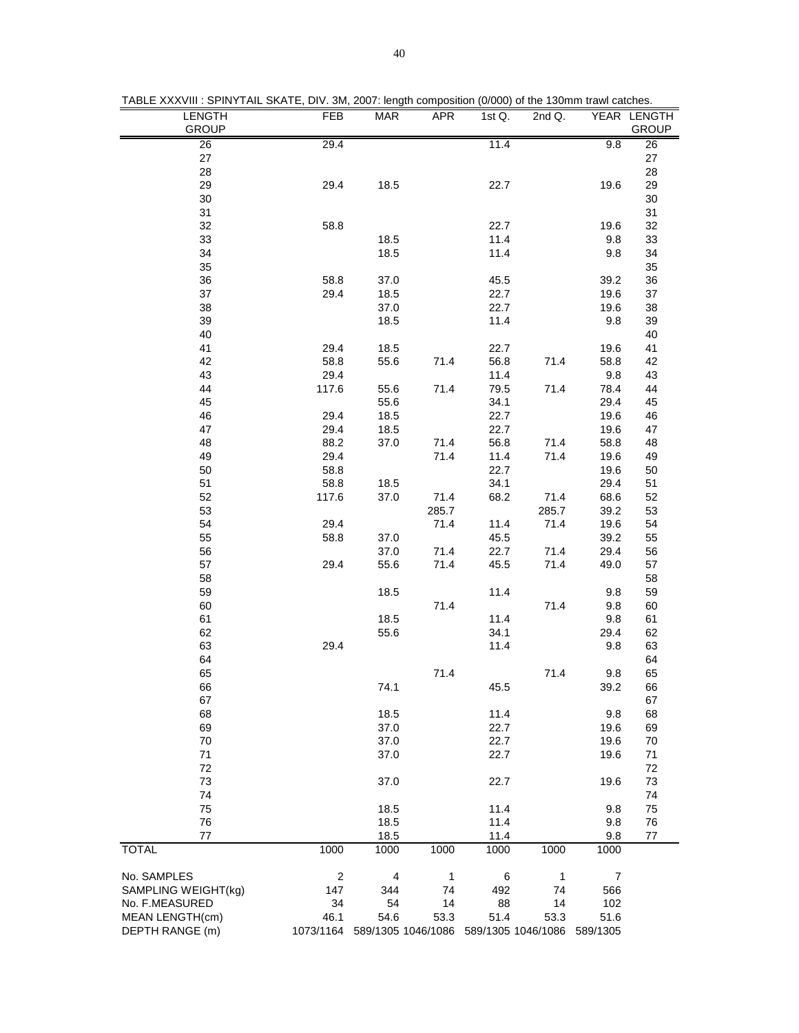TABLE XXXVIII : SPINYTAIL SKATE, DIV. 3M, 2007: length composition (0/000) of the 130mm trawl catches.

| LENGTH GROUP | FEB | MAR | APR | 1st Q. | 2nd Q. | YEAR | LENGTH GROUP |
|---|---|---|---|---|---|---|---|
| 26 | 29.4 | | | 11.4 | | 9.8 | 26 |
| 27 | | | | | | | 27 |
| 28 | | | | | | | 28 |
| 29 | 29.4 | 18.5 | | 22.7 | | 19.6 | 29 |
| 30 | | | | | | | 30 |
| 31 | | | | | | | 31 |
| 32 | 58.8 | | | 22.7 | | 19.6 | 32 |
| 33 | | 18.5 | | 11.4 | | 9.8 | 33 |
| 34 | | 18.5 | | 11.4 | | 9.8 | 34 |
| 35 | | | | | | | 35 |
| 36 | 58.8 | 37.0 | | 45.5 | | 39.2 | 36 |
| 37 | 29.4 | 18.5 | | 22.7 | | 19.6 | 37 |
| 38 | | 37.0 | | 22.7 | | 19.6 | 38 |
| 39 | | 18.5 | | 11.4 | | 9.8 | 39 |
| 40 | | | | | | | 40 |
| 41 | 29.4 | 18.5 | | 22.7 | | 19.6 | 41 |
| 42 | 58.8 | 55.6 | 71.4 | 56.8 | 71.4 | 58.8 | 42 |
| 43 | 29.4 | | | 11.4 | | 9.8 | 43 |
| 44 | 117.6 | 55.6 | 71.4 | 79.5 | 71.4 | 78.4 | 44 |
| 45 | | 55.6 | | 34.1 | | 29.4 | 45 |
| 46 | 29.4 | 18.5 | | 22.7 | | 19.6 | 46 |
| 47 | 29.4 | 18.5 | | 22.7 | | 19.6 | 47 |
| 48 | 88.2 | 37.0 | 71.4 | 56.8 | 71.4 | 58.8 | 48 |
| 49 | 29.4 | | 71.4 | 11.4 | 71.4 | 19.6 | 49 |
| 50 | 58.8 | | | 22.7 | | 19.6 | 50 |
| 51 | 58.8 | 18.5 | | 34.1 | | 29.4 | 51 |
| 52 | 117.6 | 37.0 | 71.4 | 68.2 | 71.4 | 68.6 | 52 |
| 53 | | | 285.7 | | 285.7 | 39.2 | 53 |
| 54 | 29.4 | | 71.4 | 11.4 | 71.4 | 19.6 | 54 |
| 55 | 58.8 | 37.0 | | 45.5 | | 39.2 | 55 |
| 56 | | 37.0 | 71.4 | 22.7 | 71.4 | 29.4 | 56 |
| 57 | 29.4 | 55.6 | 71.4 | 45.5 | 71.4 | 49.0 | 57 |
| 58 | | | | | | | 58 |
| 59 | | 18.5 | | 11.4 | | 9.8 | 59 |
| 60 | | | 71.4 | | 71.4 | 9.8 | 60 |
| 61 | | 18.5 | | 11.4 | | 9.8 | 61 |
| 62 | | 55.6 | | 34.1 | | 29.4 | 62 |
| 63 | 29.4 | | | 11.4 | | 9.8 | 63 |
| 64 | | | | | | | 64 |
| 65 | | | 71.4 | | 71.4 | 9.8 | 65 |
| 66 | | 74.1 | | 45.5 | | 39.2 | 66 |
| 67 | | | | | | | 67 |
| 68 | | 18.5 | | 11.4 | | 9.8 | 68 |
| 69 | | 37.0 | | 22.7 | | 19.6 | 69 |
| 70 | | 37.0 | | 22.7 | | 19.6 | 70 |
| 71 | | 37.0 | | 22.7 | | 19.6 | 71 |
| 72 | | | | | | | 72 |
| 73 | | 37.0 | | 22.7 | | 19.6 | 73 |
| 74 | | | | | | | 74 |
| 75 | | 18.5 | | 11.4 | | 9.8 | 75 |
| 76 | | 18.5 | | 11.4 | | 9.8 | 76 |
| 77 | | 18.5 | | 11.4 | | 9.8 | 77 |
| TOTAL | 1000 | 1000 | 1000 | 1000 | 1000 | 1000 | |
| No. SAMPLES | 2 | 4 | 1 | 6 | 1 | 7 | |
| SAMPLING WEIGHT(kg) | 147 | 344 | 74 | 492 | 74 | 566 | |
| No. F.MEASURED | 34 | 54 | 14 | 88 | 14 | 102 | |
| MEAN LENGTH(cm) | 46.1 | 54.6 | 53.3 | 51.4 | 53.3 | 51.6 | |
| DEPTH RANGE (m) | 1073/1164 | 589/1305 | 1046/1086 | 589/1305 | 1046/1086 | 589/1305 | |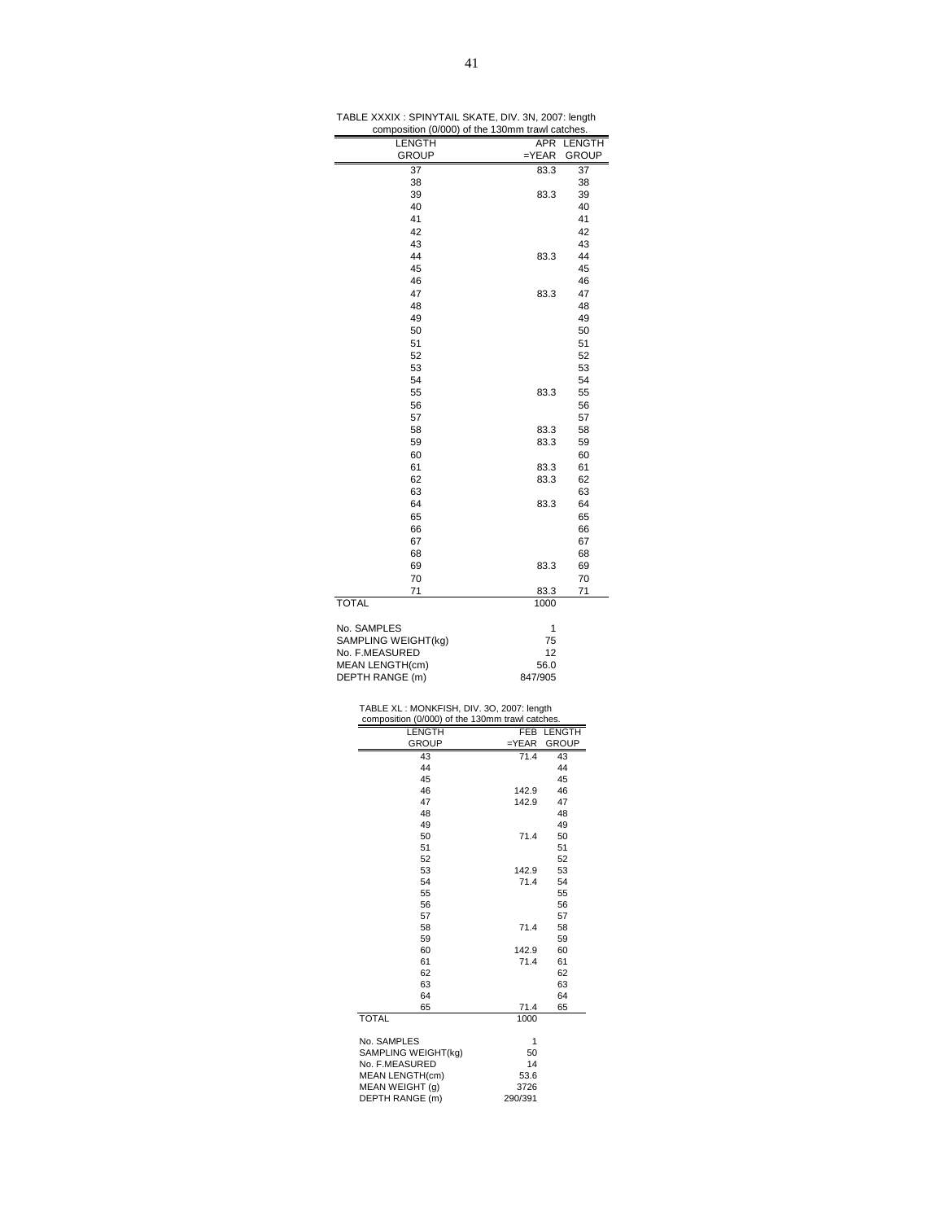TABLE XXXIX : SPINYTAIL SKATE, DIV. 3N, 2007: length composition (0/000) of the 130mm trawl catches.

| LENGTH GROUP | APR =YEAR | LENGTH GROUP |
|---|---|---|
| 37 | 83.3 | 37 |
| 38 | | 38 |
| 39 | 83.3 | 39 |
| 40 | | 40 |
| 41 | | 41 |
| 42 | | 42 |
| 43 | | 43 |
| 44 | 83.3 | 44 |
| 45 | | 45 |
| 46 | | 46 |
| 47 | 83.3 | 47 |
| 48 | | 48 |
| 49 | | 49 |
| 50 | | 50 |
| 51 | | 51 |
| 52 | | 52 |
| 53 | | 53 |
| 54 | | 54 |
| 55 | 83.3 | 55 |
| 56 | | 56 |
| 57 | | 57 |
| 58 | 83.3 | 58 |
| 59 | 83.3 | 59 |
| 60 | | 60 |
| 61 | 83.3 | 61 |
| 62 | 83.3 | 62 |
| 63 | | 63 |
| 64 | 83.3 | 64 |
| 65 | | 65 |
| 66 | | 66 |
| 67 | | 67 |
| 68 | | 68 |
| 69 | 83.3 | 69 |
| 70 | | 70 |
| 71 | 83.3 | 71 |
| TOTAL | 1000 | |
| | | |
| No. SAMPLES | 1 | |
| SAMPLING WEIGHT(kg) | 75 | |
| No. F.MEASURED | 12 | |
| MEAN LENGTH(cm) | 56.0 | |
| DEPTH RANGE (m) | 847/905 | |

TABLE XL : MONKFISH, DIV. 3O, 2007: length composition (0/000) of the 130mm trawl catches.

| LENGTH GROUP | FEB =YEAR | LENGTH GROUP |
|---|---|---|
| 43 | 71.4 | 43 |
| 44 | | 44 |
| 45 | | 45 |
| 46 | 142.9 | 46 |
| 47 | 142.9 | 47 |
| 48 | | 48 |
| 49 | | 49 |
| 50 | 71.4 | 50 |
| 51 | | 51 |
| 52 | | 52 |
| 53 | 142.9 | 53 |
| 54 | 71.4 | 54 |
| 55 | | 55 |
| 56 | | 56 |
| 57 | | 57 |
| 58 | 71.4 | 58 |
| 59 | | 59 |
| 60 | 142.9 | 60 |
| 61 | 71.4 | 61 |
| 62 | | 62 |
| 63 | | 63 |
| 64 | | 64 |
| 65 | 71.4 | 65 |
| TOTAL | 1000 | |
| | | |
| No. SAMPLES | 1 | |
| SAMPLING WEIGHT(kg) | 50 | |
| No. F.MEASURED | 14 | |
| MEAN LENGTH(cm) | 53.6 | |
| MEAN WEIGHT (g) | 3726 | |
| DEPTH RANGE (m) | 290/391 | |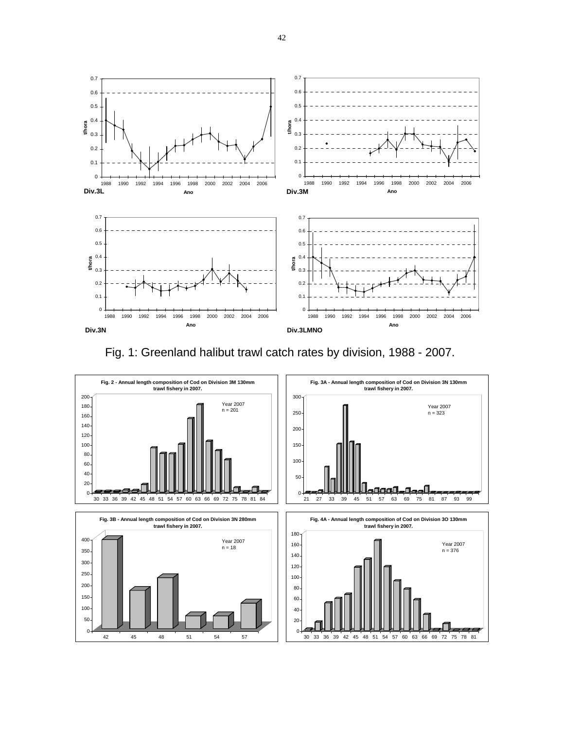Div.3L

Div.3M

Div.3N

Div.3LMNO

Fig. 1: Greenland halibut trawl catch rates by division, 1988 - 2007.

Fig. 2 - Annual length composition of Cod on Division 3M 130mm trawl fishery in 2007.

Year 2007
n = 201

Fig. 3A - Annual length composition of Cod on Division 3N 130mm trawl fishery in 2007.

Year 2007
n = 323

Fig. 3B - Annual length composition of Cod on Division 3N 280mm trawl fishery in 2007.

Year 2007
n = 18

Fig. 4A - Annual length composition of Cod on Division 3O 130mm trawl fishery in 2007.

Year 2007
n = 376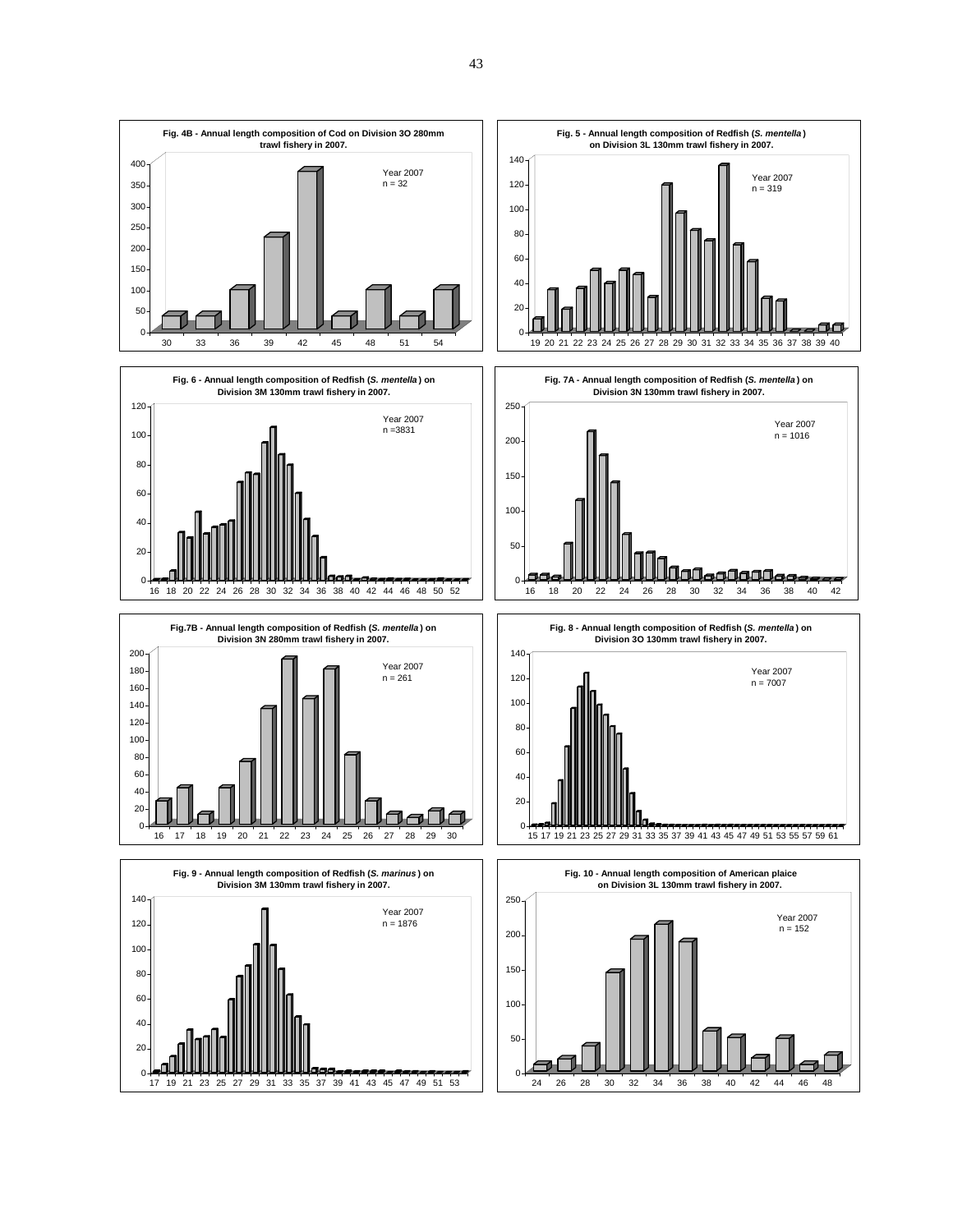**Fig. 4B - Annual length composition of Cod on Division 3O 280mm trawl fishery in 2007.**

Year 2007
n = 32

**Fig. 5 - Annual length composition of Redfish (*S. mentella*) on Division 3L 130mm trawl fishery in 2007.**

Year 2007
n = 319

**Fig. 6 - Annual length composition of Redfish (*S. mentella*) on Division 3M 130mm trawl fishery in 2007.**

Year 2007
n =3831

**Fig. 7A - Annual length composition of Redfish (*S. mentella*) on Division 3N 130mm trawl fishery in 2007.**

Year 2007
n = 1016

**Fig.7B - Annual length composition of Redfish (*S. mentella*) on Division 3N 280mm trawl fishery in 2007.**

Year 2007
n = 261

**Fig. 8 - Annual length composition of Redfish (*S. mentella*) on Division 3O 130mm trawl fishery in 2007.**

Year 2007
n = 7007

**Fig. 9 - Annual length composition of Redfish (*S. marinus*) on Division 3M 130mm trawl fishery in 2007.**

Year 2007
n = 1876

**Fig. 10 - Annual length composition of American plaice on Division 3L 130mm trawl fishery in 2007.**

Year 2007
n = 152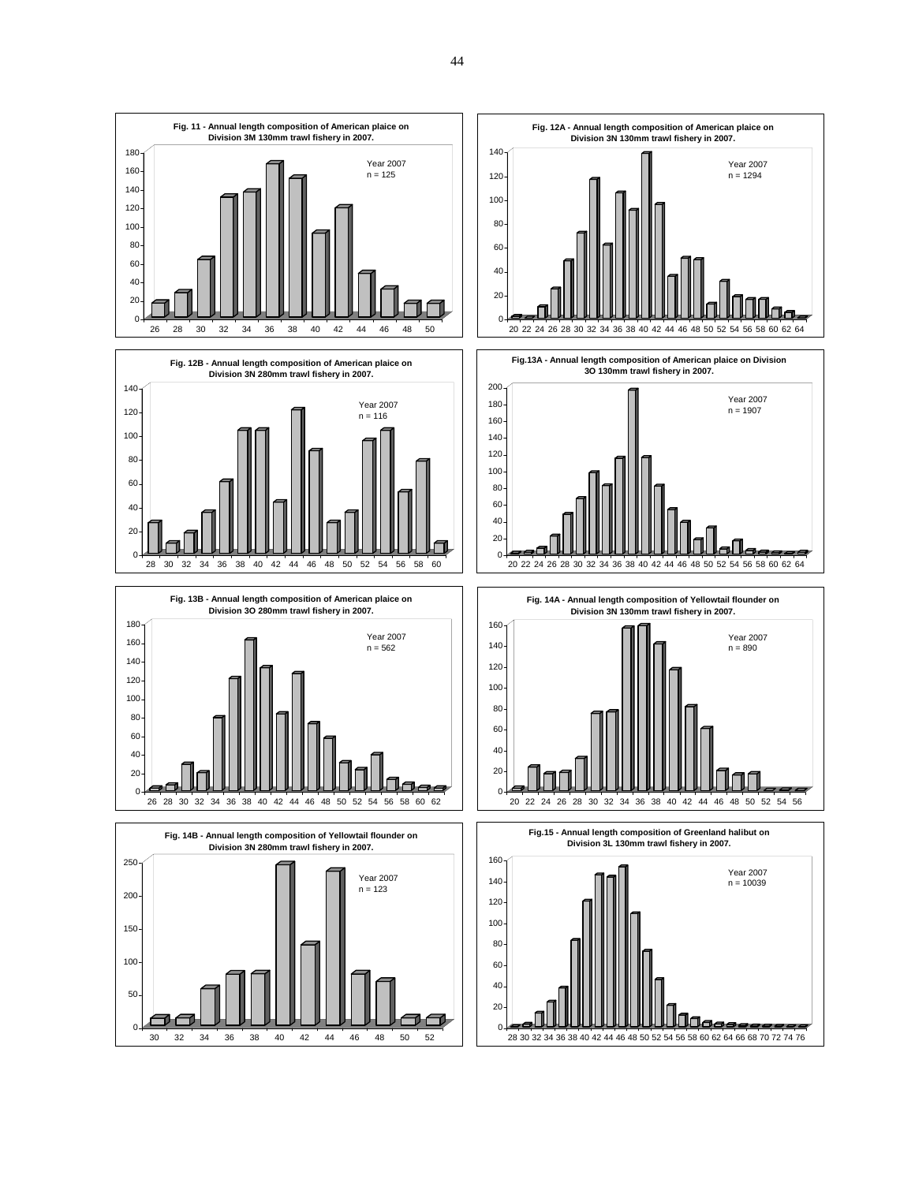**Fig. 11 - Annual length composition of American plaice on Division 3M 130mm trawl fishery in 2007.**

Year 2007
n = 125

**Fig. 12A - Annual length composition of American plaice on Division 3N 130mm trawl fishery in 2007.**

Year 2007
n = 1294

**Fig. 12B - Annual length composition of American plaice on Division 3N 280mm trawl fishery in 2007.**

Year 2007
n = 116

**Fig.13A - Annual length composition of American plaice on Division 3O 130mm trawl fishery in 2007.**

Year 2007
n = 1907

**Fig. 13B - Annual length composition of American plaice on Division 3O 280mm trawl fishery in 2007.**

Year 2007
n = 562

**Fig. 14A - Annual length composition of Yellowtail flounder on Division 3N 130mm trawl fishery in 2007.**

Year 2007
n = 890

**Fig. 14B - Annual length composition of Yellowtail flounder on Division 3N 280mm trawl fishery in 2007.**

Year 2007
n = 123

**Fig.15 - Annual length composition of Greenland halibut on Division 3L 130mm trawl fishery in 2007.**

Year 2007
n = 10039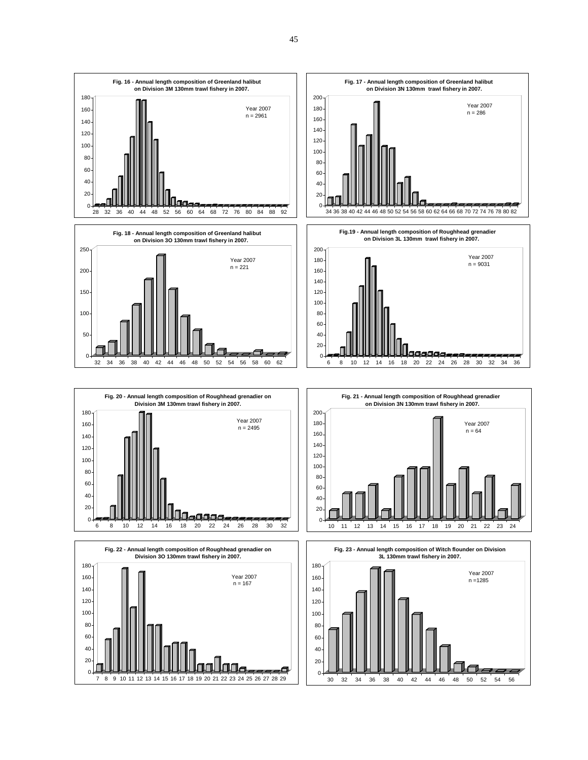**Fig. 16 - Annual length composition of Greenland halibut on Division 3M 130mm trawl fishery in 2007.**

Year 2007
n = 2961

**Fig. 17 - Annual length composition of Greenland halibut on Division 3N 130mm trawl fishery in 2007.**

Year 2007
n = 286

**Fig. 18 - Annual length composition of Greenland halibut on Division 3O 130mm trawl fishery in 2007.**

Year 2007
n = 221

**Fig.19 - Annual length composition of Roughhead grenadier on Division 3L 130mm trawl fishery in 2007.**

Year 2007
n = 9031

**Fig. 20 - Annual length composition of Roughhead grenadier on Division 3M 130mm trawl fishery in 2007.**

Year 2007
n = 2495

**Fig. 21 - Annual length composition of Roughhead grenadier on Division 3N 130mm trawl fishery in 2007.**

Year 2007
n = 64

**Fig. 22 - Annual length composition of Roughhead grenadier on Division 3O 130mm trawl fishery in 2007.**

Year 2007
n = 167

**Fig. 23 - Annual length composition of Witch flounder on Division 3L 130mm trawl fishery in 2007.**

Year 2007
n =1285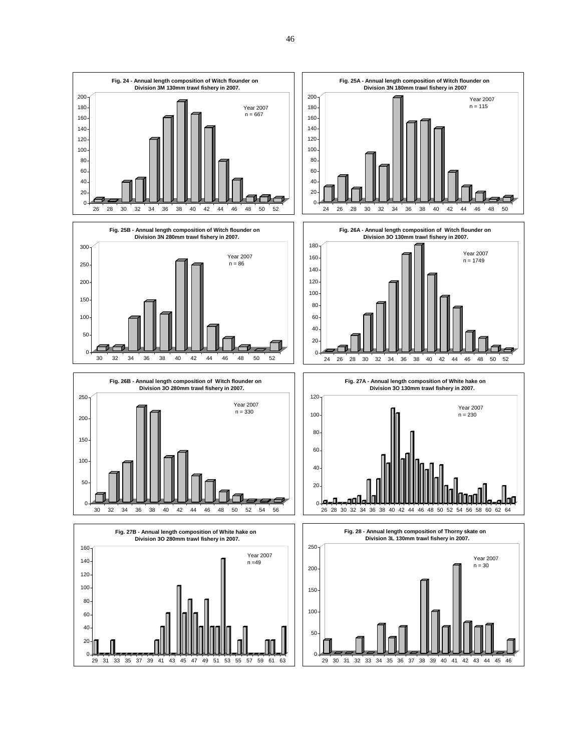**Fig. 24 - Annual length composition of Witch flounder on Division 3M 130mm trawl fishery in 2007.**

Year 2007
n = 667

**Fig. 25A - Annual length composition of Witch flounder on Division 3N 180mm trawl fishery in 2007**

Year 2007
n = 115

**Fig. 25B - Annual length composition of Witch flounder on Division 3N 280mm trawl fishery in 2007.**

Year 2007
n = 86

**Fig. 26A - Annual length composition of Witch flounder on Division 3O 130mm trawl fishery in 2007.**

Year 2007
n = 1749

**Fig. 26B - Annual length composition of Witch flounder on Division 3O 280mm trawl fishery in 2007.**

Year 2007
n = 330

**Fig. 27A - Annual length composition of White hake on Division 3O 130mm trawl fishery in 2007.**

Year 2007
n = 230

**Fig. 27B - Annual length composition of White hake on Division 3O 280mm trawl fishery in 2007.**

Year 2007
n =49

**Fig. 28 - Annual length composition of Thorny skate on Division 3L 130mm trawl fishery in 2007.**

Year 2007
n = 30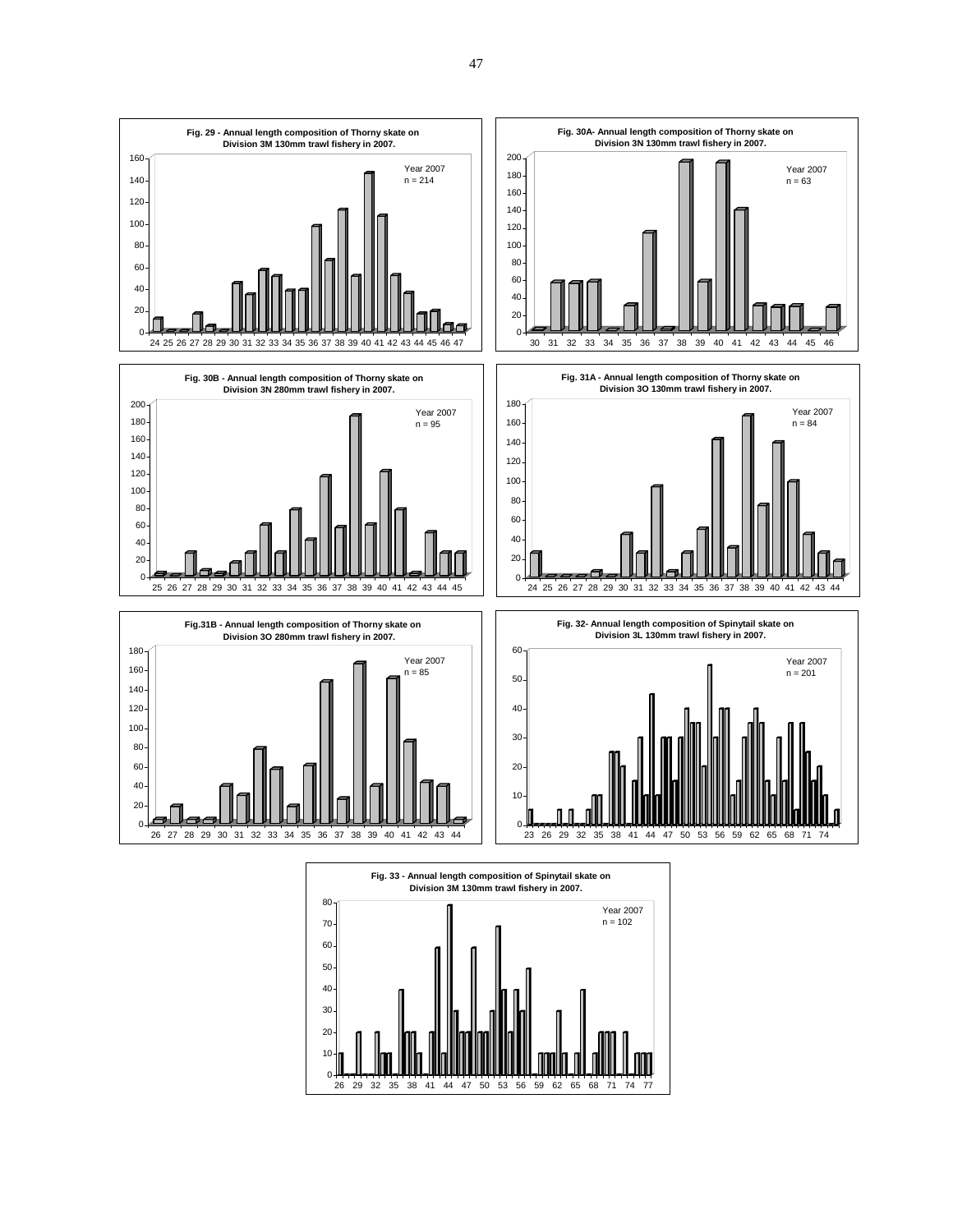**Fig. 29 - Annual length composition of Thorny skate on Division 3M 130mm trawl fishery in 2007.**

Year 2007
n = 214

0 20 40 60 80 100 120 140 160

24 25 26 27 28 29 30 31 32 33 34 35 36 37 38 39 40 41 42 43 44 45 46 47

**Fig. 30A- Annual length composition of Thorny skate on Division 3N 130mm trawl fishery in 2007.**

Year 2007
n = 63

0 20 40 60 80 100 120 140 160 180 200

30 31 32 33 34 35 36 37 38 39 40 41 42 43 44 45 46

**Fig. 30B - Annual length composition of Thorny skate on Division 3N 280mm trawl fishery in 2007.**

Year 2007
n = 95

0 20 40 60 80 100 120 140 160 180 200

25 26 27 28 29 30 31 32 33 34 35 36 37 38 39 40 41 42 43 44 45

**Fig. 31A - Annual length composition of Thorny skate on Division 3O 130mm trawl fishery in 2007.**

Year 2007
n = 84

0 20 40 60 80 100 120 140 160 180

24 25 26 27 28 29 30 31 32 33 34 35 36 37 38 39 40 41 42 43 44

**Fig.31B - Annual length composition of Thorny skate on Division 3O 280mm trawl fishery in 2007.**

Year 2007
n = 85

0 20 40 60 80 100 120 140 160 180

26 27 28 29 30 31 32 33 34 35 36 37 38 39 40 41 42 43 44

**Fig. 32- Annual length composition of Spinytail skate on Division 3L 130mm trawl fishery in 2007.**

Year 2007
n = 201

0 10 20 30 40 50 60

23 26 29 32 35 38 41 44 47 50 53 56 59 62 65 68 71 74

**Fig. 33 - Annual length composition of Spinytail skate on Division 3M 130mm trawl fishery in 2007.**

Year 2007
n = 102

0 10 20 30 40 50 60 70 80

26 29 32 35 38 41 44 47 50 53 56 59 62 65 68 71 74 77